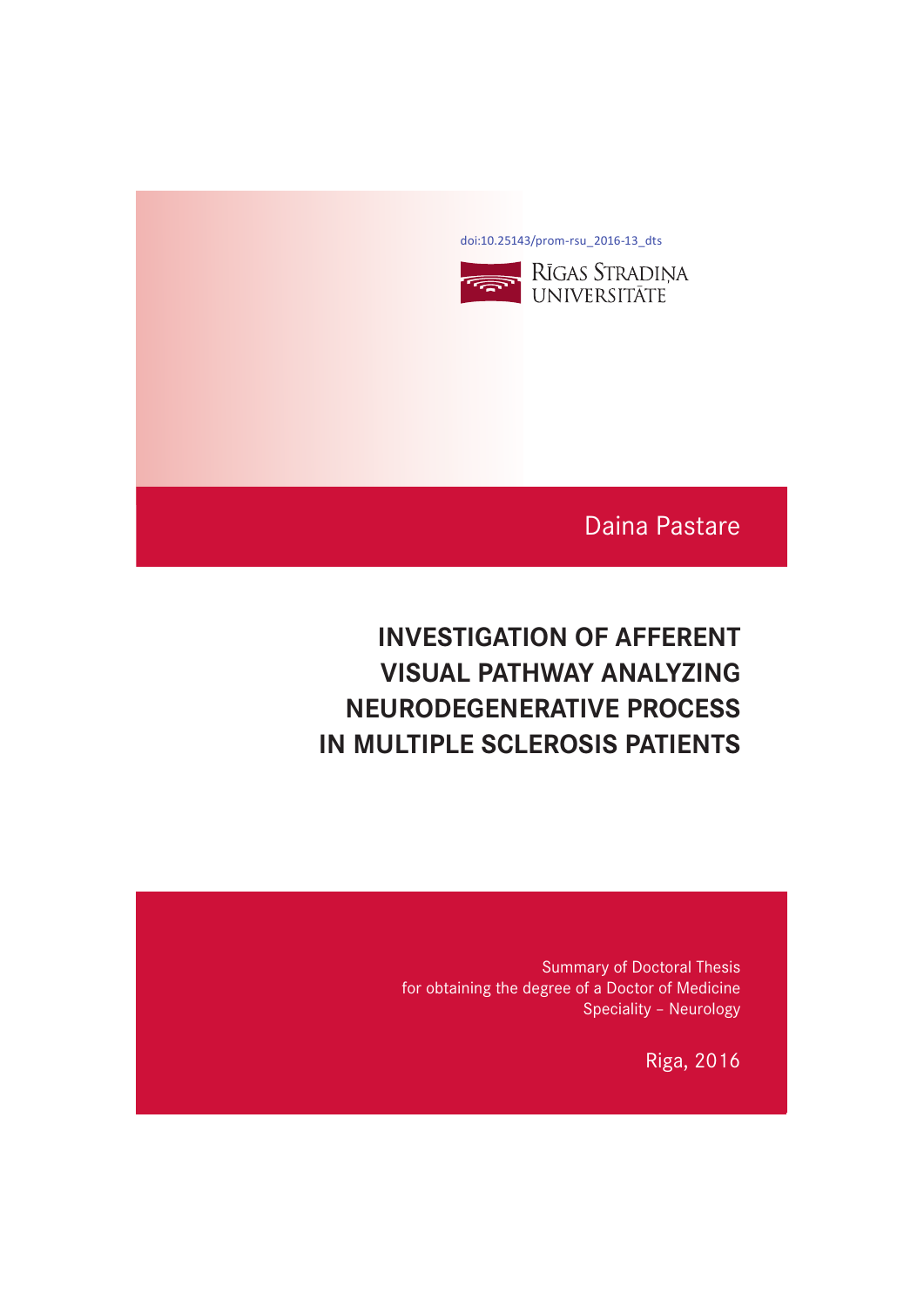doi:10.25143/prom-rsu_2016-13_dts

RĪGAS STRADIŅA UNIVERSITĀTE

Daina Pastare

# INVESTIGATION OF AFFERENT VISUAL PATHWAY ANALYZING NEURODEGENERATIVE PROCESS IN MULTIPLE SCLEROSIS PATIENTS

Summary of Doctoral Thesis
for obtaining the degree of a Doctor of Medicine
Speciality – Neurology

Riga, 2016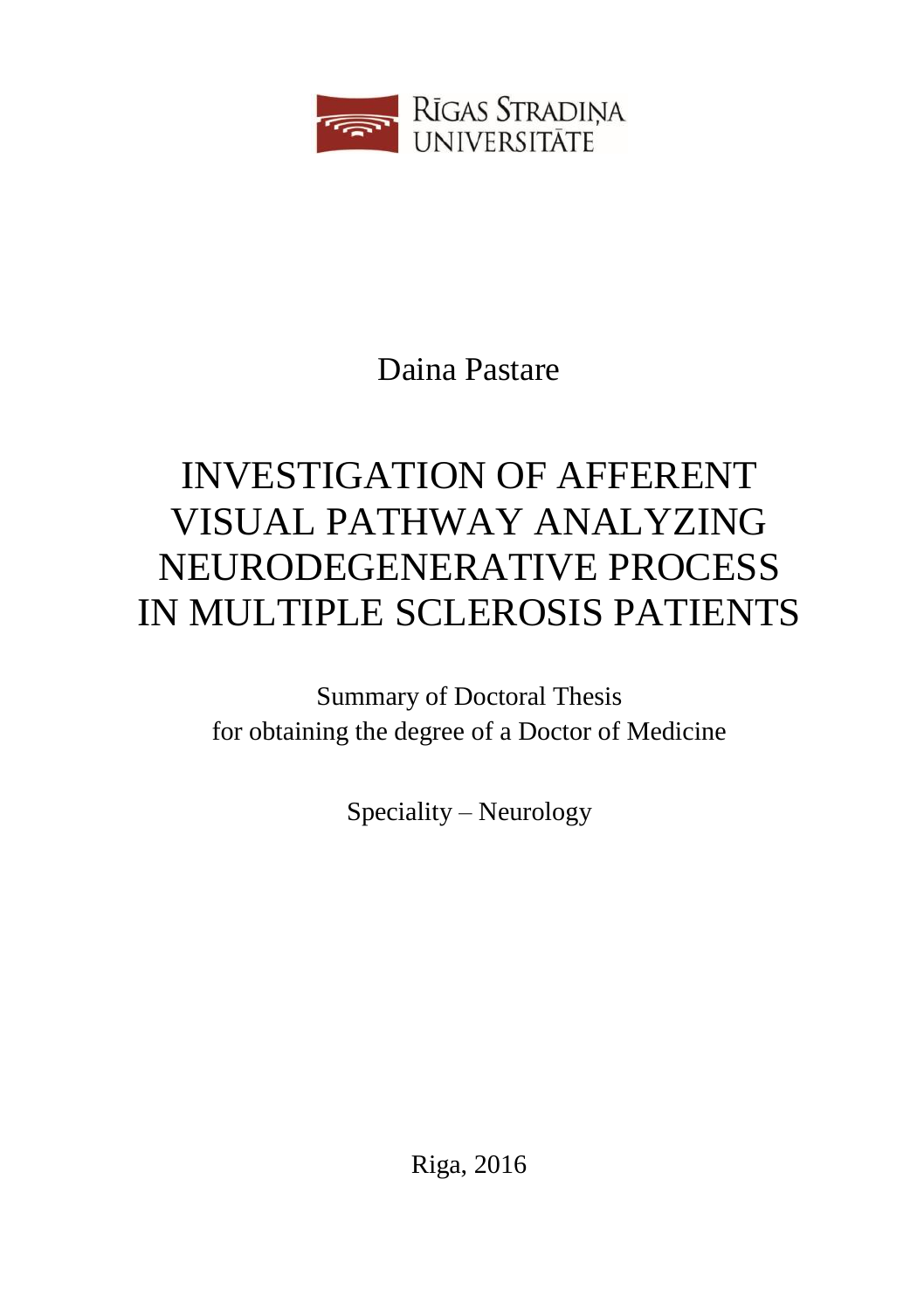RĪGAS STRADIŅA UNIVERSITĀTE

Daina Pastare

# INVESTIGATION OF AFFERENT VISUAL PATHWAY ANALYZING NEURODEGENERATIVE PROCESS IN MULTIPLE SCLEROSIS PATIENTS

Summary of Doctoral Thesis
for obtaining the degree of a Doctor of Medicine

Speciality – Neurology

Riga, 2016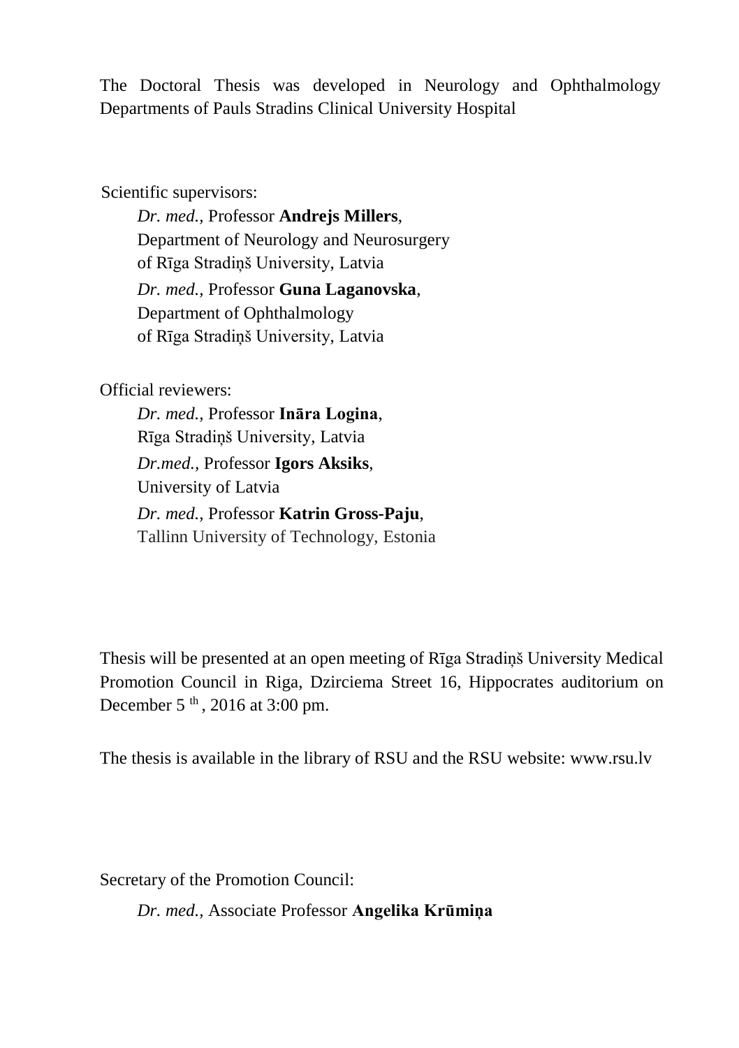The Doctoral Thesis was developed in Neurology and Ophthalmology Departments of Pauls Stradins Clinical University Hospital

Scientific supervisors:

*Dr. med.*, Professor **Andrejs Millers**,
Department of Neurology and Neurosurgery
of Rīga Stradiņš University, Latvia

*Dr. med.*, Professor **Guna Laganovska**,
Department of Ophthalmology
of Rīga Stradiņš University, Latvia

Official reviewers:

*Dr. med.*, Professor **Ināra Logina**,
Rīga Stradiņš University, Latvia

*Dr.med.*, Professor **Igors Aksiks**,
University of Latvia

*Dr. med.*, Professor **Katrin Gross-Paju**,
Tallinn University of Technology, Estonia

Thesis will be presented at an open meeting of Rīga Stradiņš University Medical Promotion Council in Riga, Dzirciema Street 16, Hippocrates auditorium on December 5 th, 2016 at 3:00 pm.

The thesis is available in the library of RSU and the RSU website: www.rsu.lv

Secretary of the Promotion Council:

*Dr. med.*, Associate Professor **Angelika Krūmiņa**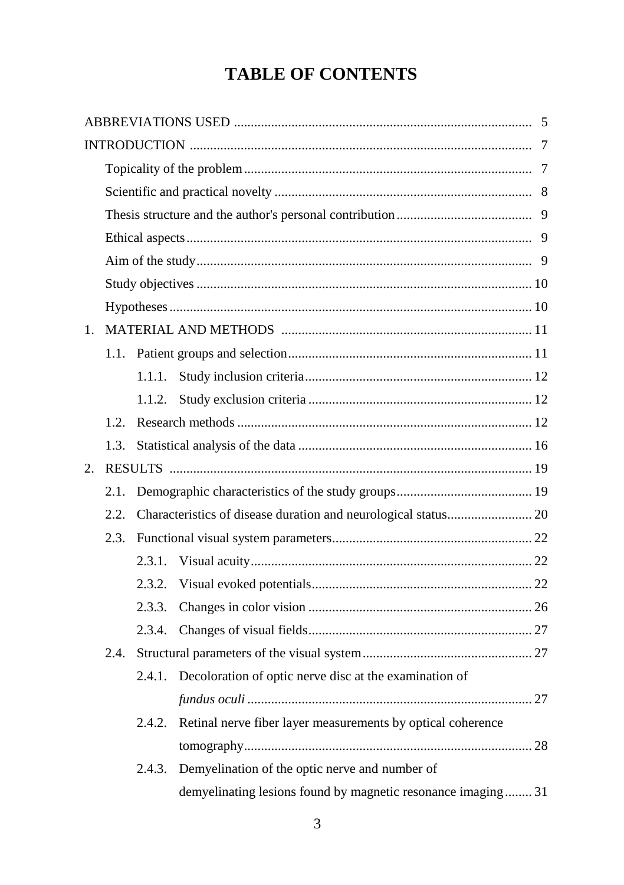# TABLE OF CONTENTS

ABBREVIATIONS USED ..... 5

INTRODUCTION ..... 7

- Topicality of the problem ..... 7
- Scientific and practical novelty ..... 8
- Thesis structure and the author's personal contribution ..... 9
- Ethical aspects ..... 9
- Aim of the study ..... 9
- Study objectives ..... 10
- Hypotheses ..... 10

1. MATERIAL AND METHODS ..... 11
   - 1.1. Patient groups and selection ..... 11
     - 1.1.1. Study inclusion criteria ..... 12
     - 1.1.2. Study exclusion criteria ..... 12
   - 1.2. Research methods ..... 12
   - 1.3. Statistical analysis of the data ..... 16
2. RESULTS ..... 19
   - 2.1. Demographic characteristics of the study groups ..... 19
   - 2.2. Characteristics of disease duration and neurological status ..... 20
   - 2.3. Functional visual system parameters ..... 22
     - 2.3.1. Visual acuity ..... 22
     - 2.3.2. Visual evoked potentials ..... 22
     - 2.3.3. Changes in color vision ..... 26
     - 2.3.4. Changes of visual fields ..... 27
   - 2.4. Structural parameters of the visual system ..... 27
     - 2.4.1. Decoloration of optic nerve disc at the examination of *fundus oculi* ..... 27
     - 2.4.2. Retinal nerve fiber layer measurements by optical coherence tomography ..... 28
     - 2.4.3. Demyelination of the optic nerve and number of demyelinating lesions found by magnetic resonance imaging ..... 31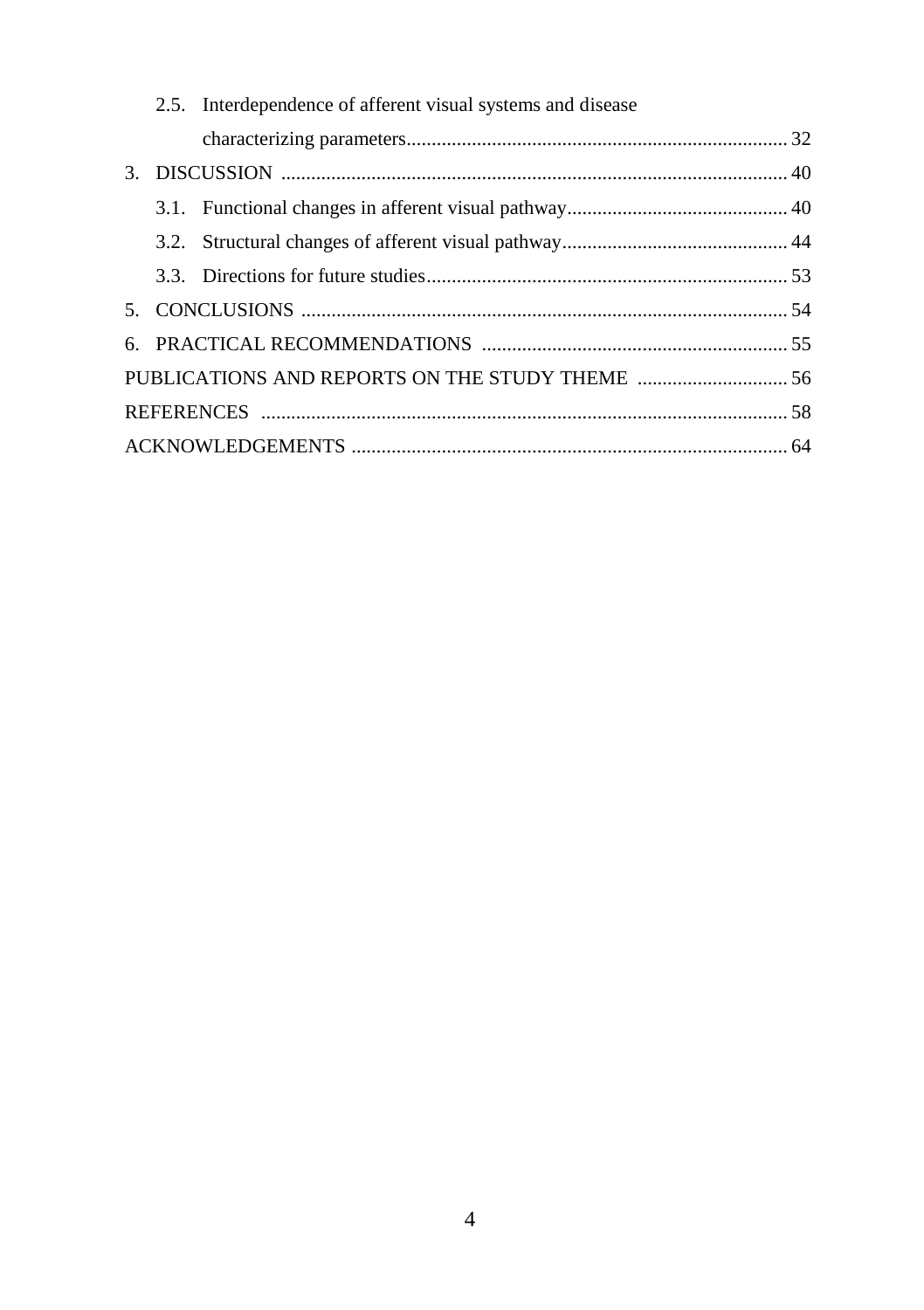- 2.5. Interdependence of afferent visual systems and disease characterizing parameters ........ 32
- 3. DISCUSSION ........ 40
  - 3.1. Functional changes in afferent visual pathway ........ 40
  - 3.2. Structural changes of afferent visual pathway ........ 44
  - 3.3. Directions for future studies ........ 53
- 5. CONCLUSIONS ........ 54
- 6. PRACTICAL RECOMMENDATIONS ........ 55
- PUBLICATIONS AND REPORTS ON THE STUDY THEME ........ 56
- REFERENCES ........ 58
- ACKNOWLEDGEMENTS ........ 64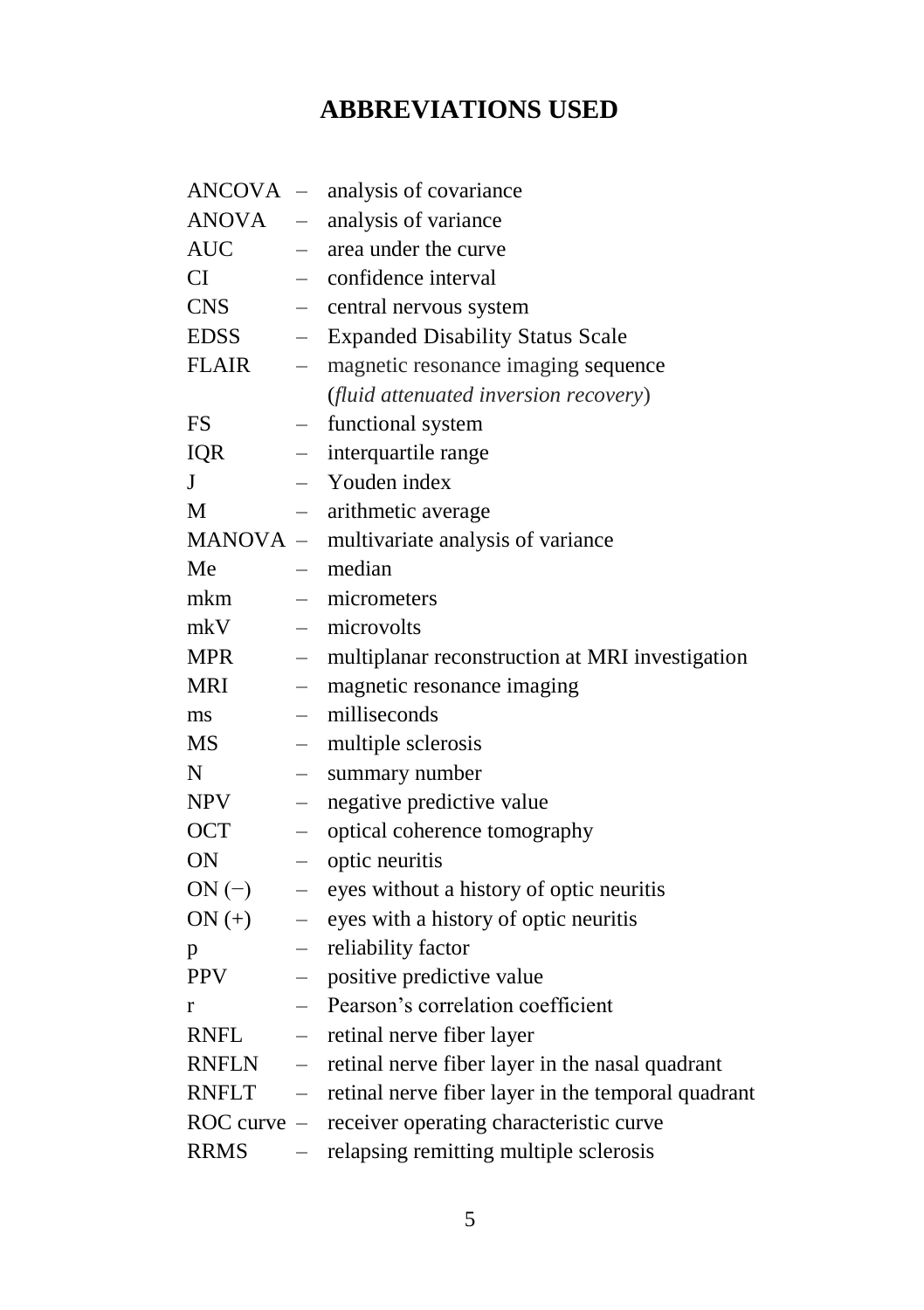# ABBREVIATIONS USED

ANCOVA – analysis of covariance
ANOVA – analysis of variance
AUC – area under the curve
CI – confidence interval
CNS – central nervous system
EDSS – Expanded Disability Status Scale
FLAIR – magnetic resonance imaging sequence (*fluid attenuated inversion recovery*)
FS – functional system
IQR – interquartile range
J – Youden index
M – arithmetic average
MANOVA – multivariate analysis of variance
Me – median
mkm – micrometers
mkV – microvolts
MPR – multiplanar reconstruction at MRI investigation
MRI – magnetic resonance imaging
ms – milliseconds
MS – multiple sclerosis
N – summary number
NPV – negative predictive value
OCT – optical coherence tomography
ON – optic neuritis
ON (−) – eyes without a history of optic neuritis
ON (+) – eyes with a history of optic neuritis
p – reliability factor
PPV – positive predictive value
r – Pearson's correlation coefficient
RNFL – retinal nerve fiber layer
RNFLN – retinal nerve fiber layer in the nasal quadrant
RNFLT – retinal nerve fiber layer in the temporal quadrant
ROC curve – receiver operating characteristic curve
RRMS – relapsing remitting multiple sclerosis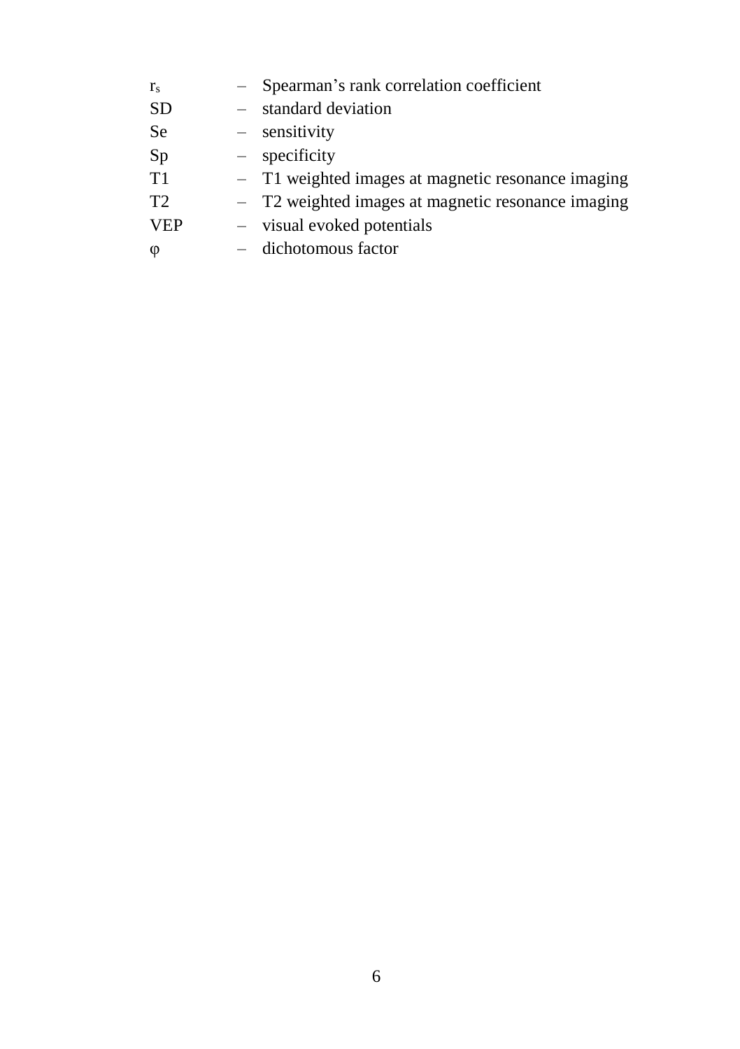$r_s$ – Spearman's rank correlation coefficient
SD – standard deviation
Se – sensitivity
Sp – specificity
T1 – T1 weighted images at magnetic resonance imaging
T2 – T2 weighted images at magnetic resonance imaging
VEP – visual evoked potentials
$\varphi$ – dichotomous factor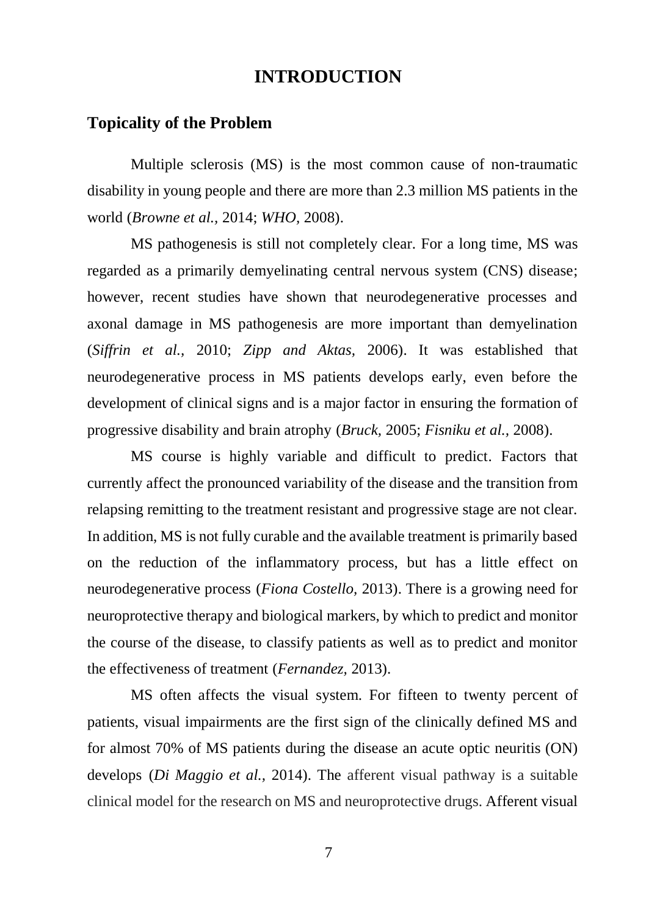# INTRODUCTION

## Topicality of the Problem

Multiple sclerosis (MS) is the most common cause of non-traumatic disability in young people and there are more than 2.3 million MS patients in the world (*Browne et al.,* 2014; *WHO,* 2008).

MS pathogenesis is still not completely clear. For a long time, MS was regarded as a primarily demyelinating central nervous system (CNS) disease; however, recent studies have shown that neurodegenerative processes and axonal damage in MS pathogenesis are more important than demyelination (*Siffrin et al.,* 2010; *Zipp and Aktas,* 2006). It was established that neurodegenerative process in MS patients develops early, even before the development of clinical signs and is a major factor in ensuring the formation of progressive disability and brain atrophy (*Bruck,* 2005; *Fisniku et al.,* 2008).

MS course is highly variable and difficult to predict. Factors that currently affect the pronounced variability of the disease and the transition from relapsing remitting to the treatment resistant and progressive stage are not clear. In addition, MS is not fully curable and the available treatment is primarily based on the reduction of the inflammatory process, but has a little effect on neurodegenerative process (*Fiona Costello,* 2013). There is a growing need for neuroprotective therapy and biological markers, by which to predict and monitor the course of the disease, to classify patients as well as to predict and monitor the effectiveness of treatment (*Fernandez,* 2013).

MS often affects the visual system. For fifteen to twenty percent of patients, visual impairments are the first sign of the clinically defined MS and for almost 70% of MS patients during the disease an acute optic neuritis (ON) develops (*Di Maggio et al.,* 2014). The afferent visual pathway is a suitable clinical model for the research on MS and neuroprotective drugs. Afferent visual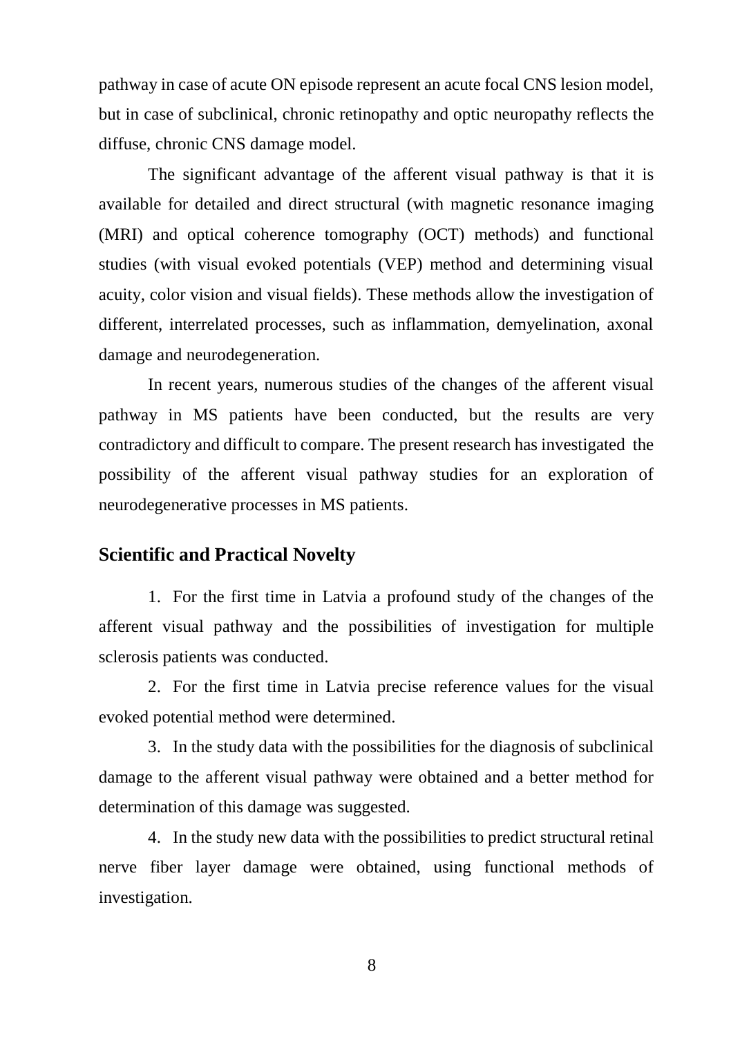pathway in case of acute ON episode represent an acute focal CNS lesion model, but in case of subclinical, chronic retinopathy and optic neuropathy reflects the diffuse, chronic CNS damage model.

The significant advantage of the afferent visual pathway is that it is available for detailed and direct structural (with magnetic resonance imaging (MRI) and optical coherence tomography (OCT) methods) and functional studies (with visual evoked potentials (VEP) method and determining visual acuity, color vision and visual fields). These methods allow the investigation of different, interrelated processes, such as inflammation, demyelination, axonal damage and neurodegeneration.

In recent years, numerous studies of the changes of the afferent visual pathway in MS patients have been conducted, but the results are very contradictory and difficult to compare. The present research has investigated the possibility of the afferent visual pathway studies for an exploration of neurodegenerative processes in MS patients.

## Scientific and Practical Novelty

1. For the first time in Latvia a profound study of the changes of the afferent visual pathway and the possibilities of investigation for multiple sclerosis patients was conducted.
2. For the first time in Latvia precise reference values for the visual evoked potential method were determined.
3. In the study data with the possibilities for the diagnosis of subclinical damage to the afferent visual pathway were obtained and a better method for determination of this damage was suggested.
4. In the study new data with the possibilities to predict structural retinal nerve fiber layer damage were obtained, using functional methods of investigation.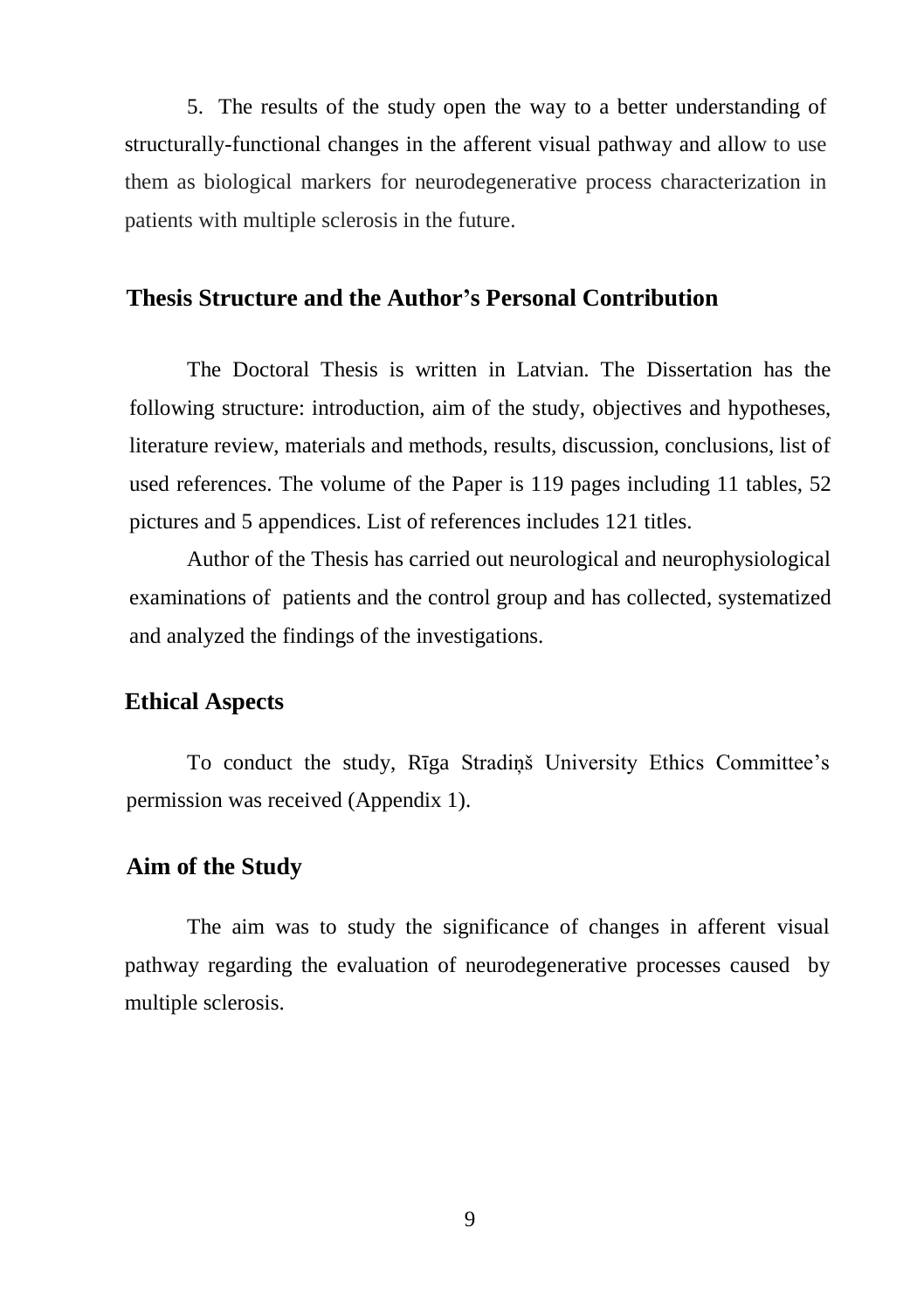5. The results of the study open the way to a better understanding of structurally-functional changes in the afferent visual pathway and allow to use them as biological markers for neurodegenerative process characterization in patients with multiple sclerosis in the future.

## Thesis Structure and the Author's Personal Contribution

The Doctoral Thesis is written in Latvian. The Dissertation has the following structure: introduction, aim of the study, objectives and hypotheses, literature review, materials and methods, results, discussion, conclusions, list of used references. The volume of the Paper is 119 pages including 11 tables, 52 pictures and 5 appendices. List of references includes 121 titles.

Author of the Thesis has carried out neurological and neurophysiological examinations of patients and the control group and has collected, systematized and analyzed the findings of the investigations.

## Ethical Aspects

To conduct the study, Rīga Stradiņš University Ethics Committee's permission was received (Appendix 1).

## Aim of the Study

The aim was to study the significance of changes in afferent visual pathway regarding the evaluation of neurodegenerative processes caused by multiple sclerosis.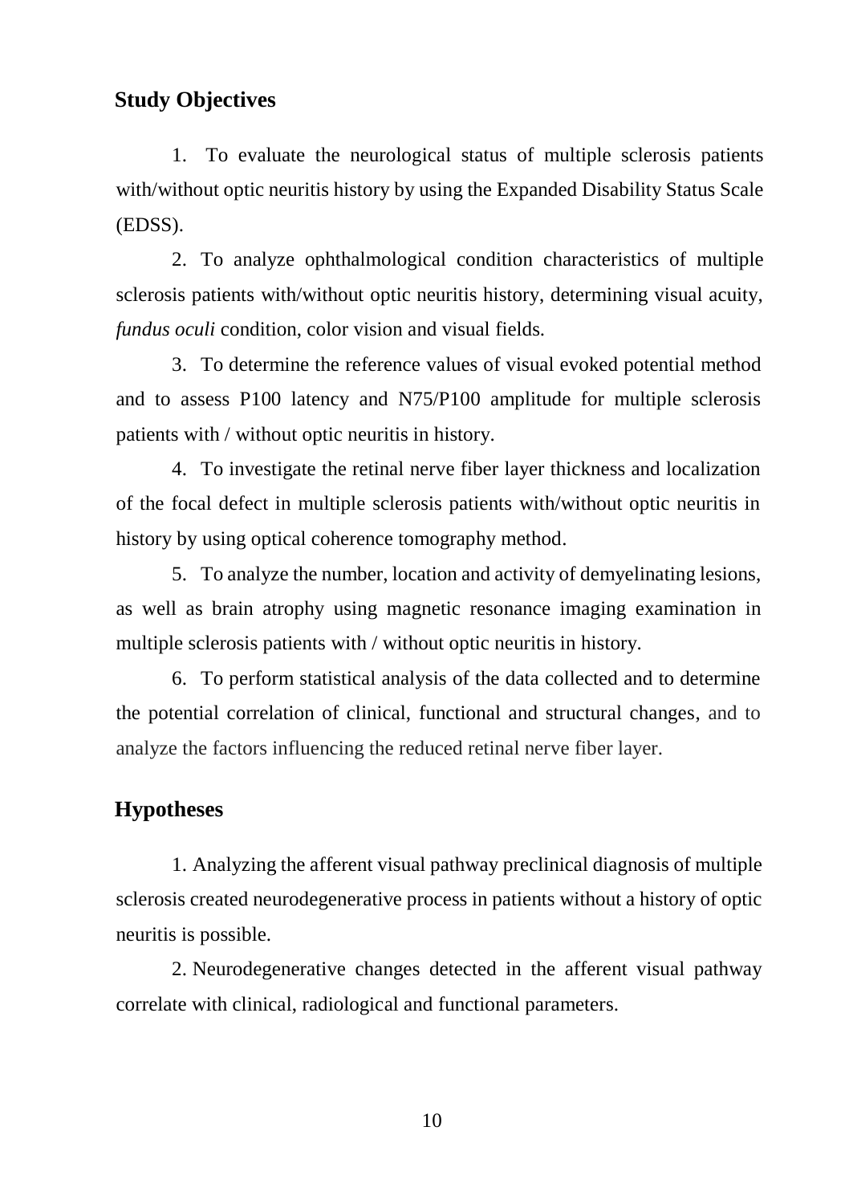## Study Objectives

1. To evaluate the neurological status of multiple sclerosis patients with/without optic neuritis history by using the Expanded Disability Status Scale (EDSS).
2. To analyze ophthalmological condition characteristics of multiple sclerosis patients with/without optic neuritis history, determining visual acuity, *fundus oculi* condition, color vision and visual fields.
3. To determine the reference values of visual evoked potential method and to assess P100 latency and N75/P100 amplitude for multiple sclerosis patients with / without optic neuritis in history.
4. To investigate the retinal nerve fiber layer thickness and localization of the focal defect in multiple sclerosis patients with/without optic neuritis in history by using optical coherence tomography method.
5. To analyze the number, location and activity of demyelinating lesions, as well as brain atrophy using magnetic resonance imaging examination in multiple sclerosis patients with / without optic neuritis in history.
6. To perform statistical analysis of the data collected and to determine the potential correlation of clinical, functional and structural changes, and to analyze the factors influencing the reduced retinal nerve fiber layer.

## Hypotheses

1. Analyzing the afferent visual pathway preclinical diagnosis of multiple sclerosis created neurodegenerative process in patients without a history of optic neuritis is possible.
2. Neurodegenerative changes detected in the afferent visual pathway correlate with clinical, radiological and functional parameters.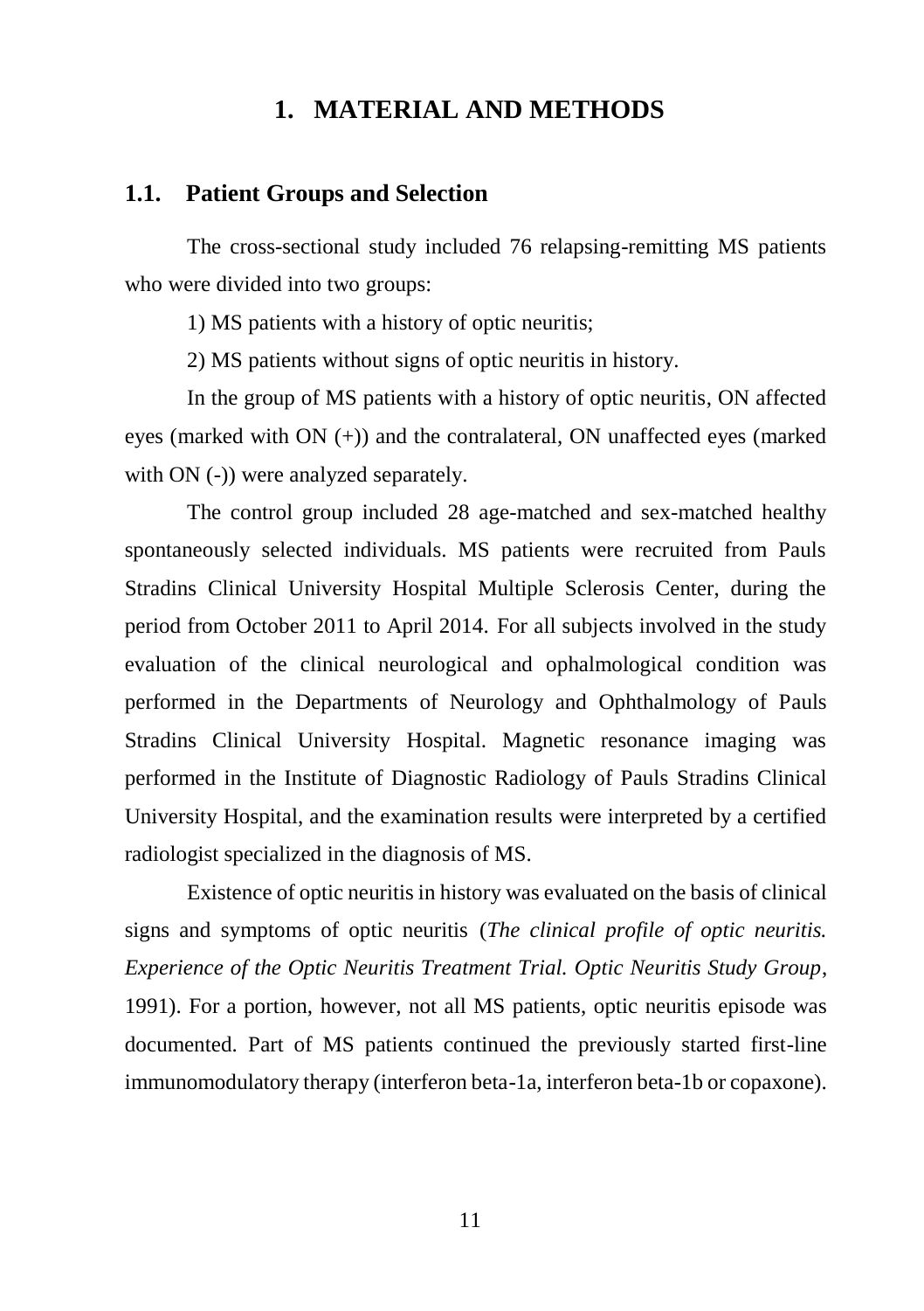# 1. MATERIAL AND METHODS

## 1.1. Patient Groups and Selection

The cross-sectional study included 76 relapsing-remitting MS patients who were divided into two groups:

1) MS patients with a history of optic neuritis;

2) MS patients without signs of optic neuritis in history.

In the group of MS patients with a history of optic neuritis, ON affected eyes (marked with ON (+)) and the contralateral, ON unaffected eyes (marked with ON (-)) were analyzed separately.

The control group included 28 age-matched and sex-matched healthy spontaneously selected individuals. MS patients were recruited from Pauls Stradins Clinical University Hospital Multiple Sclerosis Center, during the period from October 2011 to April 2014. For all subjects involved in the study evaluation of the clinical neurological and ophalmological condition was performed in the Departments of Neurology and Ophthalmology of Pauls Stradins Clinical University Hospital. Magnetic resonance imaging was performed in the Institute of Diagnostic Radiology of Pauls Stradins Clinical University Hospital, and the examination results were interpreted by a certified radiologist specialized in the diagnosis of MS.

Existence of optic neuritis in history was evaluated on the basis of clinical signs and symptoms of optic neuritis (*The clinical profile of optic neuritis. Experience of the Optic Neuritis Treatment Trial. Optic Neuritis Study Group*, 1991). For a portion, however, not all MS patients, optic neuritis episode was documented. Part of MS patients continued the previously started first-line immunomodulatory therapy (interferon beta-1a, interferon beta-1b or copaxone).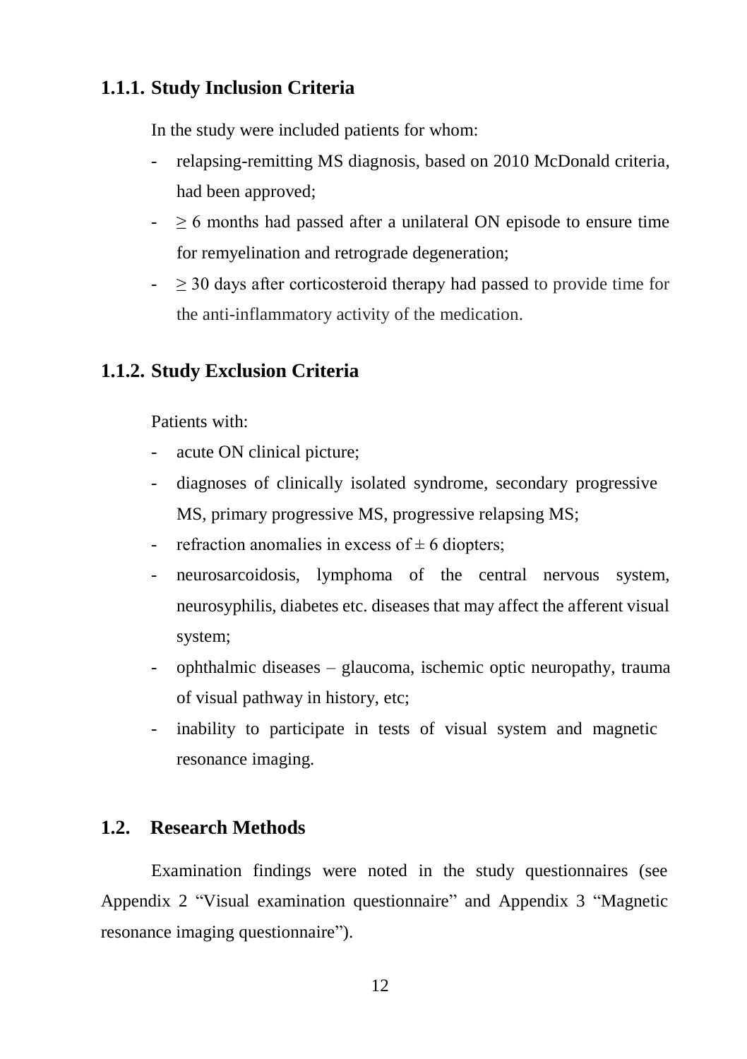### 1.1.1. Study Inclusion Criteria

In the study were included patients for whom:

- relapsing-remitting MS diagnosis, based on 2010 McDonald criteria, had been approved;
- $\geq$ 6 months had passed after a unilateral ON episode to ensure time for remyelination and retrograde degeneration;
- $\geq$ 30 days after corticosteroid therapy had passed to provide time for the anti-inflammatory activity of the medication.

### 1.1.2. Study Exclusion Criteria

Patients with:

- acute ON clinical picture;
- diagnoses of clinically isolated syndrome, secondary progressive MS, primary progressive MS, progressive relapsing MS;
- refraction anomalies in excess of $\pm$ 6 diopters;
- neurosarcoidosis, lymphoma of the central nervous system, neurosyphilis, diabetes etc. diseases that may affect the afferent visual system;
- ophthalmic diseases – glaucoma, ischemic optic neuropathy, trauma of visual pathway in history, etc;
- inability to participate in tests of visual system and magnetic resonance imaging.

## 1.2. Research Methods

Examination findings were noted in the study questionnaires (see Appendix 2 "Visual examination questionnaire" and Appendix 3 "Magnetic resonance imaging questionnaire").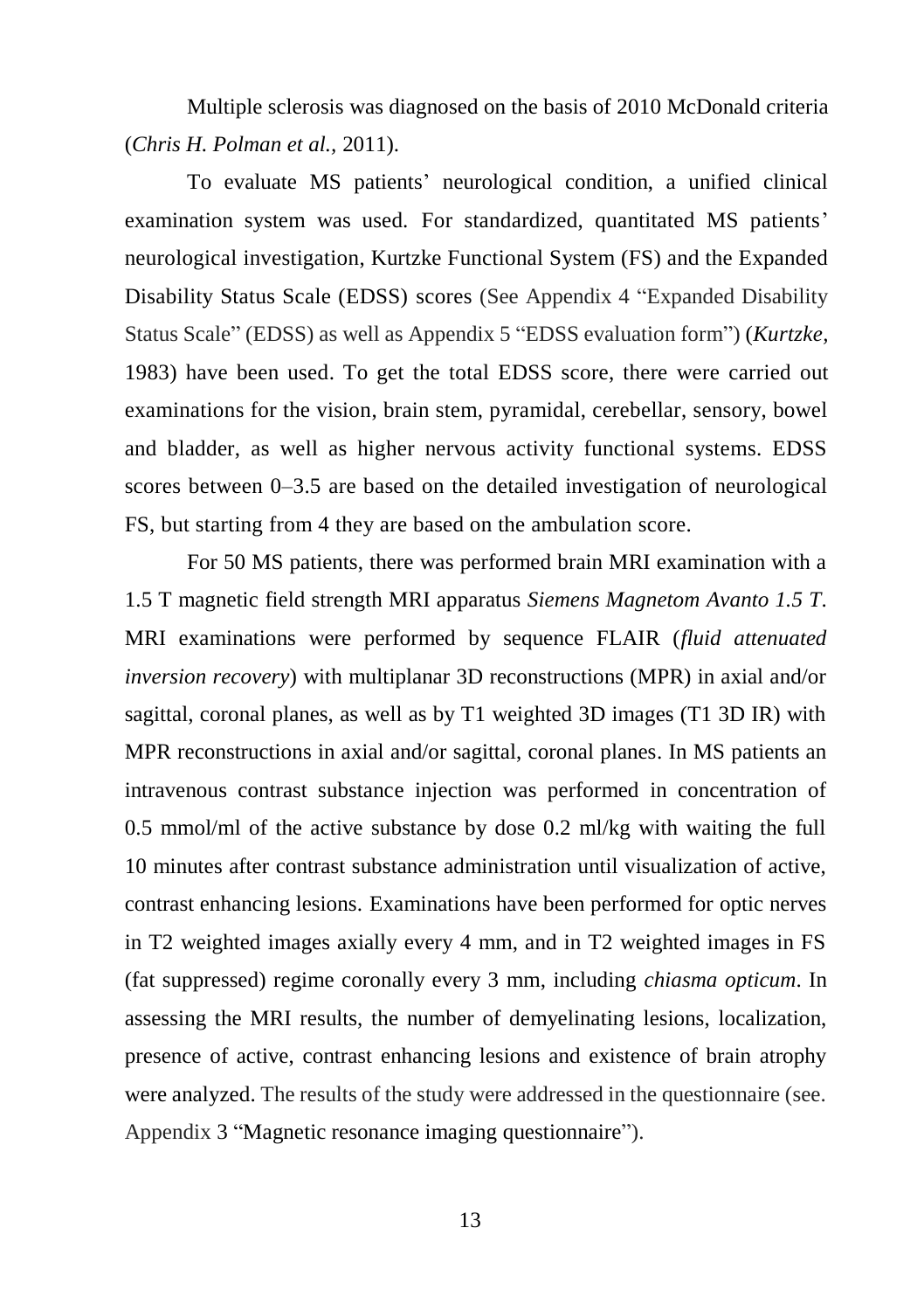Multiple sclerosis was diagnosed on the basis of 2010 McDonald criteria (*Chris H. Polman et al.*, 2011).

To evaluate MS patients' neurological condition, a unified clinical examination system was used. For standardized, quantitated MS patients' neurological investigation, Kurtzke Functional System (FS) and the Expanded Disability Status Scale (EDSS) scores (See Appendix 4 "Expanded Disability Status Scale" (EDSS) as well as Appendix 5 "EDSS evaluation form") (*Kurtzke*, 1983) have been used. To get the total EDSS score, there were carried out examinations for the vision, brain stem, pyramidal, cerebellar, sensory, bowel and bladder, as well as higher nervous activity functional systems. EDSS scores between 0–3.5 are based on the detailed investigation of neurological FS, but starting from 4 they are based on the ambulation score.

For 50 MS patients, there was performed brain MRI examination with a 1.5 T magnetic field strength MRI apparatus *Siemens Magnetom Avanto 1.5 T*. MRI examinations were performed by sequence FLAIR (*fluid attenuated inversion recovery*) with multiplanar 3D reconstructions (MPR) in axial and/or sagittal, coronal planes, as well as by T1 weighted 3D images (T1 3D IR) with MPR reconstructions in axial and/or sagittal, coronal planes. In MS patients an intravenous contrast substance injection was performed in concentration of 0.5 mmol/ml of the active substance by dose 0.2 ml/kg with waiting the full 10 minutes after contrast substance administration until visualization of active, contrast enhancing lesions. Examinations have been performed for optic nerves in T2 weighted images axially every 4 mm, and in T2 weighted images in FS (fat suppressed) regime coronally every 3 mm, including *chiasma opticum*. In assessing the MRI results, the number of demyelinating lesions, localization, presence of active, contrast enhancing lesions and existence of brain atrophy were analyzed. The results of the study were addressed in the questionnaire (see. Appendix 3 "Magnetic resonance imaging questionnaire").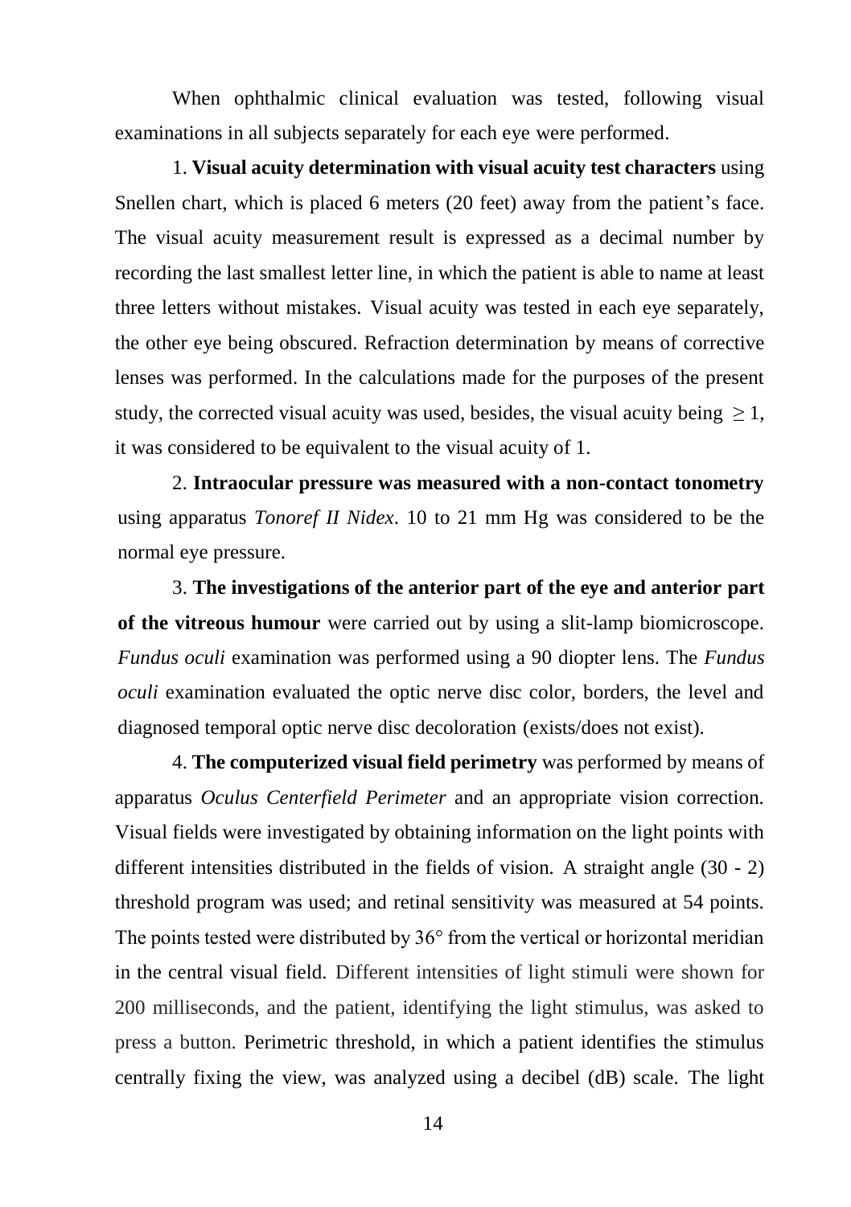When ophthalmic clinical evaluation was tested, following visual examinations in all subjects separately for each eye were performed.

1. **Visual acuity determination with visual acuity test characters** using Snellen chart, which is placed 6 meters (20 feet) away from the patient's face. The visual acuity measurement result is expressed as a decimal number by recording the last smallest letter line, in which the patient is able to name at least three letters without mistakes. Visual acuity was tested in each eye separately, the other eye being obscured. Refraction determination by means of corrective lenses was performed. In the calculations made for the purposes of the present study, the corrected visual acuity was used, besides, the visual acuity being $\geq 1$, it was considered to be equivalent to the visual acuity of 1.

2. **Intraocular pressure was measured with a non-contact tonometry** using apparatus *Tonoref II Nidex*. 10 to 21 mm Hg was considered to be the normal eye pressure.

3. **The investigations of the anterior part of the eye and anterior part of the vitreous humour** were carried out by using a slit-lamp biomicroscope. *Fundus oculi* examination was performed using a 90 diopter lens. The *Fundus oculi* examination evaluated the optic nerve disc color, borders, the level and diagnosed temporal optic nerve disc decoloration (exists/does not exist).

4. **The computerized visual field perimetry** was performed by means of apparatus *Oculus Centerfield Perimeter* and an appropriate vision correction. Visual fields were investigated by obtaining information on the light points with different intensities distributed in the fields of vision. A straight angle (30 - 2) threshold program was used; and retinal sensitivity was measured at 54 points. The points tested were distributed by 36° from the vertical or horizontal meridian in the central visual field. Different intensities of light stimuli were shown for 200 milliseconds, and the patient, identifying the light stimulus, was asked to press a button. Perimetric threshold, in which a patient identifies the stimulus centrally fixing the view, was analyzed using a decibel (dB) scale. The light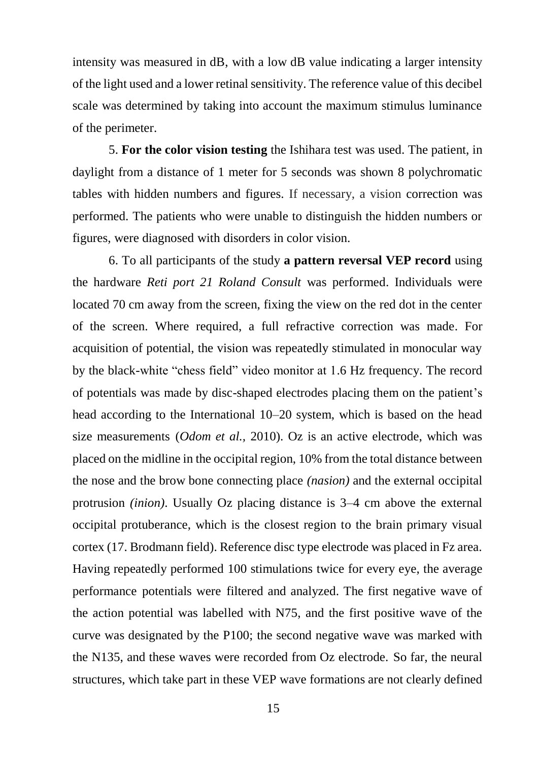intensity was measured in dB, with a low dB value indicating a larger intensity of the light used and a lower retinal sensitivity. The reference value of this decibel scale was determined by taking into account the maximum stimulus luminance of the perimeter.

5. **For the color vision testing** the Ishihara test was used. The patient, in daylight from a distance of 1 meter for 5 seconds was shown 8 polychromatic tables with hidden numbers and figures. If necessary, a vision correction was performed. The patients who were unable to distinguish the hidden numbers or figures, were diagnosed with disorders in color vision.

6. To all participants of the study **a pattern reversal VEP record** using the hardware *Reti port 21 Roland Consult* was performed. Individuals were located 70 cm away from the screen, fixing the view on the red dot in the center of the screen. Where required, a full refractive correction was made. For acquisition of potential, the vision was repeatedly stimulated in monocular way by the black-white "chess field" video monitor at 1.6 Hz frequency. The record of potentials was made by disc-shaped electrodes placing them on the patient's head according to the International 10–20 system, which is based on the head size measurements (*Odom et al.,* 2010). Oz is an active electrode, which was placed on the midline in the occipital region, 10% from the total distance between the nose and the brow bone connecting place *(nasion)* and the external occipital protrusion *(inion)*. Usually Oz placing distance is 3–4 cm above the external occipital protuberance, which is the closest region to the brain primary visual cortex (17. Brodmann field). Reference disc type electrode was placed in Fz area. Having repeatedly performed 100 stimulations twice for every eye, the average performance potentials were filtered and analyzed. The first negative wave of the action potential was labelled with N75, and the first positive wave of the curve was designated by the P100; the second negative wave was marked with the N135, and these waves were recorded from Oz electrode. So far, the neural structures, which take part in these VEP wave formations are not clearly defined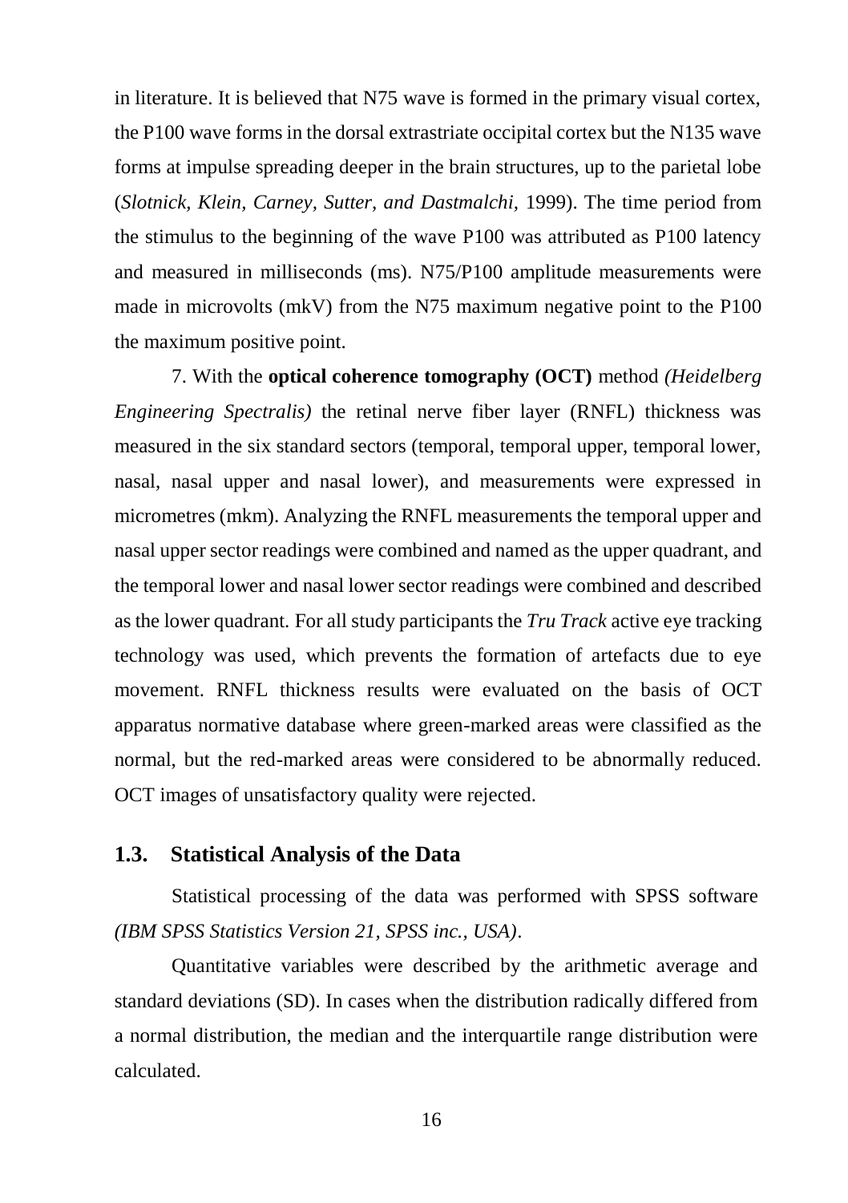in literature. It is believed that N75 wave is formed in the primary visual cortex, the P100 wave forms in the dorsal extrastriate occipital cortex but the N135 wave forms at impulse spreading deeper in the brain structures, up to the parietal lobe (*Slotnick, Klein, Carney, Sutter, and Dastmalchi,* 1999). The time period from the stimulus to the beginning of the wave P100 was attributed as P100 latency and measured in milliseconds (ms). N75/P100 amplitude measurements were made in microvolts (mkV) from the N75 maximum negative point to the P100 the maximum positive point.

7. With the **optical coherence tomography (OCT)** method *(Heidelberg Engineering Spectralis)* the retinal nerve fiber layer (RNFL) thickness was measured in the six standard sectors (temporal, temporal upper, temporal lower, nasal, nasal upper and nasal lower), and measurements were expressed in micrometres (mkm). Analyzing the RNFL measurements the temporal upper and nasal upper sector readings were combined and named as the upper quadrant, and the temporal lower and nasal lower sector readings were combined and described as the lower quadrant. For all study participants the *Tru Track* active eye tracking technology was used, which prevents the formation of artefacts due to eye movement. RNFL thickness results were evaluated on the basis of OCT apparatus normative database where green-marked areas were classified as the normal, but the red-marked areas were considered to be abnormally reduced. OCT images of unsatisfactory quality were rejected.

## 1.3. Statistical Analysis of the Data

Statistical processing of the data was performed with SPSS software *(IBM SPSS Statistics Version 21, SPSS inc., USA)*.

Quantitative variables were described by the arithmetic average and standard deviations (SD). In cases when the distribution radically differed from a normal distribution, the median and the interquartile range distribution were calculated.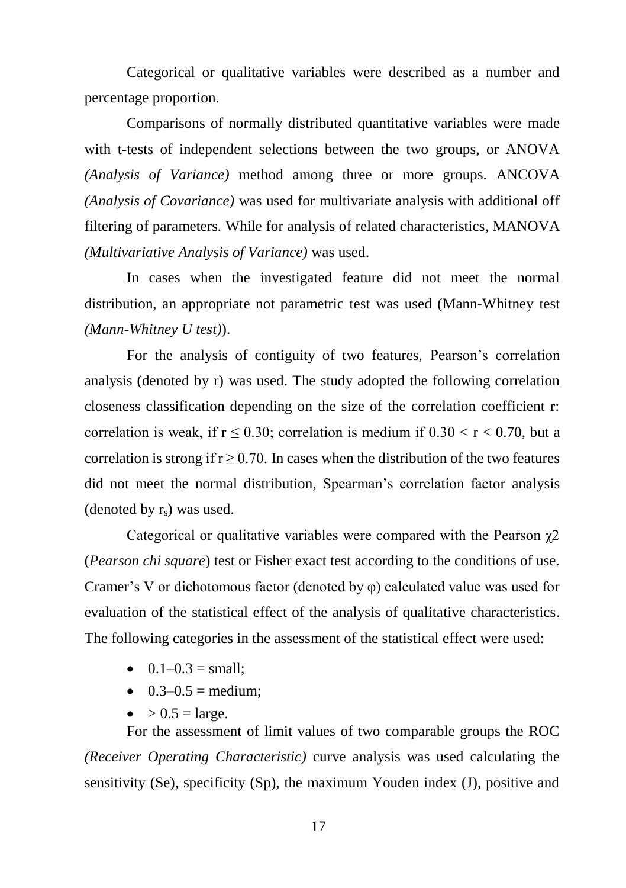Categorical or qualitative variables were described as a number and percentage proportion.

Comparisons of normally distributed quantitative variables were made with t-tests of independent selections between the two groups, or ANOVA *(Analysis of Variance)* method among three or more groups. ANCOVA *(Analysis of Covariance)* was used for multivariate analysis with additional off filtering of parameters. While for analysis of related characteristics, MANOVA *(Multivariative Analysis of Variance)* was used.

In cases when the investigated feature did not meet the normal distribution, an appropriate not parametric test was used (Mann-Whitney test *(Mann-Whitney U test)*).

For the analysis of contiguity of two features, Pearson's correlation analysis (denoted by r) was used. The study adopted the following correlation closeness classification depending on the size of the correlation coefficient r: correlation is weak, if $r \leq 0.30$; correlation is medium if $0.30 < r < 0.70$, but a correlation is strong if $r \geq 0.70$. In cases when the distribution of the two features did not meet the normal distribution, Spearman's correlation factor analysis (denoted by $r_s$) was used.

Categorical or qualitative variables were compared with the Pearson $\chi 2$ (*Pearson chi square*) test or Fisher exact test according to the conditions of use. Cramer's V or dichotomous factor (denoted by φ) calculated value was used for evaluation of the statistical effect of the analysis of qualitative characteristics. The following categories in the assessment of the statistical effect were used:

- 0.1–0.3 = small;
- 0.3–0.5 = medium;
- > 0.5 = large.

For the assessment of limit values of two comparable groups the ROC *(Receiver Operating Characteristic)* curve analysis was used calculating the sensitivity (Se), specificity (Sp), the maximum Youden index (J), positive and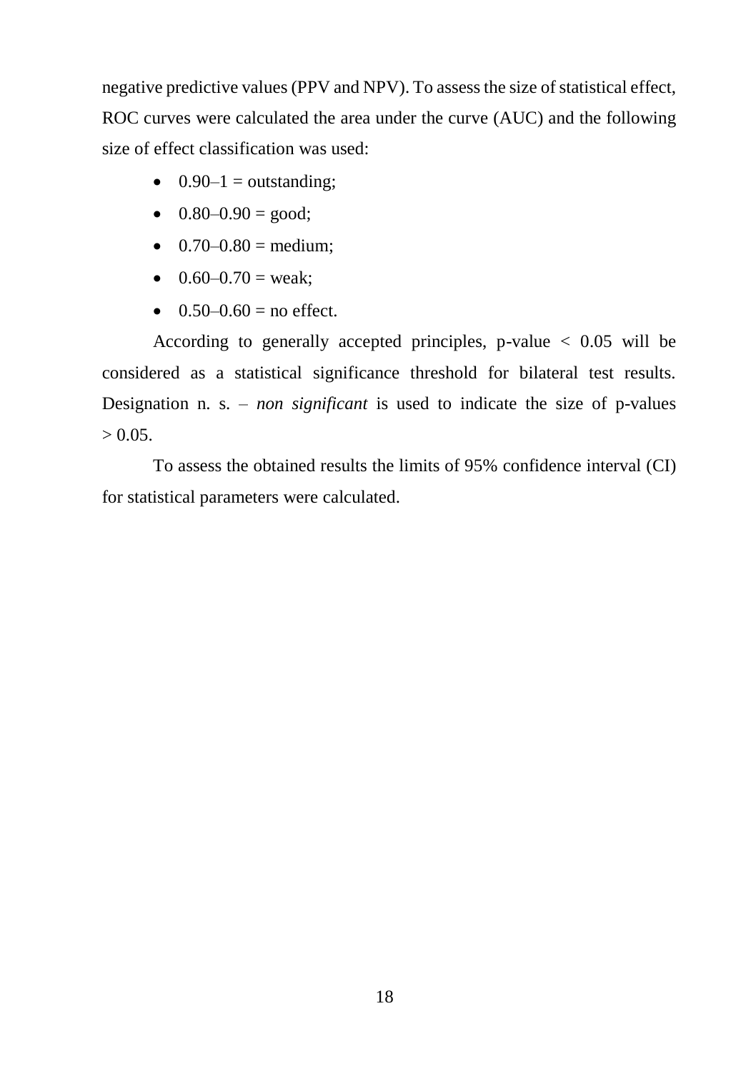negative predictive values (PPV and NPV). To assess the size of statistical effect, ROC curves were calculated the area under the curve (AUC) and the following size of effect classification was used:

- 0.90–1 = outstanding;
- 0.80–0.90 = good;
- 0.70–0.80 = medium;
- 0.60–0.70 = weak;
- 0.50–0.60 = no effect.

According to generally accepted principles, p-value $< 0.05$ will be considered as a statistical significance threshold for bilateral test results. Designation n. s. – *non significant* is used to indicate the size of p-values $> 0.05$.

To assess the obtained results the limits of 95% confidence interval (CI) for statistical parameters were calculated.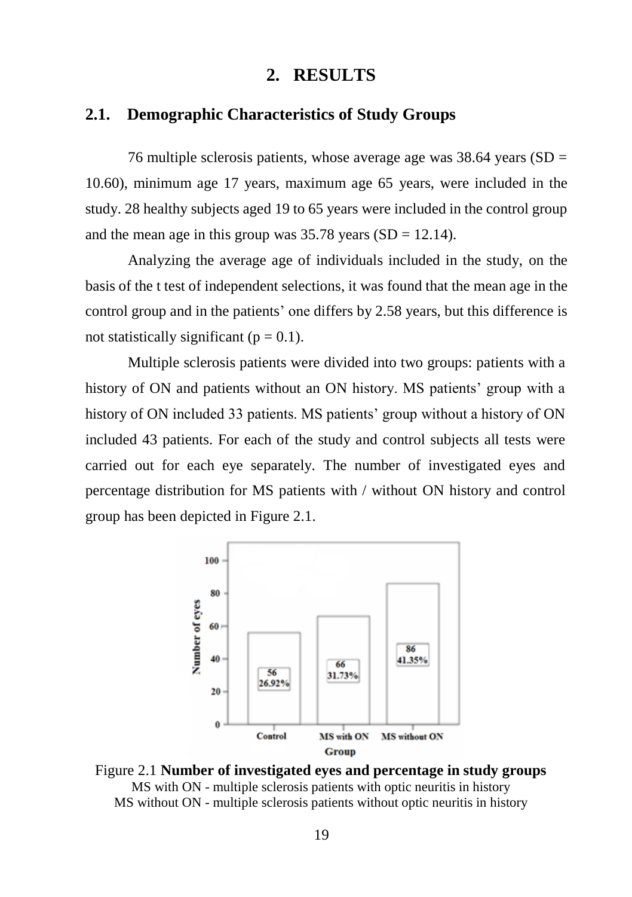# 2. RESULTS

## 2.1. Demographic Characteristics of Study Groups

76 multiple sclerosis patients, whose average age was 38.64 years (SD = 10.60), minimum age 17 years, maximum age 65 years, were included in the study. 28 healthy subjects aged 19 to 65 years were included in the control group and the mean age in this group was 35.78 years (SD = 12.14).

Analyzing the average age of individuals included in the study, on the basis of the t test of independent selections, it was found that the mean age in the control group and in the patients' one differs by 2.58 years, but this difference is not statistically significant ($p = 0.1$).

Multiple sclerosis patients were divided into two groups: patients with a history of ON and patients without an ON history. MS patients' group with a history of ON included 33 patients. MS patients' group without a history of ON included 43 patients. For each of the study and control subjects all tests were carried out for each eye separately. The number of investigated eyes and percentage distribution for MS patients with / without ON history and control group has been depicted in Figure 2.1.

| Group | Number of eyes | Percentage |
|---|---|---|
| Control | 56 | 26.92% |
| MS with ON | 66 | 31.73% |
| MS without ON | 86 | 41.35% |

Figure 2.1 **Number of investigated eyes and percentage in study groups**
MS with ON - multiple sclerosis patients with optic neuritis in history
MS without ON - multiple sclerosis patients without optic neuritis in history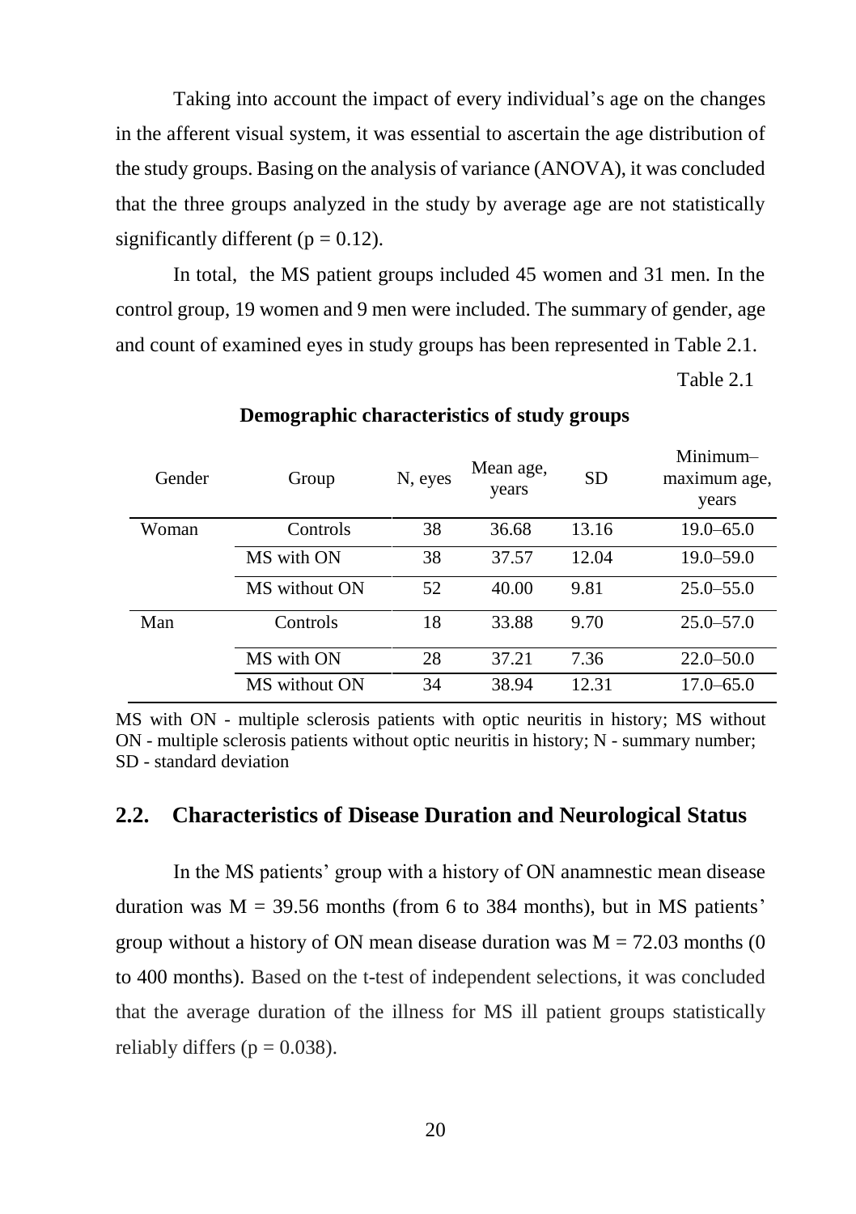Taking into account the impact of every individual's age on the changes in the afferent visual system, it was essential to ascertain the age distribution of the study groups. Basing on the analysis of variance (ANOVA), it was concluded that the three groups analyzed in the study by average age are not statistically significantly different ($p = 0.12$).

In total, the MS patient groups included 45 women and 31 men. In the control group, 19 women and 9 men were included. The summary of gender, age and count of examined eyes in study groups has been represented in Table 2.1.

Table 2.1

**Demographic characteristics of study groups**

| Gender | Group | N, eyes | Mean age, years | SD | Minimum–maximum age, years |
|---|---|---|---|---|---|
| Woman | Controls | 38 | 36.68 | 13.16 | 19.0–65.0 |
| | MS with ON | 38 | 37.57 | 12.04 | 19.0–59.0 |
| | MS without ON | 52 | 40.00 | 9.81 | 25.0–55.0 |
| Man | Controls | 18 | 33.88 | 9.70 | 25.0–57.0 |
| | MS with ON | 28 | 37.21 | 7.36 | 22.0–50.0 |
| | MS without ON | 34 | 38.94 | 12.31 | 17.0–65.0 |

MS with ON - multiple sclerosis patients with optic neuritis in history; MS without ON - multiple sclerosis patients without optic neuritis in history; N - summary number; SD - standard deviation

## 2.2. Characteristics of Disease Duration and Neurological Status

In the MS patients' group with a history of ON anamnestic mean disease duration was $M = 39.56$ months (from 6 to 384 months), but in MS patients' group without a history of ON mean disease duration was $M = 72.03$ months (0 to 400 months). Based on the t-test of independent selections, it was concluded that the average duration of the illness for MS ill patient groups statistically reliably differs ($p = 0.038$).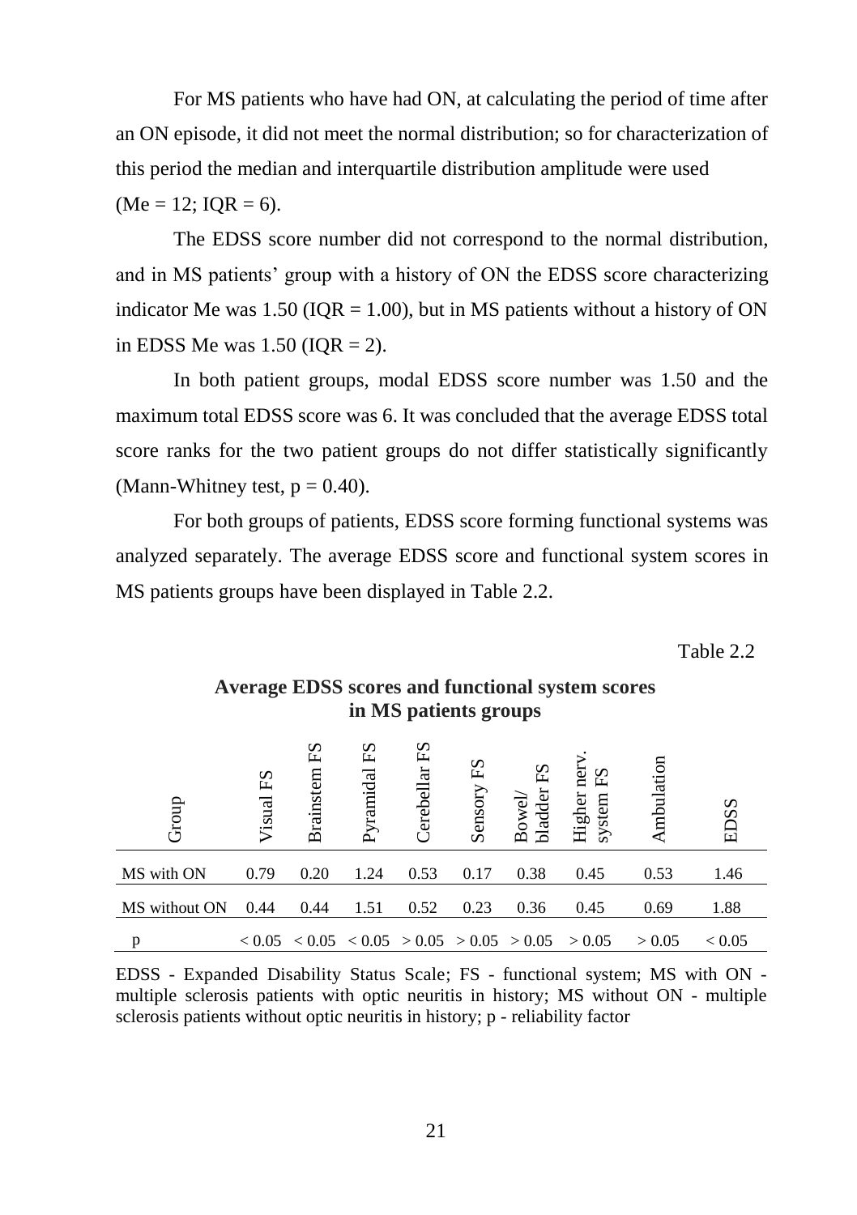For MS patients who have had ON, at calculating the period of time after an ON episode, it did not meet the normal distribution; so for characterization of this period the median and interquartile distribution amplitude were used (Me = 12; IQR = 6).

The EDSS score number did not correspond to the normal distribution, and in MS patients' group with a history of ON the EDSS score characterizing indicator Me was 1.50 (IQR = 1.00), but in MS patients without a history of ON in EDSS Me was 1.50 (IQR = 2).

In both patient groups, modal EDSS score number was 1.50 and the maximum total EDSS score was 6. It was concluded that the average EDSS total score ranks for the two patient groups do not differ statistically significantly (Mann-Whitney test, $p = 0.40$).

For both groups of patients, EDSS score forming functional systems was analyzed separately. The average EDSS score and functional system scores in MS patients groups have been displayed in Table 2.2.

Table 2.2

**Average EDSS scores and functional system scores in MS patients groups**

| Group | Visual FS | Brainstem FS | Pyramidal FS | Cerebellar FS | Sensory FS | Bowel/ bladder FS | Higher nerv. system FS | Ambulation | EDSS |
|---|---|---|---|---|---|---|---|---|---|
| MS with ON | 0.79 | 0.20 | 1.24 | 0.53 | 0.17 | 0.38 | 0.45 | 0.53 | 1.46 |
| MS without ON | 0.44 | 0.44 | 1.51 | 0.52 | 0.23 | 0.36 | 0.45 | 0.69 | 1.88 |
| p | < 0.05 | < 0.05 | < 0.05 | > 0.05 | > 0.05 | > 0.05 | > 0.05 | > 0.05 | < 0.05 |

EDSS - Expanded Disability Status Scale; FS - functional system; MS with ON - multiple sclerosis patients with optic neuritis in history; MS without ON - multiple sclerosis patients without optic neuritis in history; p - reliability factor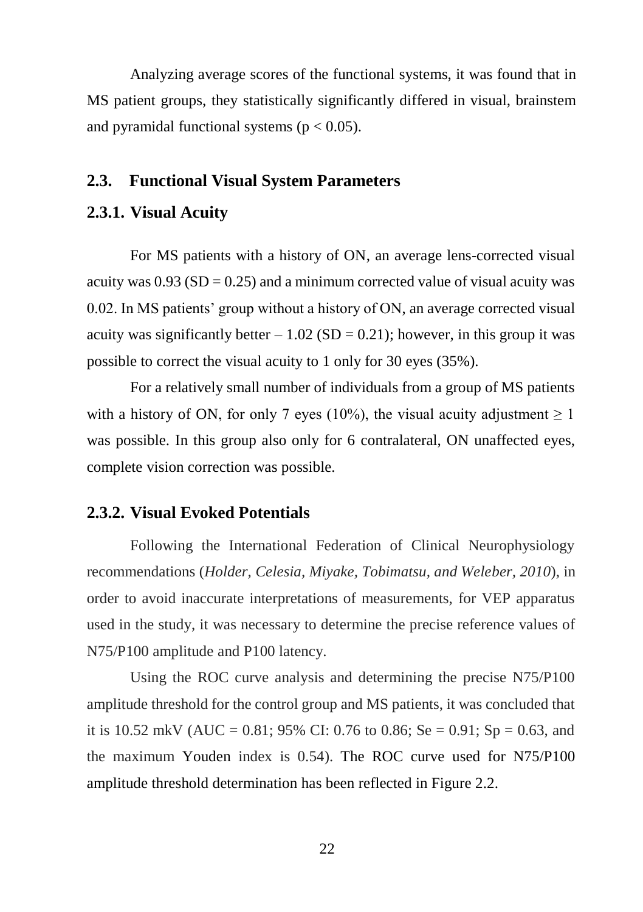Analyzing average scores of the functional systems, it was found that in MS patient groups, they statistically significantly differed in visual, brainstem and pyramidal functional systems ($p < 0.05$).

## 2.3. Functional Visual System Parameters

### 2.3.1. Visual Acuity

For MS patients with a history of ON, an average lens-corrected visual acuity was 0.93 (SD = 0.25) and a minimum corrected value of visual acuity was 0.02. In MS patients' group without a history of ON, an average corrected visual acuity was significantly better – 1.02 (SD = 0.21); however, in this group it was possible to correct the visual acuity to 1 only for 30 eyes (35%).

For a relatively small number of individuals from a group of MS patients with a history of ON, for only 7 eyes (10%), the visual acuity adjustment $\geq 1$ was possible. In this group also only for 6 contralateral, ON unaffected eyes, complete vision correction was possible.

### 2.3.2. Visual Evoked Potentials

Following the International Federation of Clinical Neurophysiology recommendations (*Holder, Celesia, Miyake, Tobimatsu, and Weleber, 2010*), in order to avoid inaccurate interpretations of measurements, for VEP apparatus used in the study, it was necessary to determine the precise reference values of N75/P100 amplitude and P100 latency.

Using the ROC curve analysis and determining the precise N75/P100 amplitude threshold for the control group and MS patients, it was concluded that it is 10.52 mkV (AUC = 0.81; 95% CI: 0.76 to 0.86; Se = 0.91; Sp = 0.63, and the maximum Youden index is 0.54). The ROC curve used for N75/P100 amplitude threshold determination has been reflected in Figure 2.2.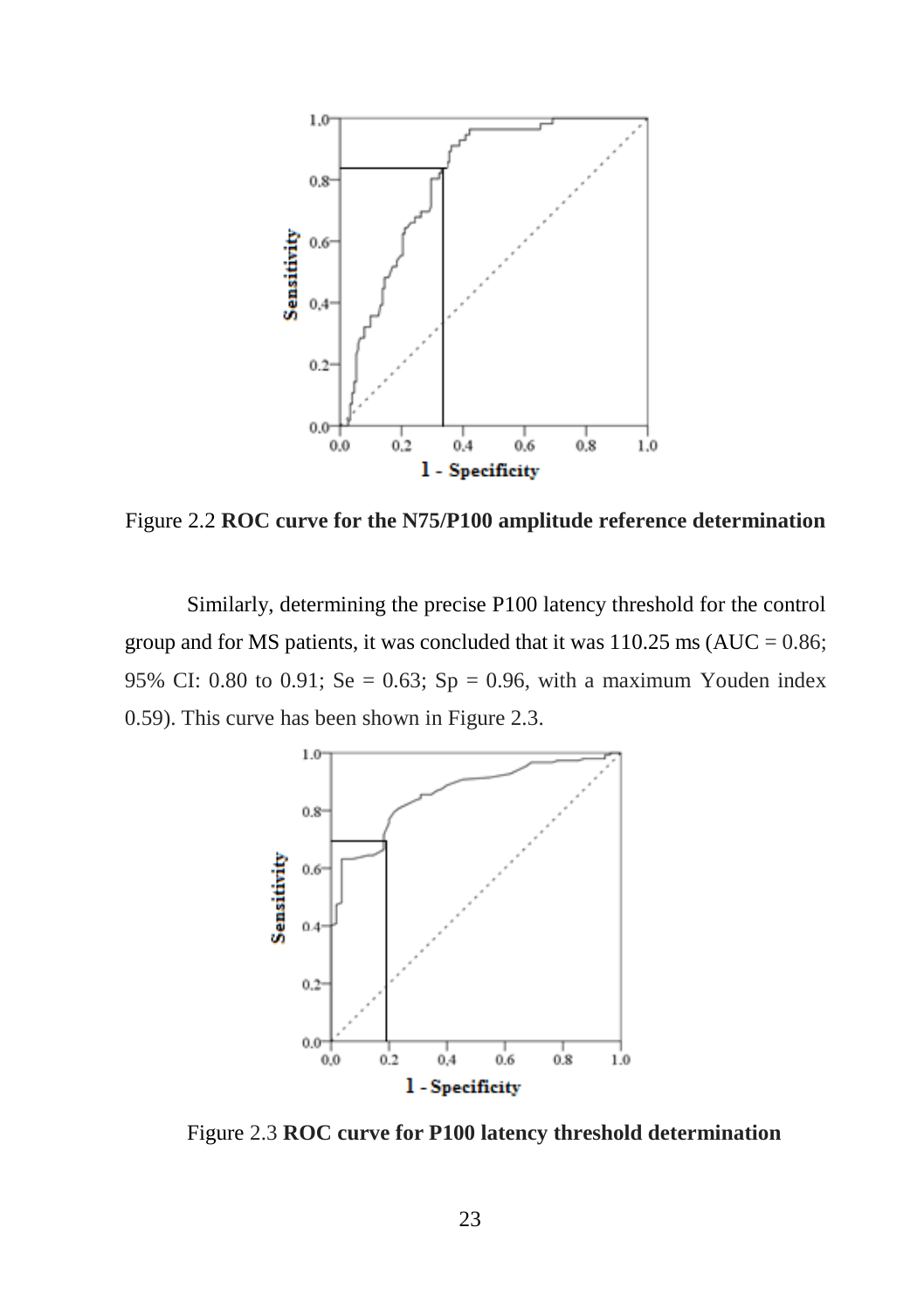Figure 2.2 **ROC curve for the N75/P100 amplitude reference determination**

Similarly, determining the precise P100 latency threshold for the control group and for MS patients, it was concluded that it was 110.25 ms (AUC = 0.86; 95% CI: 0.80 to 0.91; Se = 0.63; Sp = 0.96, with a maximum Youden index 0.59). This curve has been shown in Figure 2.3.

Figure 2.3 **ROC curve for P100 latency threshold determination**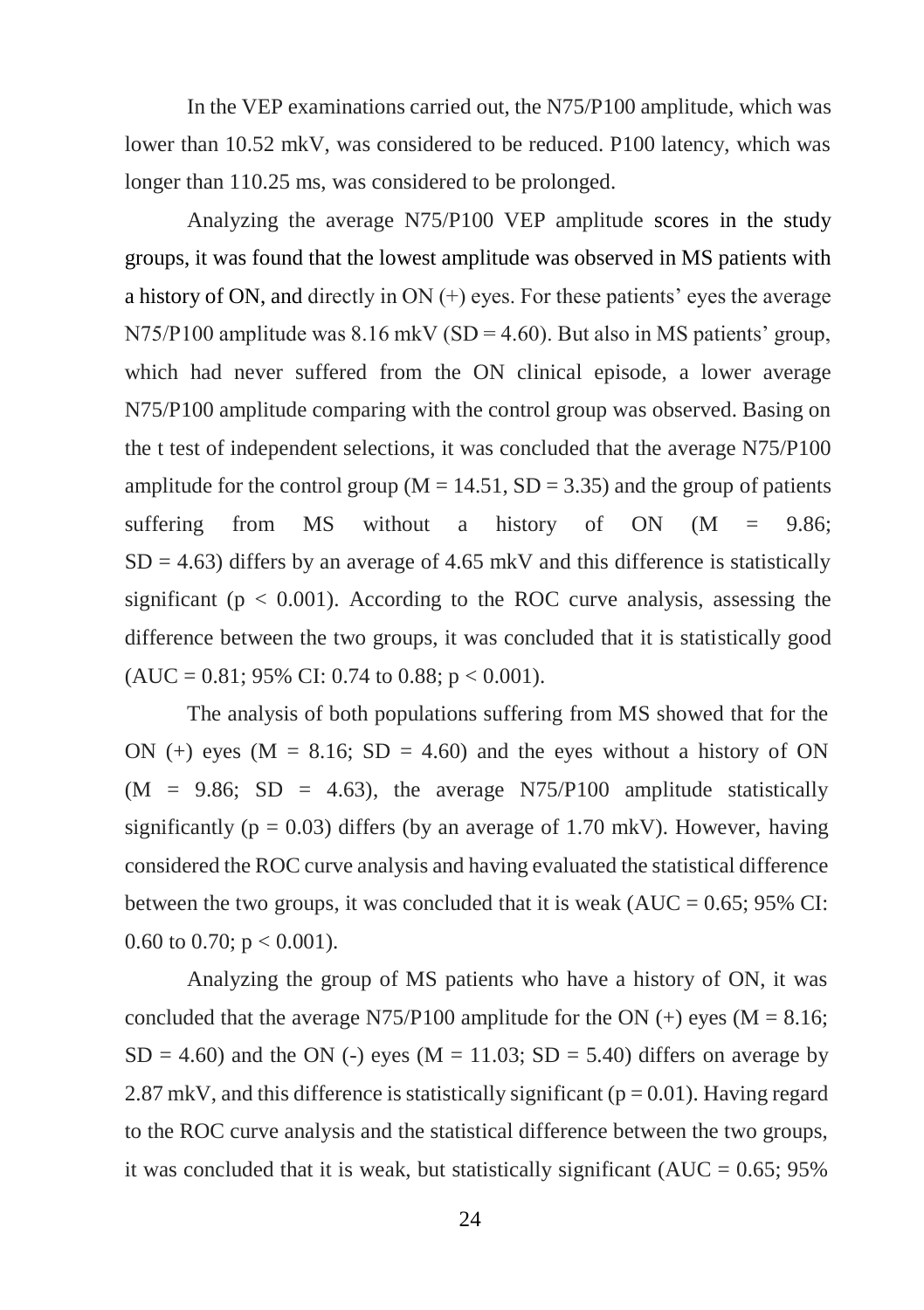In the VEP examinations carried out, the N75/P100 amplitude, which was lower than 10.52 mkV, was considered to be reduced. P100 latency, which was longer than 110.25 ms, was considered to be prolonged.

Analyzing the average N75/P100 VEP amplitude scores in the study groups, it was found that the lowest amplitude was observed in MS patients with a history of ON, and directly in ON (+) eyes. For these patients' eyes the average N75/P100 amplitude was 8.16 mkV ($SD = 4.60$). But also in MS patients' group, which had never suffered from the ON clinical episode, a lower average N75/P100 amplitude comparing with the control group was observed. Basing on the t test of independent selections, it was concluded that the average N75/P100 amplitude for the control group ($M = 14.51$, $SD = 3.35$) and the group of patients suffering from MS without a history of ON ($M = 9.86$; $SD = 4.63$) differs by an average of 4.65 mkV and this difference is statistically significant ($p < 0.001$). According to the ROC curve analysis, assessing the difference between the two groups, it was concluded that it is statistically good ($AUC = 0.81$; 95% CI: 0.74 to 0.88; $p < 0.001$).

The analysis of both populations suffering from MS showed that for the ON (+) eyes ($M = 8.16$; $SD = 4.60$) and the eyes without a history of ON ($M = 9.86$; $SD = 4.63$), the average N75/P100 amplitude statistically significantly ($p = 0.03$) differs (by an average of 1.70 mkV). However, having considered the ROC curve analysis and having evaluated the statistical difference between the two groups, it was concluded that it is weak ($AUC = 0.65$; 95% CI: 0.60 to 0.70; $p < 0.001$).

Analyzing the group of MS patients who have a history of ON, it was concluded that the average N75/P100 amplitude for the ON (+) eyes ($M = 8.16$; $SD = 4.60$) and the ON (-) eyes ($M = 11.03$; $SD = 5.40$) differs on average by 2.87 mkV, and this difference is statistically significant ($p = 0.01$). Having regard to the ROC curve analysis and the statistical difference between the two groups, it was concluded that it is weak, but statistically significant ($AUC = 0.65$; 95%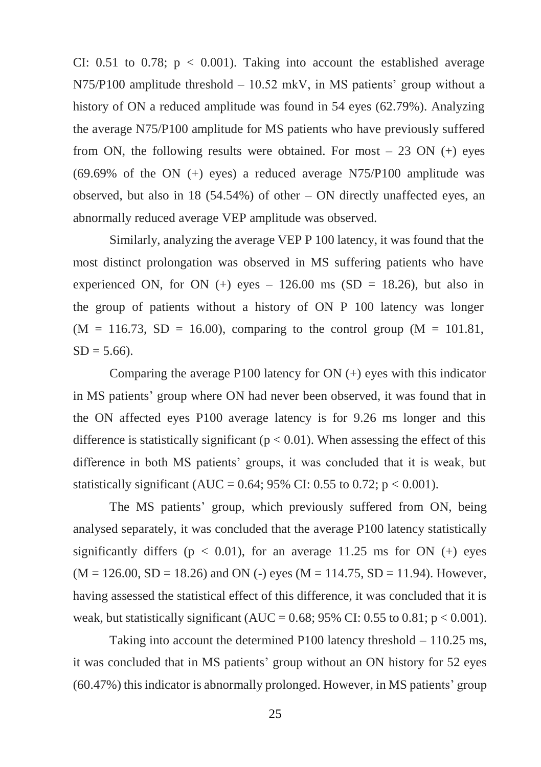CI: 0.51 to 0.78; $p < 0.001$). Taking into account the established average N75/P100 amplitude threshold – 10.52 mkV, in MS patients' group without a history of ON a reduced amplitude was found in 54 eyes (62.79%). Analyzing the average N75/P100 amplitude for MS patients who have previously suffered from ON, the following results were obtained. For most – 23 ON (+) eyes (69.69% of the ON (+) eyes) a reduced average N75/P100 amplitude was observed, but also in 18 (54.54%) of other – ON directly unaffected eyes, an abnormally reduced average VEP amplitude was observed.

Similarly, analyzing the average VEP P 100 latency, it was found that the most distinct prolongation was observed in MS suffering patients who have experienced ON, for ON (+) eyes – 126.00 ms ($SD = 18.26$), but also in the group of patients without a history of ON P 100 latency was longer ($M = 116.73$, $SD = 16.00$), comparing to the control group ($M = 101.81$, $SD = 5.66$).

Comparing the average P100 latency for ON (+) eyes with this indicator in MS patients' group where ON had never been observed, it was found that in the ON affected eyes P100 average latency is for 9.26 ms longer and this difference is statistically significant ($p < 0.01$). When assessing the effect of this difference in both MS patients' groups, it was concluded that it is weak, but statistically significant ($AUC = 0.64$; 95% CI: 0.55 to 0.72; $p < 0.001$).

The MS patients' group, which previously suffered from ON, being analysed separately, it was concluded that the average P100 latency statistically significantly differs ($p < 0.01$), for an average 11.25 ms for ON (+) eyes ($M = 126.00$, $SD = 18.26$) and ON (-) eyes ($M = 114.75$, $SD = 11.94$). However, having assessed the statistical effect of this difference, it was concluded that it is weak, but statistically significant ($AUC = 0.68$; 95% CI: 0.55 to 0.81; $p < 0.001$).

Taking into account the determined P100 latency threshold – 110.25 ms, it was concluded that in MS patients' group without an ON history for 52 eyes (60.47%) this indicator is abnormally prolonged. However, in MS patients' group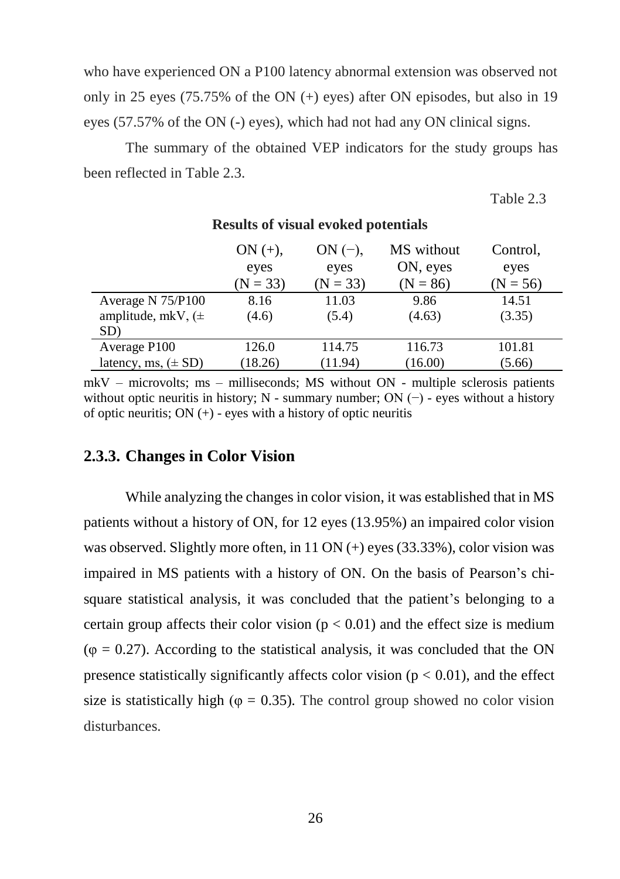who have experienced ON a P100 latency abnormal extension was observed not only in 25 eyes (75.75% of the ON (+) eyes) after ON episodes, but also in 19 eyes (57.57% of the ON (-) eyes), which had not had any ON clinical signs.

The summary of the obtained VEP indicators for the study groups has been reflected in Table 2.3.

Table 2.3

**Results of visual evoked potentials**

| | ON (+), eyes (N = 33) | ON (−), eyes (N = 33) | MS without ON, eyes (N = 86) | Control, eyes (N = 56) |
|---|---|---|---|---|
| Average N 75/P100 amplitude, mkV, (± SD) | 8.16 (4.6) | 11.03 (5.4) | 9.86 (4.63) | 14.51 (3.35) |
| Average P100 latency, ms, (± SD) | 126.0 (18.26) | 114.75 (11.94) | 116.73 (16.00) | 101.81 (5.66) |

mkV – microvolts; ms – milliseconds; MS without ON - multiple sclerosis patients without optic neuritis in history; N - summary number; ON (−) - eyes without a history of optic neuritis; ON (+) - eyes with a history of optic neuritis

### 2.3.3. Changes in Color Vision

While analyzing the changes in color vision, it was established that in MS patients without a history of ON, for 12 eyes (13.95%) an impaired color vision was observed. Slightly more often, in 11 ON (+) eyes (33.33%), color vision was impaired in MS patients with a history of ON. On the basis of Pearson's chi-square statistical analysis, it was concluded that the patient's belonging to a certain group affects their color vision ($p < 0.01$) and the effect size is medium ($\varphi = 0.27$). According to the statistical analysis, it was concluded that the ON presence statistically significantly affects color vision ($p < 0.01$), and the effect size is statistically high ($\varphi = 0.35$). The control group showed no color vision disturbances.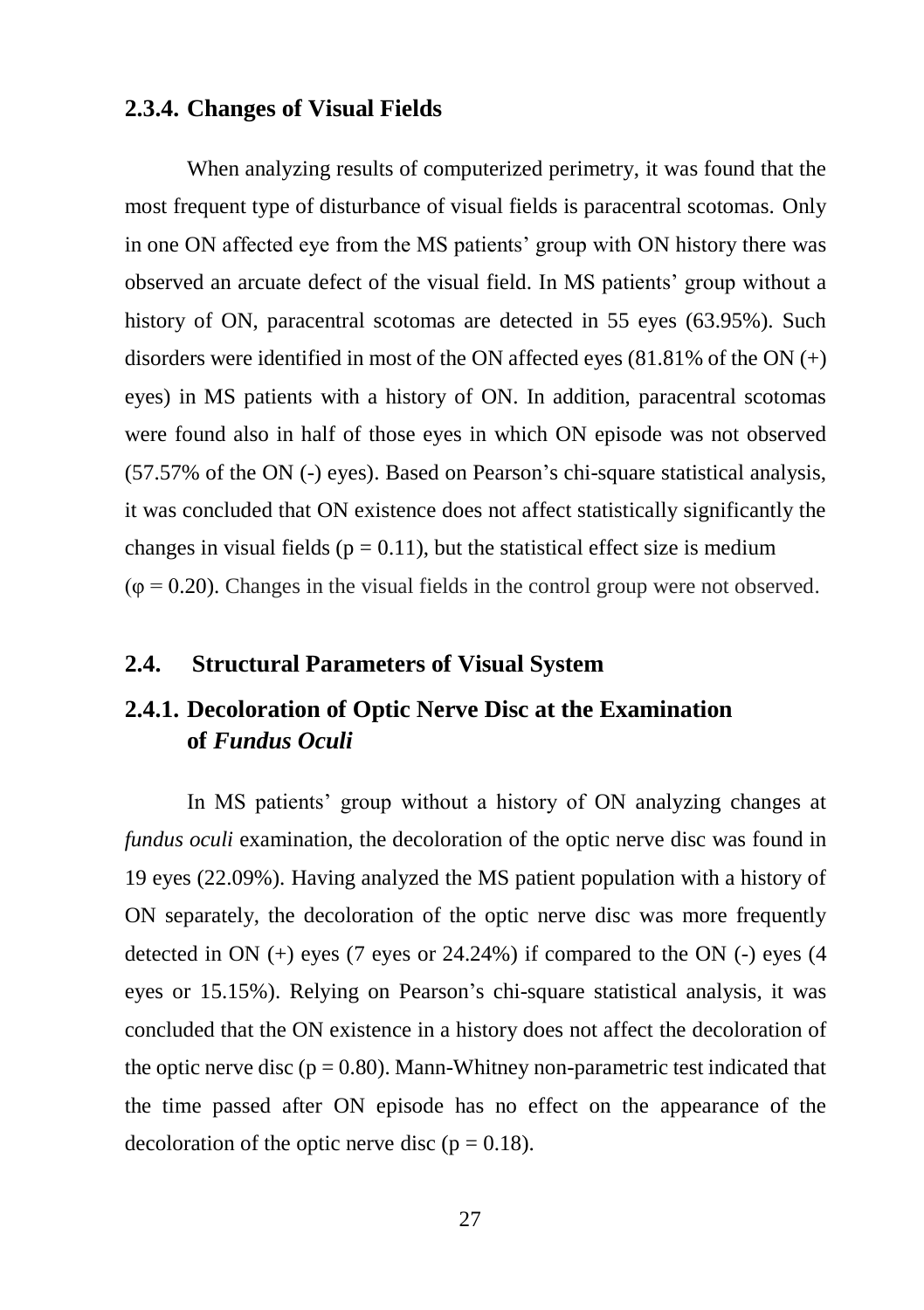### 2.3.4. Changes of Visual Fields

When analyzing results of computerized perimetry, it was found that the most frequent type of disturbance of visual fields is paracentral scotomas. Only in one ON affected eye from the MS patients' group with ON history there was observed an arcuate defect of the visual field. In MS patients' group without a history of ON, paracentral scotomas are detected in 55 eyes (63.95%). Such disorders were identified in most of the ON affected eyes (81.81% of the ON (+) eyes) in MS patients with a history of ON. In addition, paracentral scotomas were found also in half of those eyes in which ON episode was not observed (57.57% of the ON (-) eyes). Based on Pearson's chi-square statistical analysis, it was concluded that ON existence does not affect statistically significantly the changes in visual fields ($p = 0.11$), but the statistical effect size is medium ($\varphi = 0.20$). Changes in the visual fields in the control group were not observed.

## 2.4. Structural Parameters of Visual System

### 2.4.1. Decoloration of Optic Nerve Disc at the Examination of *Fundus Oculi*

In MS patients' group without a history of ON analyzing changes at *fundus oculi* examination, the decoloration of the optic nerve disc was found in 19 eyes (22.09%). Having analyzed the MS patient population with a history of ON separately, the decoloration of the optic nerve disc was more frequently detected in ON (+) eyes (7 eyes or 24.24%) if compared to the ON (-) eyes (4 eyes or 15.15%). Relying on Pearson's chi-square statistical analysis, it was concluded that the ON existence in a history does not affect the decoloration of the optic nerve disc ($p = 0.80$). Mann-Whitney non-parametric test indicated that the time passed after ON episode has no effect on the appearance of the decoloration of the optic nerve disc ($p = 0.18$).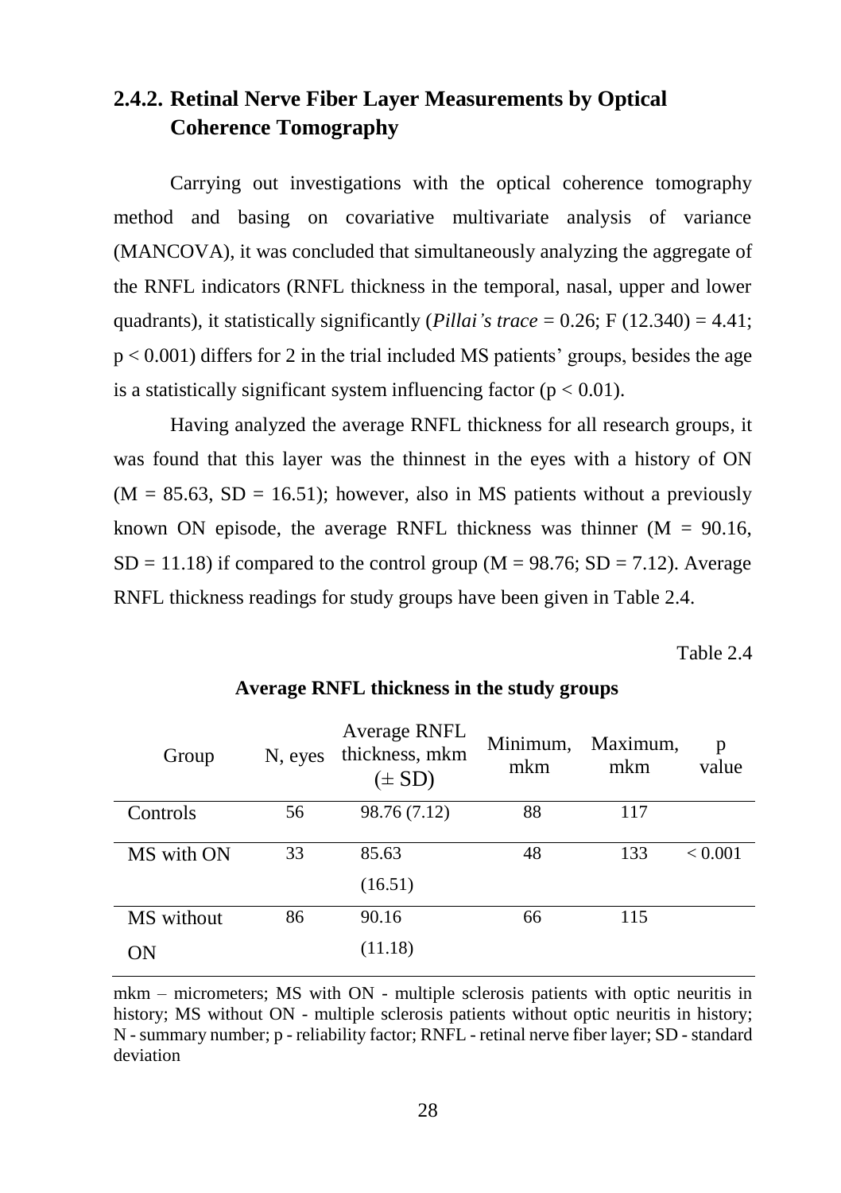## 2.4.2. Retinal Nerve Fiber Layer Measurements by Optical Coherence Tomography

Carrying out investigations with the optical coherence tomography method and basing on covariative multivariate analysis of variance (MANCOVA), it was concluded that simultaneously analyzing the aggregate of the RNFL indicators (RNFL thickness in the temporal, nasal, upper and lower quadrants), it statistically significantly (*Pillai's trace* = 0.26; F (12.340) = 4.41; $p < 0.001$) differs for 2 in the trial included MS patients' groups, besides the age is a statistically significant system influencing factor ($p < 0.01$).

Having analyzed the average RNFL thickness for all research groups, it was found that this layer was the thinnest in the eyes with a history of ON (M = 85.63, SD = 16.51); however, also in MS patients without a previously known ON episode, the average RNFL thickness was thinner (M = 90.16, SD = 11.18) if compared to the control group (M = 98.76; SD = 7.12). Average RNFL thickness readings for study groups have been given in Table 2.4.

Table 2.4

**Average RNFL thickness in the study groups**

| Group | N, eyes | Average RNFL thickness, mkm (± SD) | Minimum, mkm | Maximum, mkm | p value |
|---|---|---|---|---|---|
| Controls | 56 | 98.76 (7.12) | 88 | 117 | |
| MS with ON | 33 | 85.63 (16.51) | 48 | 133 | < 0.001 |
| MS without ON | 86 | 90.16 (11.18) | 66 | 115 | |

mkm – micrometers; MS with ON - multiple sclerosis patients with optic neuritis in history; MS without ON - multiple sclerosis patients without optic neuritis in history; N - summary number; p - reliability factor; RNFL - retinal nerve fiber layer; SD - standard deviation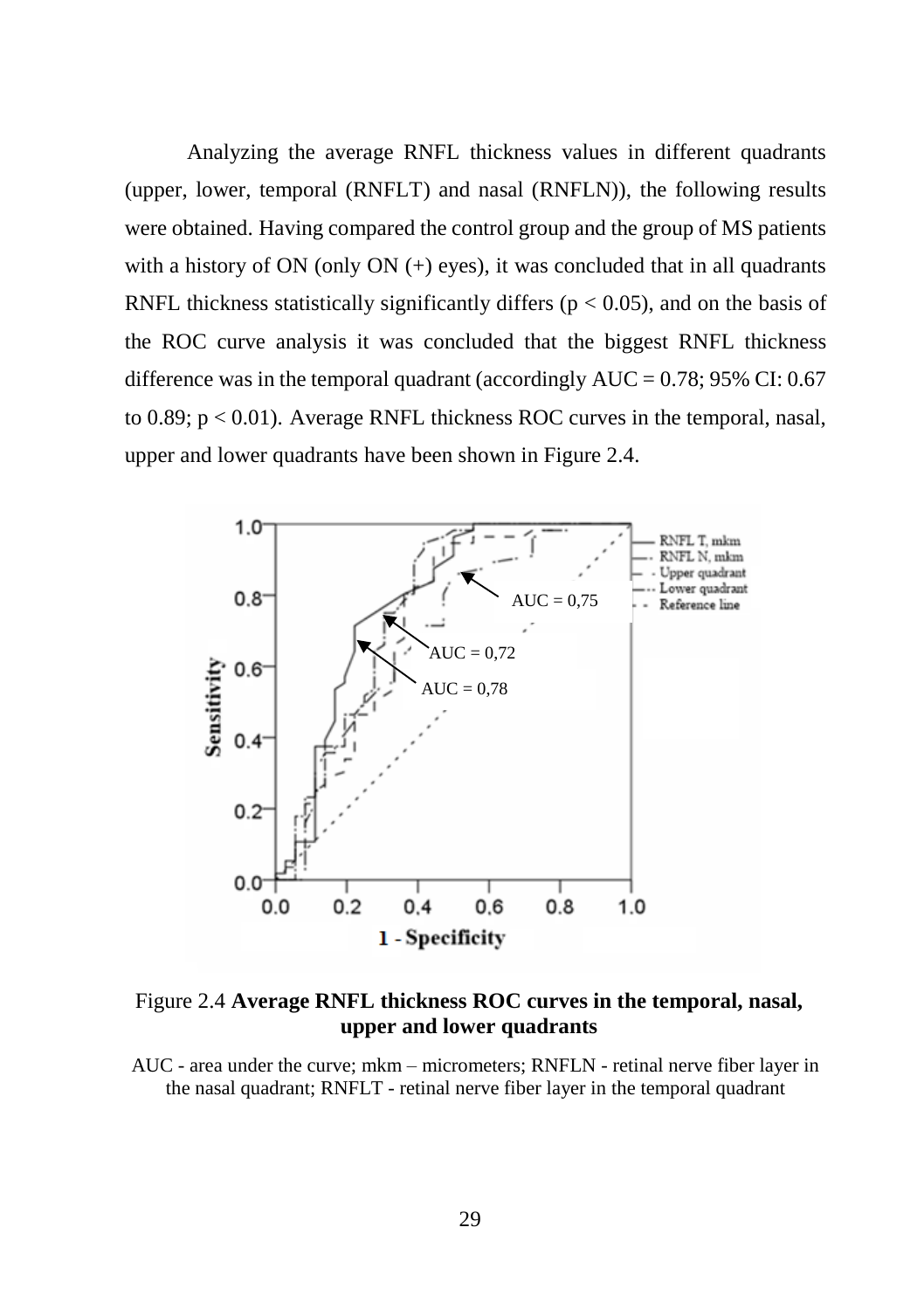Analyzing the average RNFL thickness values in different quadrants (upper, lower, temporal (RNFLT) and nasal (RNFLN)), the following results were obtained. Having compared the control group and the group of MS patients with a history of ON (only ON (+) eyes), it was concluded that in all quadrants RNFL thickness statistically significantly differs ($p < 0.05$), and on the basis of the ROC curve analysis it was concluded that the biggest RNFL thickness difference was in the temporal quadrant (accordingly AUC = 0.78; 95% CI: 0.67 to 0.89; $p < 0.01$). Average RNFL thickness ROC curves in the temporal, nasal, upper and lower quadrants have been shown in Figure 2.4.

Figure 2.4 **Average RNFL thickness ROC curves in the temporal, nasal, upper and lower quadrants**

AUC - area under the curve; mkm – micrometers; RNFLN - retinal nerve fiber layer in the nasal quadrant; RNFLT - retinal nerve fiber layer in the temporal quadrant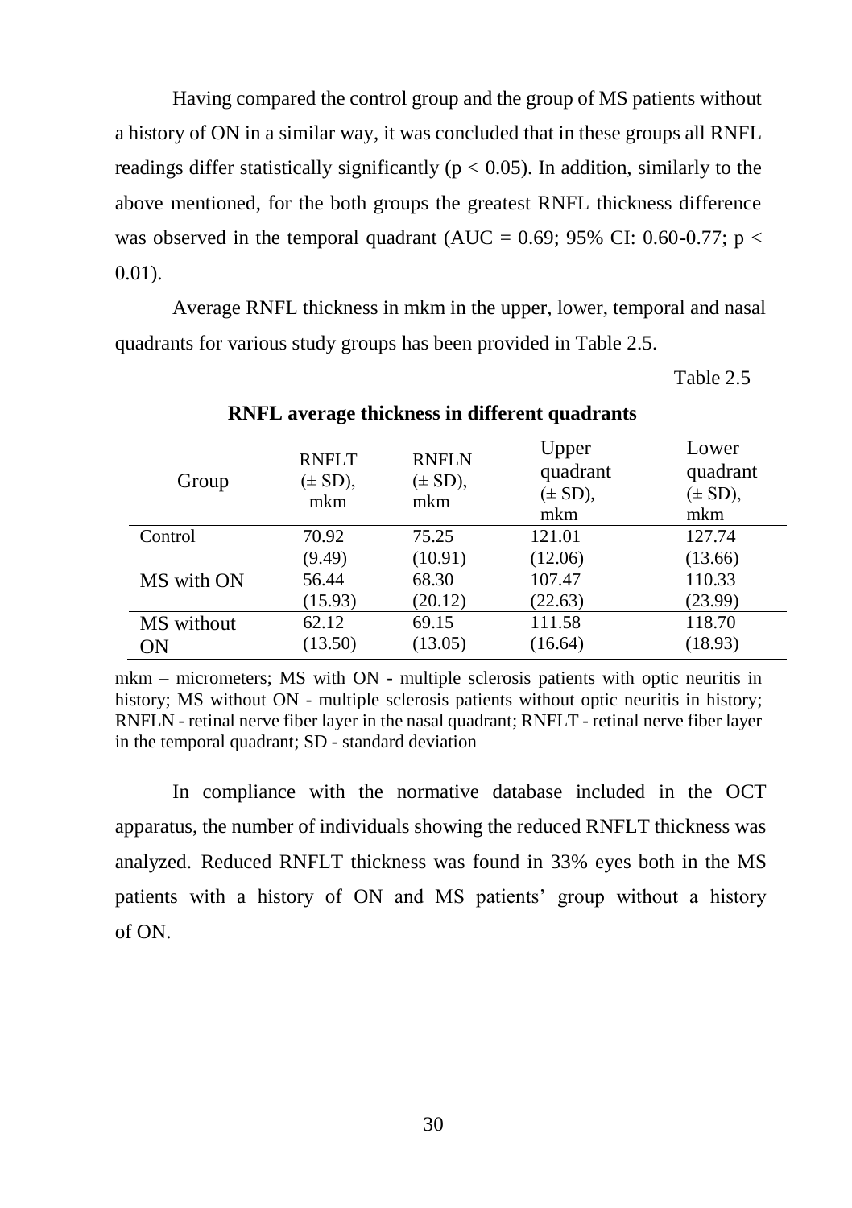Having compared the control group and the group of MS patients without a history of ON in a similar way, it was concluded that in these groups all RNFL readings differ statistically significantly ($p < 0.05$). In addition, similarly to the above mentioned, for the both groups the greatest RNFL thickness difference was observed in the temporal quadrant (AUC = 0.69; 95% CI: 0.60-0.77; $p < 0.01$).

Average RNFL thickness in mkm in the upper, lower, temporal and nasal quadrants for various study groups has been provided in Table 2.5.

Table 2.5

**RNFL average thickness in different quadrants**

| Group | RNFLT (± SD), mkm | RNFLN (± SD), mkm | Upper quadrant (± SD), mkm | Lower quadrant (± SD), mkm |
|---|---|---|---|---|
| Control | 70.92 (9.49) | 75.25 (10.91) | 121.01 (12.06) | 127.74 (13.66) |
| MS with ON | 56.44 (15.93) | 68.30 (20.12) | 107.47 (22.63) | 110.33 (23.99) |
| MS without ON | 62.12 (13.50) | 69.15 (13.05) | 111.58 (16.64) | 118.70 (18.93) |

mkm – micrometers; MS with ON - multiple sclerosis patients with optic neuritis in history; MS without ON - multiple sclerosis patients without optic neuritis in history; RNFLN - retinal nerve fiber layer in the nasal quadrant; RNFLT - retinal nerve fiber layer in the temporal quadrant; SD - standard deviation

In compliance with the normative database included in the OCT apparatus, the number of individuals showing the reduced RNFLT thickness was analyzed. Reduced RNFLT thickness was found in 33% eyes both in the MS patients with a history of ON and MS patients' group without a history of ON.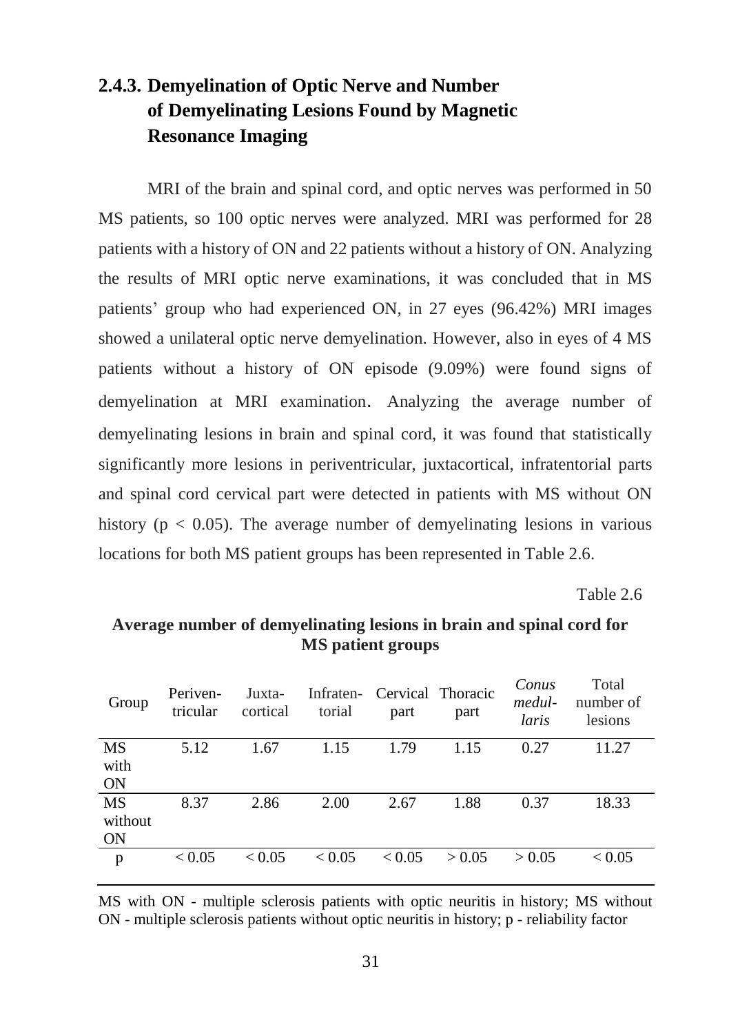### 2.4.3. Demyelination of Optic Nerve and Number of Demyelinating Lesions Found by Magnetic Resonance Imaging

MRI of the brain and spinal cord, and optic nerves was performed in 50 MS patients, so 100 optic nerves were analyzed. MRI was performed for 28 patients with a history of ON and 22 patients without a history of ON. Analyzing the results of MRI optic nerve examinations, it was concluded that in MS patients' group who had experienced ON, in 27 eyes (96.42%) MRI images showed a unilateral optic nerve demyelination. However, also in eyes of 4 MS patients without a history of ON episode (9.09%) were found signs of demyelination at MRI examination. Analyzing the average number of demyelinating lesions in brain and spinal cord, it was found that statistically significantly more lesions in periventricular, juxtacortical, infratentorial parts and spinal cord cervical part were detected in patients with MS without ON history ($p < 0.05$). The average number of demyelinating lesions in various locations for both MS patient groups has been represented in Table 2.6.

Table 2.6

**Average number of demyelinating lesions in brain and spinal cord for MS patient groups**

| Group | Periventricular | Juxtacortical | Infratentorial | Cervical part | Thoracic part | *Conus medullaris* | Total number of lesions |
|---|---|---|---|---|---|---|---|
| MS with ON | 5.12 | 1.67 | 1.15 | 1.79 | 1.15 | 0.27 | 11.27 |
| MS without ON | 8.37 | 2.86 | 2.00 | 2.67 | 1.88 | 0.37 | 18.33 |
| p | $< 0.05$ | $< 0.05$ | $< 0.05$ | $< 0.05$ | $> 0.05$ | $> 0.05$ | $< 0.05$ |

MS with ON - multiple sclerosis patients with optic neuritis in history; MS without ON - multiple sclerosis patients without optic neuritis in history; p - reliability factor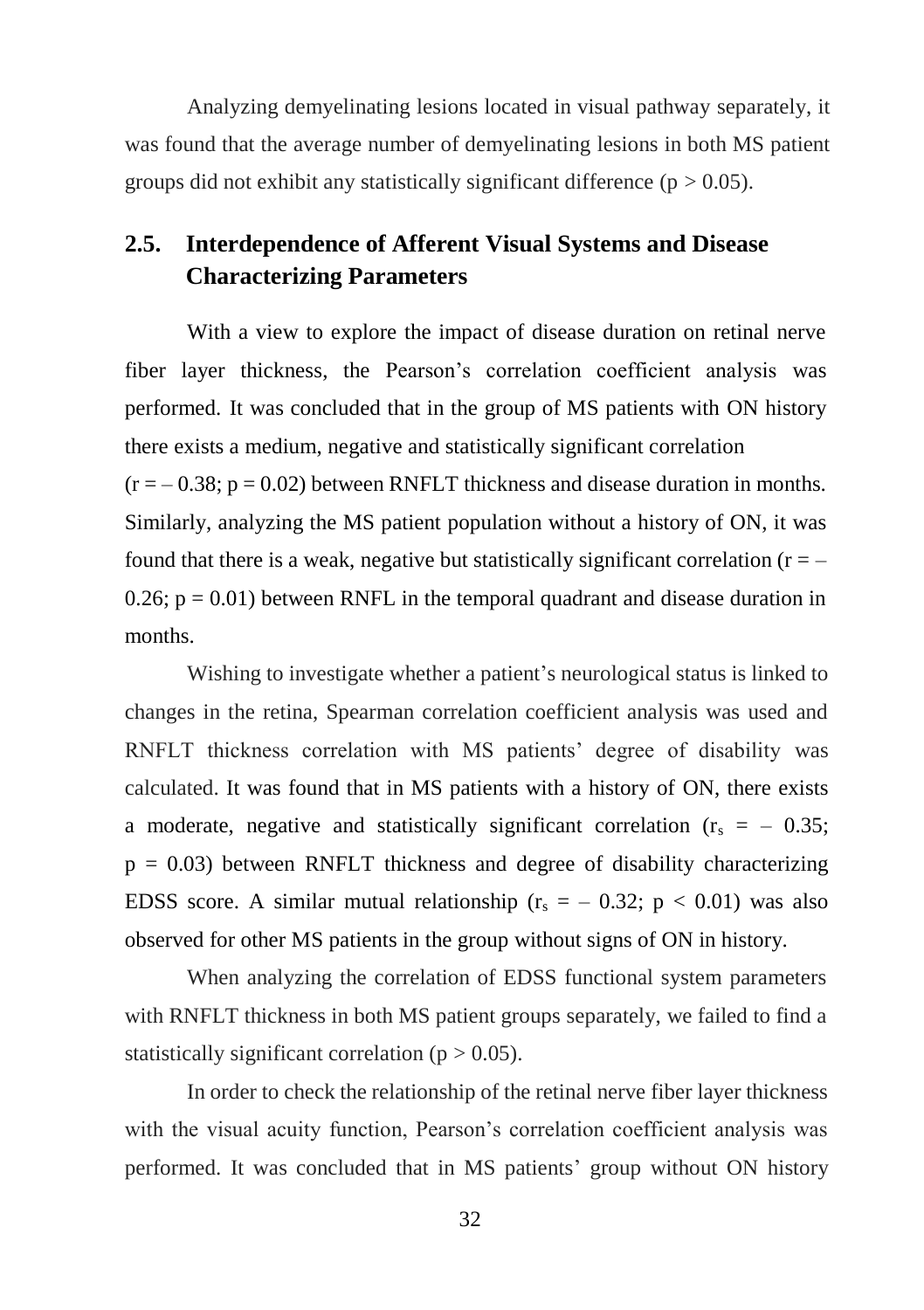Analyzing demyelinating lesions located in visual pathway separately, it was found that the average number of demyelinating lesions in both MS patient groups did not exhibit any statistically significant difference ($p > 0.05$).

## 2.5. Interdependence of Afferent Visual Systems and Disease Characterizing Parameters

With a view to explore the impact of disease duration on retinal nerve fiber layer thickness, the Pearson's correlation coefficient analysis was performed. It was concluded that in the group of MS patients with ON history there exists a medium, negative and statistically significant correlation ($r = -0.38$; $p = 0.02$) between RNFLT thickness and disease duration in months. Similarly, analyzing the MS patient population without a history of ON, it was found that there is a weak, negative but statistically significant correlation ($r = -0.26$; $p = 0.01$) between RNFL in the temporal quadrant and disease duration in months.

Wishing to investigate whether a patient's neurological status is linked to changes in the retina, Spearman correlation coefficient analysis was used and RNFLT thickness correlation with MS patients' degree of disability was calculated. It was found that in MS patients with a history of ON, there exists a moderate, negative and statistically significant correlation ($r_s = -0.35$; $p = 0.03$) between RNFLT thickness and degree of disability characterizing EDSS score. A similar mutual relationship ($r_s = -0.32$; $p < 0.01$) was also observed for other MS patients in the group without signs of ON in history.

When analyzing the correlation of EDSS functional system parameters with RNFLT thickness in both MS patient groups separately, we failed to find a statistically significant correlation ($p > 0.05$).

In order to check the relationship of the retinal nerve fiber layer thickness with the visual acuity function, Pearson's correlation coefficient analysis was performed. It was concluded that in MS patients' group without ON history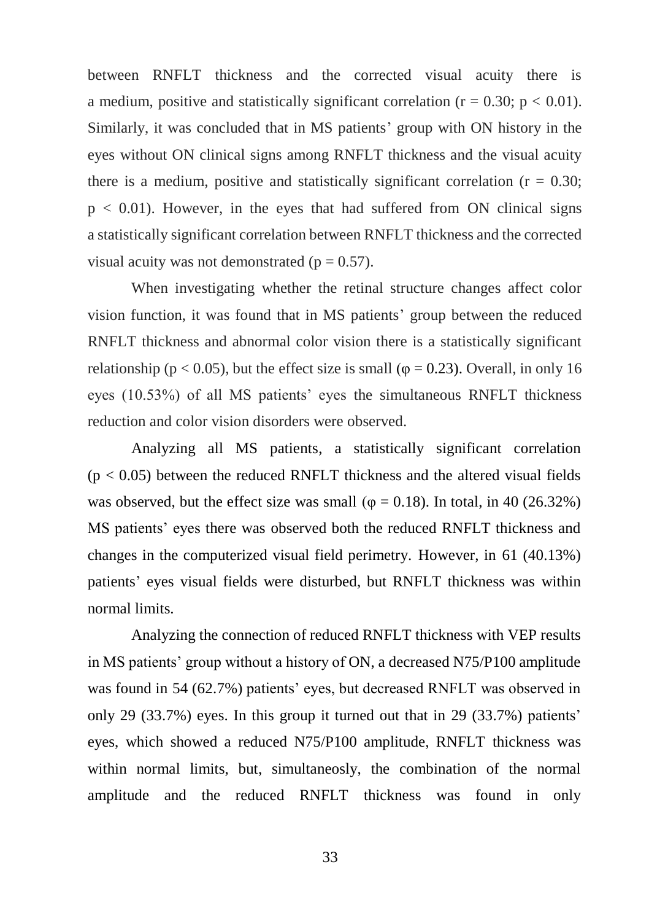between RNFLT thickness and the corrected visual acuity there is a medium, positive and statistically significant correlation ($r = 0.30$; $p < 0.01$). Similarly, it was concluded that in MS patients' group with ON history in the eyes without ON clinical signs among RNFLT thickness and the visual acuity there is a medium, positive and statistically significant correlation ($r = 0.30$; $p < 0.01$). However, in the eyes that had suffered from ON clinical signs a statistically significant correlation between RNFLT thickness and the corrected visual acuity was not demonstrated ($p = 0.57$).

When investigating whether the retinal structure changes affect color vision function, it was found that in MS patients' group between the reduced RNFLT thickness and abnormal color vision there is a statistically significant relationship ($p < 0.05$), but the effect size is small ($\varphi = 0.23$). Overall, in only 16 eyes (10.53%) of all MS patients' eyes the simultaneous RNFLT thickness reduction and color vision disorders were observed.

Analyzing all MS patients, a statistically significant correlation ($p < 0.05$) between the reduced RNFLT thickness and the altered visual fields was observed, but the effect size was small ($\varphi = 0.18$). In total, in 40 (26.32%) MS patients' eyes there was observed both the reduced RNFLT thickness and changes in the computerized visual field perimetry. However, in 61 (40.13%) patients' eyes visual fields were disturbed, but RNFLT thickness was within normal limits.

Analyzing the connection of reduced RNFLT thickness with VEP results in MS patients' group without a history of ON, a decreased N75/P100 amplitude was found in 54 (62.7%) patients' eyes, but decreased RNFLT was observed in only 29 (33.7%) eyes. In this group it turned out that in 29 (33.7%) patients' eyes, which showed a reduced N75/P100 amplitude, RNFLT thickness was within normal limits, but, simultaneosly, the combination of the normal amplitude and the reduced RNFLT thickness was found in only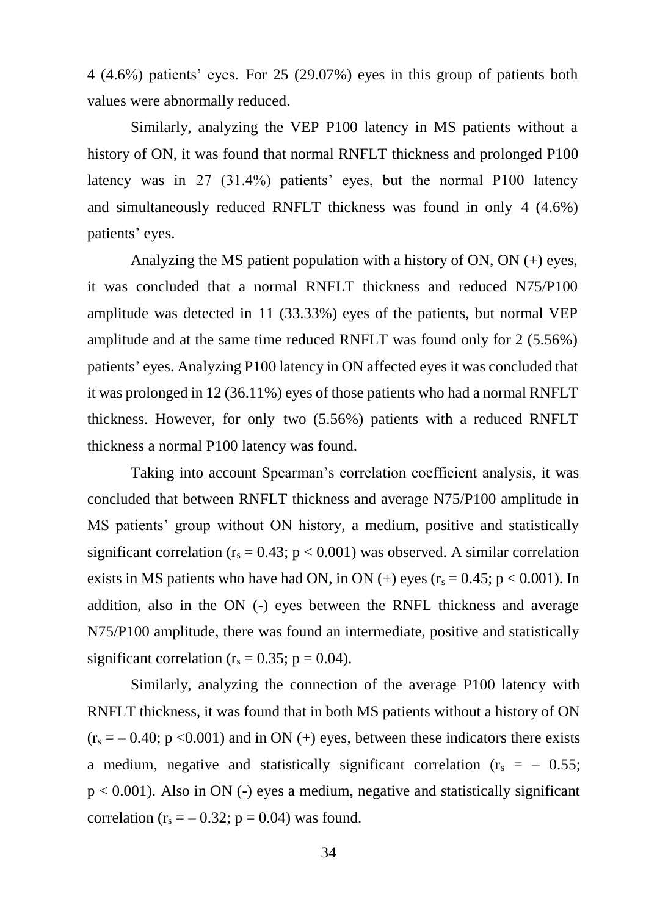4 (4.6%) patients' eyes. For 25 (29.07%) eyes in this group of patients both values were abnormally reduced.

Similarly, analyzing the VEP P100 latency in MS patients without a history of ON, it was found that normal RNFLT thickness and prolonged P100 latency was in 27 (31.4%) patients' eyes, but the normal P100 latency and simultaneously reduced RNFLT thickness was found in only 4 (4.6%) patients' eyes.

Analyzing the MS patient population with a history of ON, ON (+) eyes, it was concluded that a normal RNFLT thickness and reduced N75/P100 amplitude was detected in 11 (33.33%) eyes of the patients, but normal VEP amplitude and at the same time reduced RNFLT was found only for 2 (5.56%) patients' eyes. Analyzing P100 latency in ON affected eyes it was concluded that it was prolonged in 12 (36.11%) eyes of those patients who had a normal RNFLT thickness. However, for only two (5.56%) patients with a reduced RNFLT thickness a normal P100 latency was found.

Taking into account Spearman's correlation coefficient analysis, it was concluded that between RNFLT thickness and average N75/P100 amplitude in MS patients' group without ON history, a medium, positive and statistically significant correlation ($r_s = 0.43$; $p < 0.001$) was observed. A similar correlation exists in MS patients who have had ON, in ON (+) eyes ($r_s = 0.45$; $p < 0.001$). In addition, also in the ON (-) eyes between the RNFL thickness and average N75/P100 amplitude, there was found an intermediate, positive and statistically significant correlation ($r_s = 0.35$; $p = 0.04$).

Similarly, analyzing the connection of the average P100 latency with RNFLT thickness, it was found that in both MS patients without a history of ON ($r_s = -0.40$; $p < 0.001$) and in ON (+) eyes, between these indicators there exists a medium, negative and statistically significant correlation ($r_s = -0.55$; $p < 0.001$). Also in ON (-) eyes a medium, negative and statistically significant correlation ($r_s = -0.32$; $p = 0.04$) was found.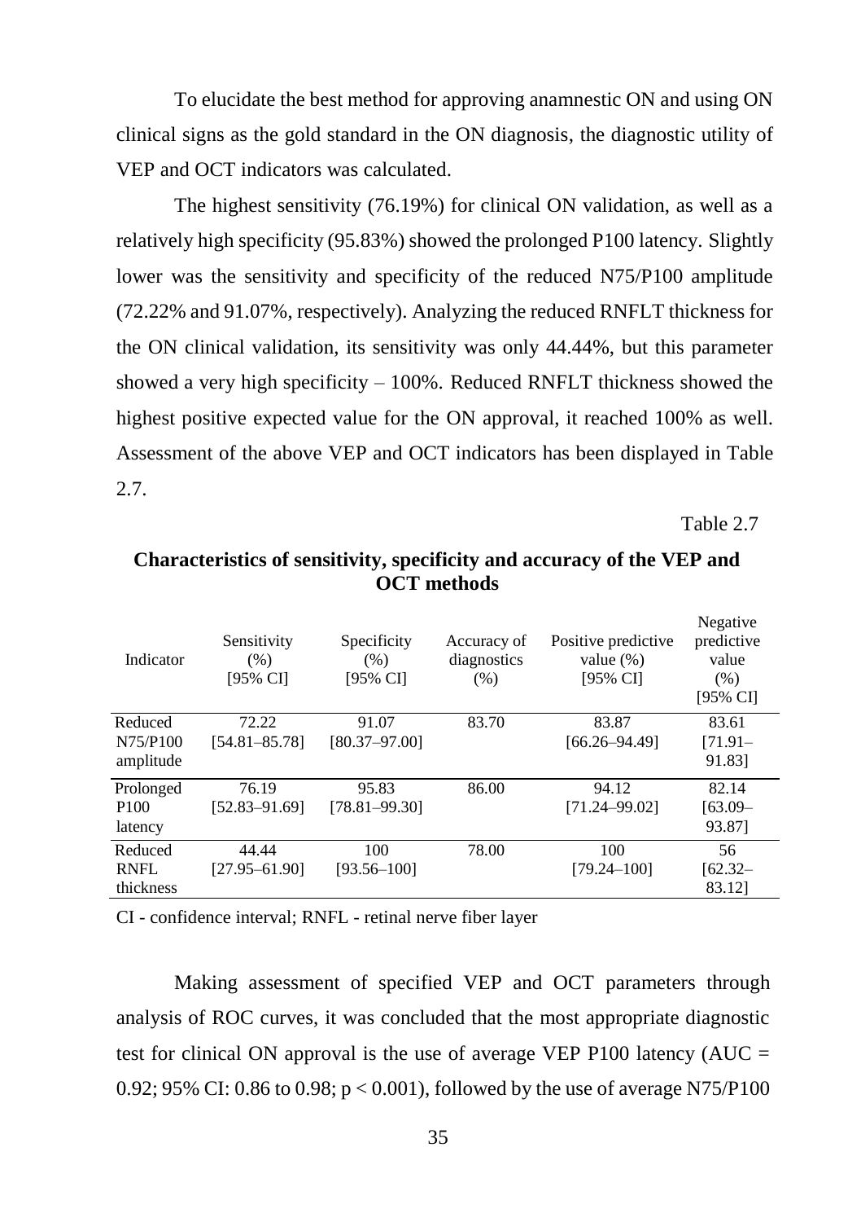To elucidate the best method for approving anamnestic ON and using ON clinical signs as the gold standard in the ON diagnosis, the diagnostic utility of VEP and OCT indicators was calculated.

The highest sensitivity (76.19%) for clinical ON validation, as well as a relatively high specificity (95.83%) showed the prolonged P100 latency. Slightly lower was the sensitivity and specificity of the reduced N75/P100 amplitude (72.22% and 91.07%, respectively). Analyzing the reduced RNFLT thickness for the ON clinical validation, its sensitivity was only 44.44%, but this parameter showed a very high specificity – 100%. Reduced RNFLT thickness showed the highest positive expected value for the ON approval, it reached 100% as well. Assessment of the above VEP and OCT indicators has been displayed in Table 2.7.

Table 2.7

**Characteristics of sensitivity, specificity and accuracy of the VEP and OCT methods**

| Indicator | Sensitivity (%) [95% CI] | Specificity (%) [95% CI] | Accuracy of diagnostics (%) | Positive predictive value (%) [95% CI] | Negative predictive value (%) [95% CI] |
|---|---|---|---|---|---|
| Reduced N75/P100 amplitude | 72.22 [54.81–85.78] | 91.07 [80.37–97.00] | 83.70 | 83.87 [66.26–94.49] | 83.61 [71.91–91.83] |
| Prolonged P100 latency | 76.19 [52.83–91.69] | 95.83 [78.81–99.30] | 86.00 | 94.12 [71.24–99.02] | 82.14 [63.09–93.87] |
| Reduced RNFL thickness | 44.44 [27.95–61.90] | 100 [93.56–100] | 78.00 | 100 [79.24–100] | 56 [62.32–83.12] |

CI - confidence interval; RNFL - retinal nerve fiber layer

Making assessment of specified VEP and OCT parameters through analysis of ROC curves, it was concluded that the most appropriate diagnostic test for clinical ON approval is the use of average VEP P100 latency (AUC = 0.92; 95% CI: 0.86 to 0.98; $p < 0.001$), followed by the use of average N75/P100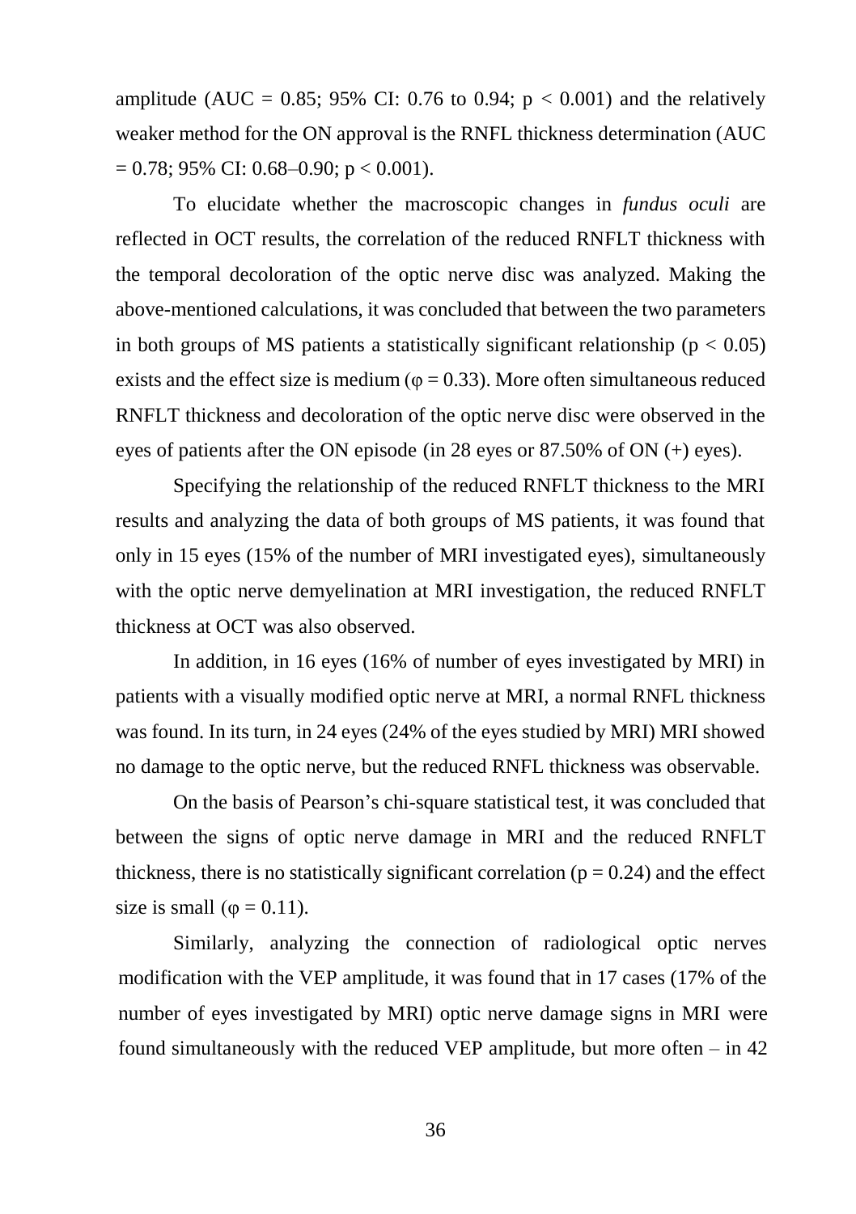amplitude (AUC = 0.85; 95% CI: 0.76 to 0.94; $p < 0.001$) and the relatively weaker method for the ON approval is the RNFL thickness determination (AUC = 0.78; 95% CI: 0.68–0.90; $p < 0.001$).

To elucidate whether the macroscopic changes in *fundus oculi* are reflected in OCT results, the correlation of the reduced RNFLT thickness with the temporal decoloration of the optic nerve disc was analyzed. Making the above-mentioned calculations, it was concluded that between the two parameters in both groups of MS patients a statistically significant relationship ($p < 0.05$) exists and the effect size is medium ($\varphi = 0.33$). More often simultaneous reduced RNFLT thickness and decoloration of the optic nerve disc were observed in the eyes of patients after the ON episode (in 28 eyes or 87.50% of ON (+) eyes).

Specifying the relationship of the reduced RNFLT thickness to the MRI results and analyzing the data of both groups of MS patients, it was found that only in 15 eyes (15% of the number of MRI investigated eyes), simultaneously with the optic nerve demyelination at MRI investigation, the reduced RNFLT thickness at OCT was also observed.

In addition, in 16 eyes (16% of number of eyes investigated by MRI) in patients with a visually modified optic nerve at MRI, a normal RNFL thickness was found. In its turn, in 24 eyes (24% of the eyes studied by MRI) MRI showed no damage to the optic nerve, but the reduced RNFL thickness was observable.

On the basis of Pearson's chi-square statistical test, it was concluded that between the signs of optic nerve damage in MRI and the reduced RNFLT thickness, there is no statistically significant correlation ($p = 0.24$) and the effect size is small ($\varphi = 0.11$).

Similarly, analyzing the connection of radiological optic nerves modification with the VEP amplitude, it was found that in 17 cases (17% of the number of eyes investigated by MRI) optic nerve damage signs in MRI were found simultaneously with the reduced VEP amplitude, but more often – in 42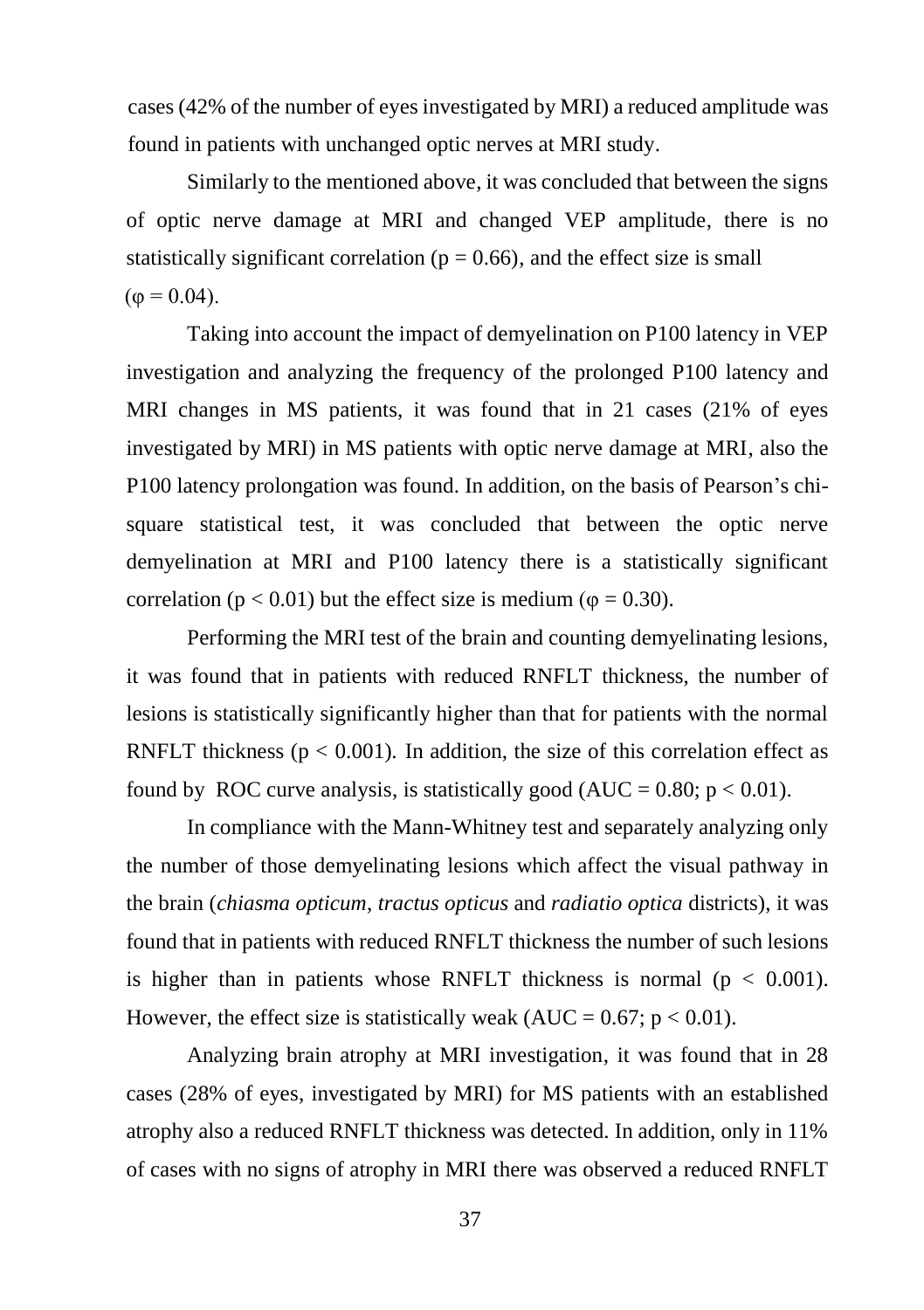cases (42% of the number of eyes investigated by MRI) a reduced amplitude was found in patients with unchanged optic nerves at MRI study.

Similarly to the mentioned above, it was concluded that between the signs of optic nerve damage at MRI and changed VEP amplitude, there is no statistically significant correlation ($p = 0.66$), and the effect size is small ($\varphi = 0.04$).

Taking into account the impact of demyelination on P100 latency in VEP investigation and analyzing the frequency of the prolonged P100 latency and MRI changes in MS patients, it was found that in 21 cases (21% of eyes investigated by MRI) in MS patients with optic nerve damage at MRI, also the P100 latency prolongation was found. In addition, on the basis of Pearson's chi-square statistical test, it was concluded that between the optic nerve demyelination at MRI and P100 latency there is a statistically significant correlation ($p < 0.01$) but the effect size is medium ($\varphi = 0.30$).

Performing the MRI test of the brain and counting demyelinating lesions, it was found that in patients with reduced RNFLT thickness, the number of lesions is statistically significantly higher than that for patients with the normal RNFLT thickness ($p < 0.001$). In addition, the size of this correlation effect as found by ROC curve analysis, is statistically good ($AUC = 0.80$; $p < 0.01$).

In compliance with the Mann-Whitney test and separately analyzing only the number of those demyelinating lesions which affect the visual pathway in the brain (*chiasma opticum*, *tractus opticus* and *radiatio optica* districts), it was found that in patients with reduced RNFLT thickness the number of such lesions is higher than in patients whose RNFLT thickness is normal ($p < 0.001$). However, the effect size is statistically weak ($AUC = 0.67$; $p < 0.01$).

Analyzing brain atrophy at MRI investigation, it was found that in 28 cases (28% of eyes, investigated by MRI) for MS patients with an established atrophy also a reduced RNFLT thickness was detected. In addition, only in 11% of cases with no signs of atrophy in MRI there was observed a reduced RNFLT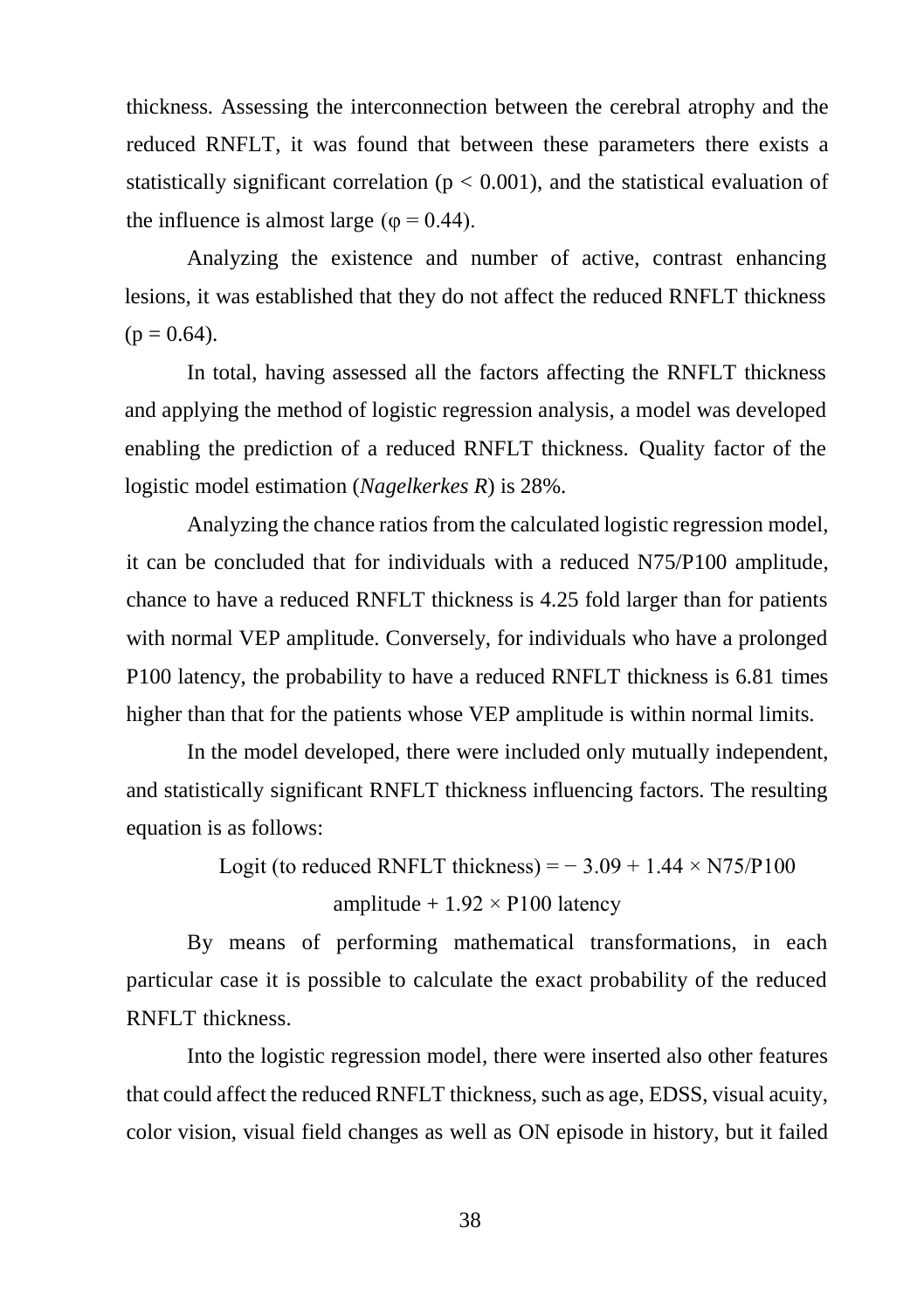thickness. Assessing the interconnection between the cerebral atrophy and the reduced RNFLT, it was found that between these parameters there exists a statistically significant correlation ($p < 0.001$), and the statistical evaluation of the influence is almost large ($\varphi = 0.44$).

Analyzing the existence and number of active, contrast enhancing lesions, it was established that they do not affect the reduced RNFLT thickness ($p = 0.64$).

In total, having assessed all the factors affecting the RNFLT thickness and applying the method of logistic regression analysis, a model was developed enabling the prediction of a reduced RNFLT thickness. Quality factor of the logistic model estimation (*Nagelkerkes R*) is 28%.

Analyzing the chance ratios from the calculated logistic regression model, it can be concluded that for individuals with a reduced N75/P100 amplitude, chance to have a reduced RNFLT thickness is 4.25 fold larger than for patients with normal VEP amplitude. Conversely, for individuals who have a prolonged P100 latency, the probability to have a reduced RNFLT thickness is 6.81 times higher than that for the patients whose VEP amplitude is within normal limits.

In the model developed, there were included only mutually independent, and statistically significant RNFLT thickness influencing factors. The resulting equation is as follows:

$$\text{Logit (to reduced RNFLT thickness)} = -3.09 + 1.44 \times \text{N75/P100 amplitude} + 1.92 \times \text{P100 latency}$$

By means of performing mathematical transformations, in each particular case it is possible to calculate the exact probability of the reduced RNFLT thickness.

Into the logistic regression model, there were inserted also other features that could affect the reduced RNFLT thickness, such as age, EDSS, visual acuity, color vision, visual field changes as well as ON episode in history, but it failed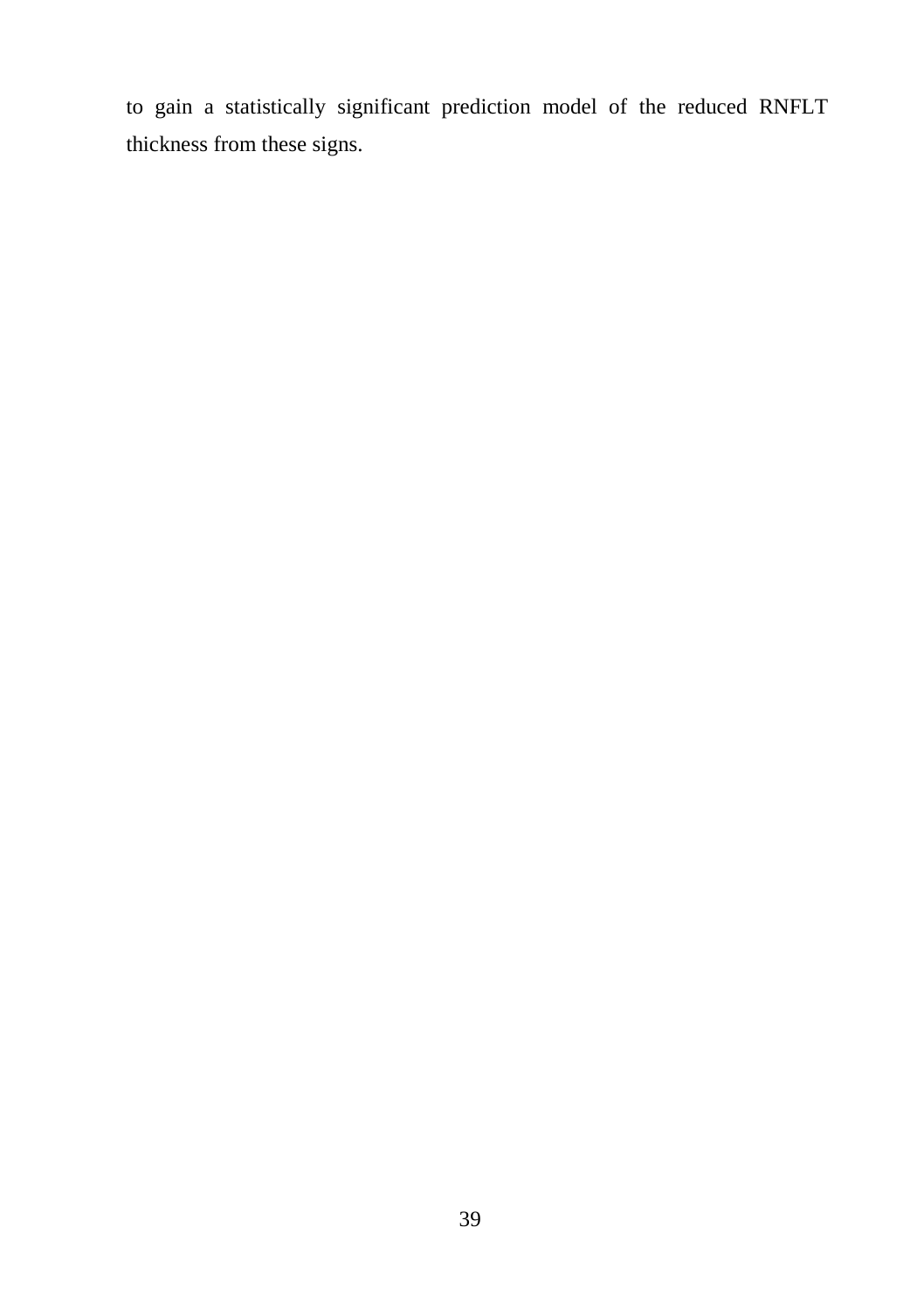to gain a statistically significant prediction model of the reduced RNFLT thickness from these signs.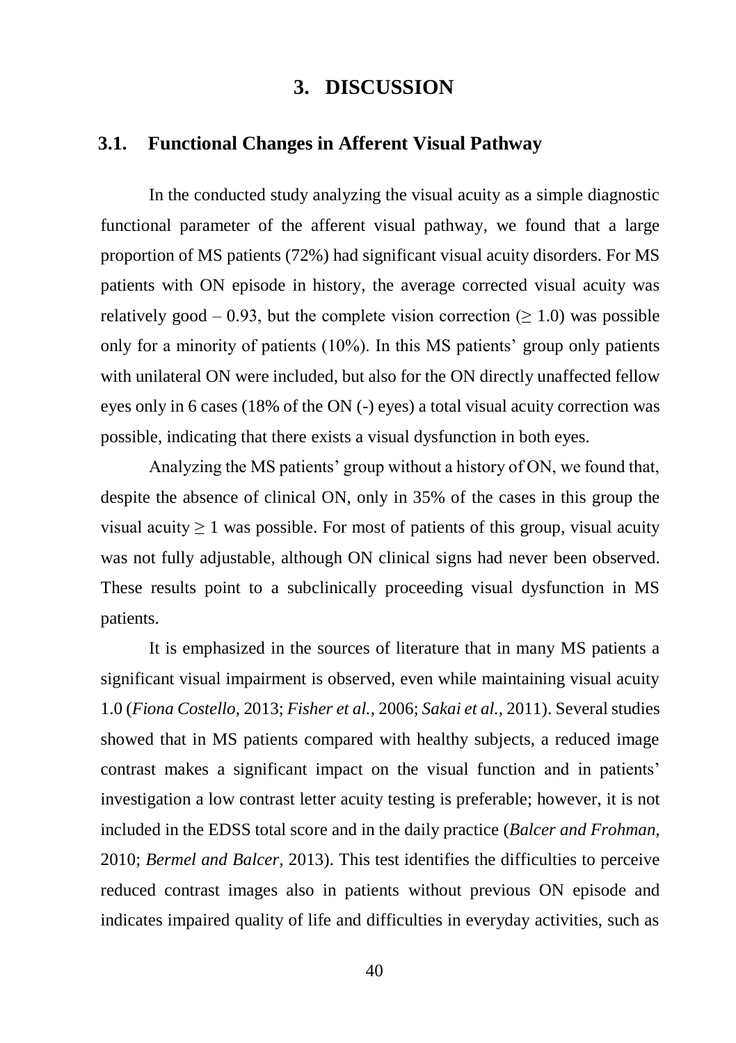# 3. DISCUSSION

## 3.1. Functional Changes in Afferent Visual Pathway

In the conducted study analyzing the visual acuity as a simple diagnostic functional parameter of the afferent visual pathway, we found that a large proportion of MS patients (72%) had significant visual acuity disorders. For MS patients with ON episode in history, the average corrected visual acuity was relatively good – 0.93, but the complete vision correction ($\geq 1.0$) was possible only for a minority of patients (10%). In this MS patients' group only patients with unilateral ON were included, but also for the ON directly unaffected fellow eyes only in 6 cases (18% of the ON (-) eyes) a total visual acuity correction was possible, indicating that there exists a visual dysfunction in both eyes.

Analyzing the MS patients' group without a history of ON, we found that, despite the absence of clinical ON, only in 35% of the cases in this group the visual acuity $\geq 1$ was possible. For most of patients of this group, visual acuity was not fully adjustable, although ON clinical signs had never been observed. These results point to a subclinically proceeding visual dysfunction in MS patients.

It is emphasized in the sources of literature that in many MS patients a significant visual impairment is observed, even while maintaining visual acuity 1.0 (*Fiona Costello,* 2013; *Fisher et al.,* 2006; *Sakai et al.,* 2011). Several studies showed that in MS patients compared with healthy subjects, a reduced image contrast makes a significant impact on the visual function and in patients' investigation a low contrast letter acuity testing is preferable; however, it is not included in the EDSS total score and in the daily practice (*Balcer and Frohman,* 2010; *Bermel and Balcer,* 2013). This test identifies the difficulties to perceive reduced contrast images also in patients without previous ON episode and indicates impaired quality of life and difficulties in everyday activities, such as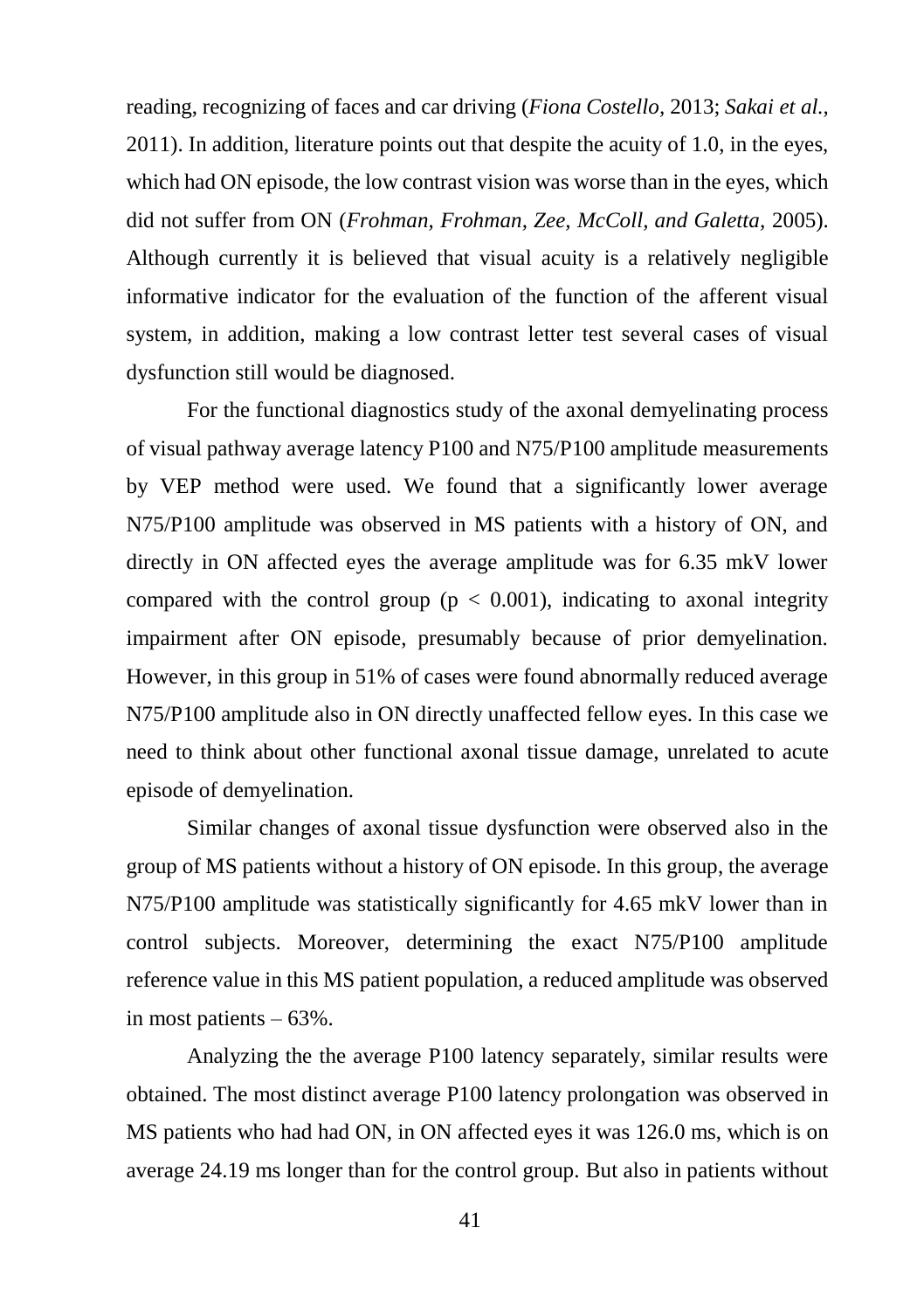reading, recognizing of faces and car driving (*Fiona Costello,* 2013; *Sakai et al.,* 2011). In addition, literature points out that despite the acuity of 1.0, in the eyes, which had ON episode, the low contrast vision was worse than in the eyes, which did not suffer from ON (*Frohman, Frohman, Zee, McColl, and Galetta,* 2005). Although currently it is believed that visual acuity is a relatively negligible informative indicator for the evaluation of the function of the afferent visual system, in addition, making a low contrast letter test several cases of visual dysfunction still would be diagnosed.

For the functional diagnostics study of the axonal demyelinating process of visual pathway average latency P100 and N75/P100 amplitude measurements by VEP method were used. We found that a significantly lower average N75/P100 amplitude was observed in MS patients with a history of ON, and directly in ON affected eyes the average amplitude was for 6.35 mkV lower compared with the control group ($p < 0.001$), indicating to axonal integrity impairment after ON episode, presumably because of prior demyelination. However, in this group in 51% of cases were found abnormally reduced average N75/P100 amplitude also in ON directly unaffected fellow eyes. In this case we need to think about other functional axonal tissue damage, unrelated to acute episode of demyelination.

Similar changes of axonal tissue dysfunction were observed also in the group of MS patients without a history of ON episode. In this group, the average N75/P100 amplitude was statistically significantly for 4.65 mkV lower than in control subjects. Moreover, determining the exact N75/P100 amplitude reference value in this MS patient population, a reduced amplitude was observed in most patients – 63%.

Analyzing the the average P100 latency separately, similar results were obtained. The most distinct average P100 latency prolongation was observed in MS patients who had had ON, in ON affected eyes it was 126.0 ms, which is on average 24.19 ms longer than for the control group. But also in patients without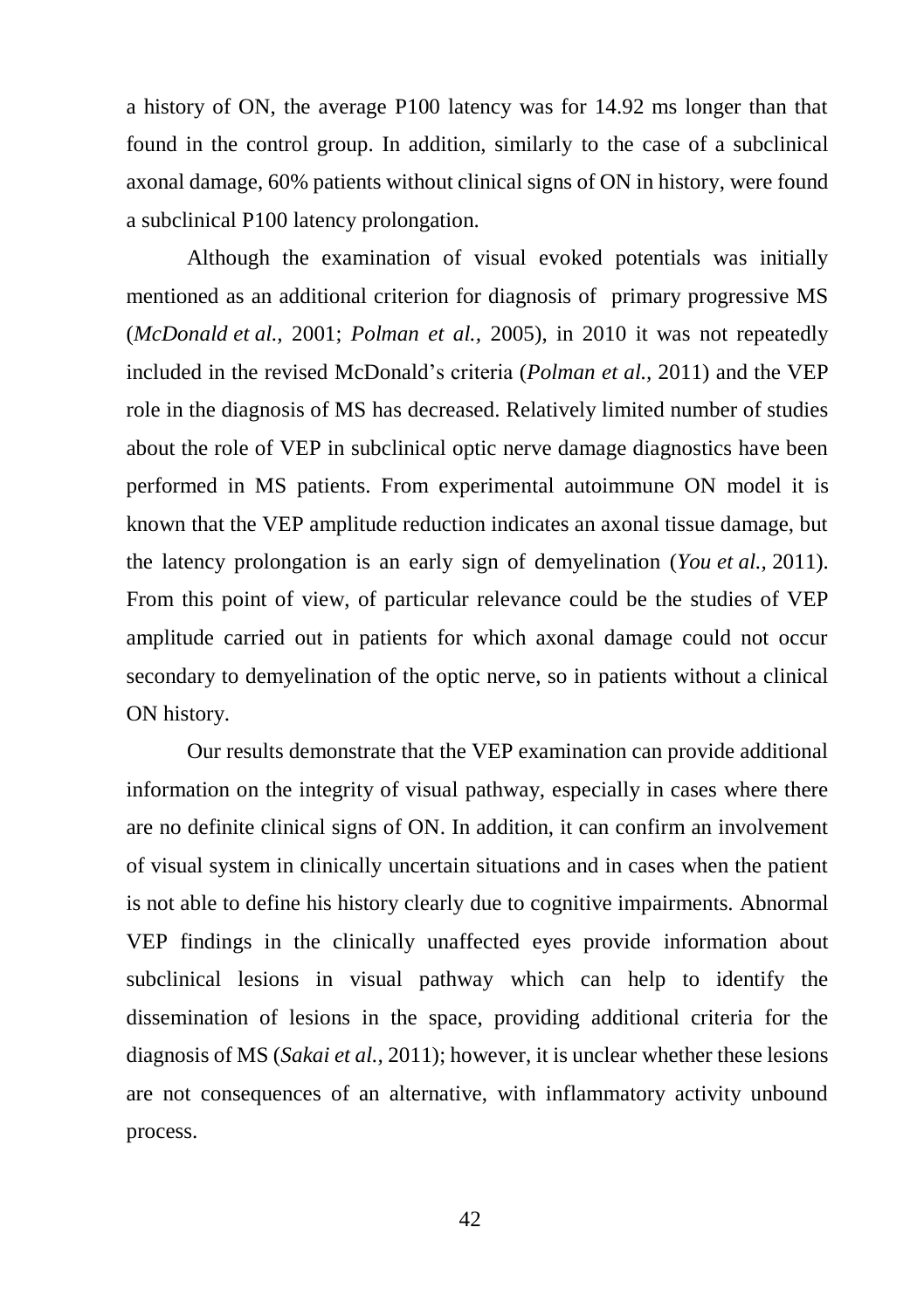a history of ON, the average P100 latency was for 14.92 ms longer than that found in the control group. In addition, similarly to the case of a subclinical axonal damage, 60% patients without clinical signs of ON in history, were found a subclinical P100 latency prolongation.

Although the examination of visual evoked potentials was initially mentioned as an additional criterion for diagnosis of primary progressive MS (*McDonald et al.,* 2001; *Polman et al.,* 2005), in 2010 it was not repeatedly included in the revised McDonald's criteria (*Polman et al.,* 2011) and the VEP role in the diagnosis of MS has decreased. Relatively limited number of studies about the role of VEP in subclinical optic nerve damage diagnostics have been performed in MS patients. From experimental autoimmune ON model it is known that the VEP amplitude reduction indicates an axonal tissue damage, but the latency prolongation is an early sign of demyelination (*You et al.,* 2011). From this point of view, of particular relevance could be the studies of VEP amplitude carried out in patients for which axonal damage could not occur secondary to demyelination of the optic nerve, so in patients without a clinical ON history.

Our results demonstrate that the VEP examination can provide additional information on the integrity of visual pathway, especially in cases where there are no definite clinical signs of ON. In addition, it can confirm an involvement of visual system in clinically uncertain situations and in cases when the patient is not able to define his history clearly due to cognitive impairments. Abnormal VEP findings in the clinically unaffected eyes provide information about subclinical lesions in visual pathway which can help to identify the dissemination of lesions in the space, providing additional criteria for the diagnosis of MS (*Sakai et al.,* 2011); however, it is unclear whether these lesions are not consequences of an alternative, with inflammatory activity unbound process.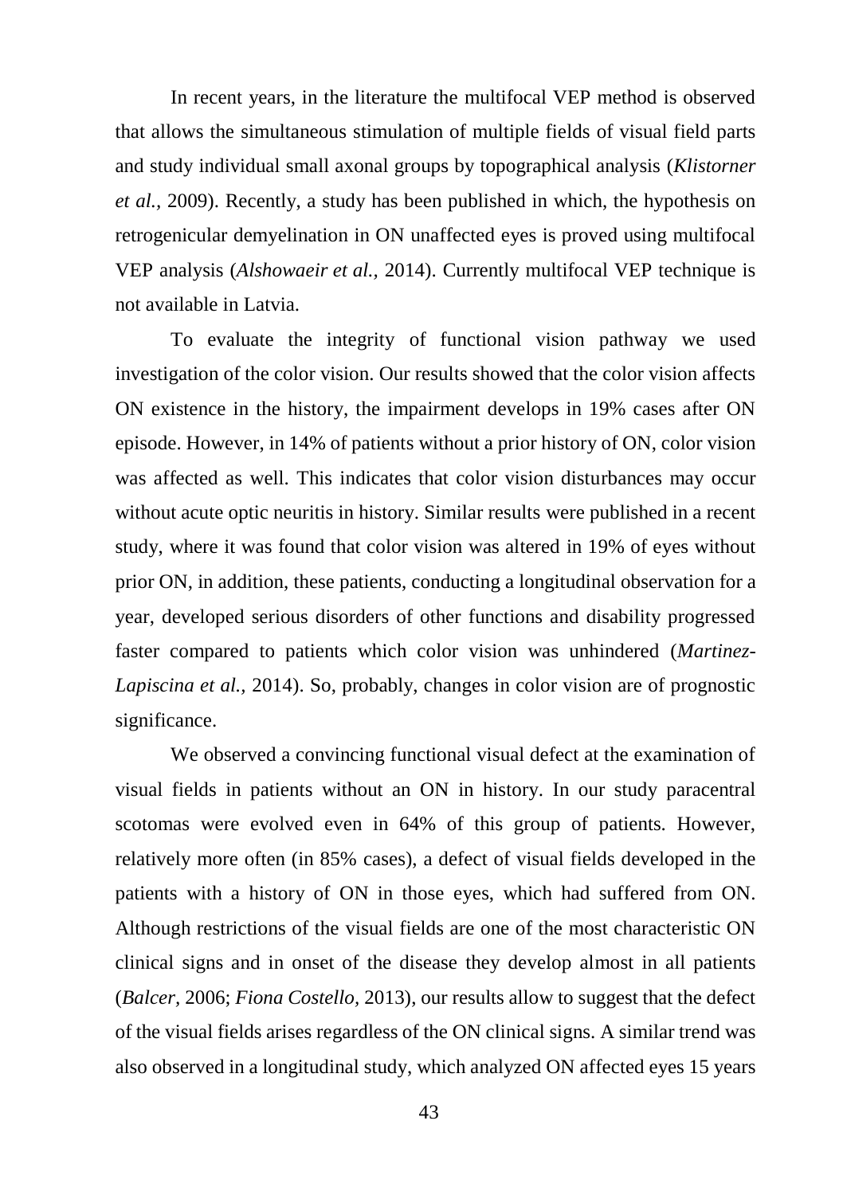In recent years, in the literature the multifocal VEP method is observed that allows the simultaneous stimulation of multiple fields of visual field parts and study individual small axonal groups by topographical analysis (*Klistorner et al.,* 2009). Recently, a study has been published in which, the hypothesis on retrogenicular demyelination in ON unaffected eyes is proved using multifocal VEP analysis (*Alshowaeir et al.,* 2014). Currently multifocal VEP technique is not available in Latvia.

To evaluate the integrity of functional vision pathway we used investigation of the color vision. Our results showed that the color vision affects ON existence in the history, the impairment develops in 19% cases after ON episode. However, in 14% of patients without a prior history of ON, color vision was affected as well. This indicates that color vision disturbances may occur without acute optic neuritis in history. Similar results were published in a recent study, where it was found that color vision was altered in 19% of eyes without prior ON, in addition, these patients, conducting a longitudinal observation for a year, developed serious disorders of other functions and disability progressed faster compared to patients which color vision was unhindered (*Martinez-Lapiscina et al.,* 2014). So, probably, changes in color vision are of prognostic significance.

We observed a convincing functional visual defect at the examination of visual fields in patients without an ON in history. In our study paracentral scotomas were evolved even in 64% of this group of patients. However, relatively more often (in 85% cases), a defect of visual fields developed in the patients with a history of ON in those eyes, which had suffered from ON. Although restrictions of the visual fields are one of the most characteristic ON clinical signs and in onset of the disease they develop almost in all patients (*Balcer,* 2006; *Fiona Costello,* 2013), our results allow to suggest that the defect of the visual fields arises regardless of the ON clinical signs. A similar trend was also observed in a longitudinal study, which analyzed ON affected eyes 15 years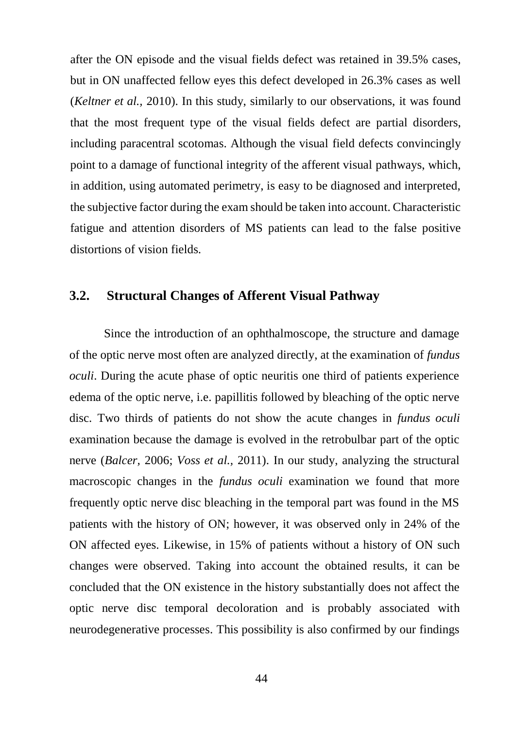after the ON episode and the visual fields defect was retained in 39.5% cases, but in ON unaffected fellow eyes this defect developed in 26.3% cases as well (*Keltner et al.,* 2010). In this study, similarly to our observations, it was found that the most frequent type of the visual fields defect are partial disorders, including paracentral scotomas. Although the visual field defects convincingly point to a damage of functional integrity of the afferent visual pathways, which, in addition, using automated perimetry, is easy to be diagnosed and interpreted, the subjective factor during the exam should be taken into account. Characteristic fatigue and attention disorders of MS patients can lead to the false positive distortions of vision fields.

## 3.2. Structural Changes of Afferent Visual Pathway

Since the introduction of an ophthalmoscope, the structure and damage of the optic nerve most often are analyzed directly, at the examination of *fundus oculi*. During the acute phase of optic neuritis one third of patients experience edema of the optic nerve, i.e. papillitis followed by bleaching of the optic nerve disc. Two thirds of patients do not show the acute changes in *fundus oculi* examination because the damage is evolved in the retrobulbar part of the optic nerve (*Balcer,* 2006; *Voss et al.,* 2011). In our study, analyzing the structural macroscopic changes in the *fundus oculi* examination we found that more frequently optic nerve disc bleaching in the temporal part was found in the MS patients with the history of ON; however, it was observed only in 24% of the ON affected eyes. Likewise, in 15% of patients without a history of ON such changes were observed. Taking into account the obtained results, it can be concluded that the ON existence in the history substantially does not affect the optic nerve disc temporal decoloration and is probably associated with neurodegenerative processes. This possibility is also confirmed by our findings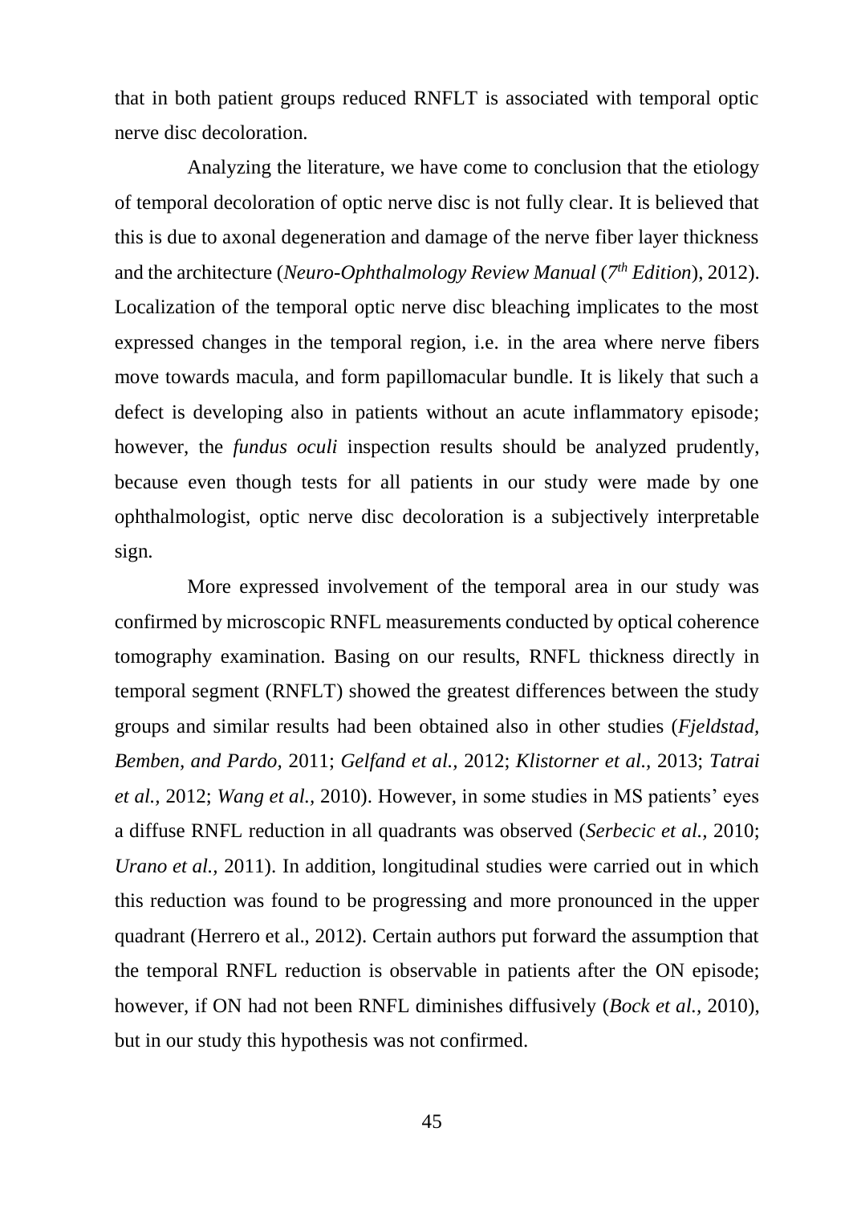that in both patient groups reduced RNFLT is associated with temporal optic nerve disc decoloration.

Analyzing the literature, we have come to conclusion that the etiology of temporal decoloration of optic nerve disc is not fully clear. It is believed that this is due to axonal degeneration and damage of the nerve fiber layer thickness and the architecture (*Neuro-Ophthalmology Review Manual* (*7th Edition*), 2012). Localization of the temporal optic nerve disc bleaching implicates to the most expressed changes in the temporal region, i.e. in the area where nerve fibers move towards macula, and form papillomacular bundle. It is likely that such a defect is developing also in patients without an acute inflammatory episode; however, the *fundus oculi* inspection results should be analyzed prudently, because even though tests for all patients in our study were made by one ophthalmologist, optic nerve disc decoloration is a subjectively interpretable sign.

More expressed involvement of the temporal area in our study was confirmed by microscopic RNFL measurements conducted by optical coherence tomography examination. Basing on our results, RNFL thickness directly in temporal segment (RNFLT) showed the greatest differences between the study groups and similar results had been obtained also in other studies (*Fjeldstad, Bemben, and Pardo,* 2011; *Gelfand et al.,* 2012; *Klistorner et al.,* 2013; *Tatrai et al.,* 2012; *Wang et al.,* 2010). However, in some studies in MS patients' eyes a diffuse RNFL reduction in all quadrants was observed (*Serbecic et al.,* 2010; *Urano et al.,* 2011). In addition, longitudinal studies were carried out in which this reduction was found to be progressing and more pronounced in the upper quadrant (Herrero et al., 2012). Certain authors put forward the assumption that the temporal RNFL reduction is observable in patients after the ON episode; however, if ON had not been RNFL diminishes diffusively (*Bock et al.,* 2010), but in our study this hypothesis was not confirmed.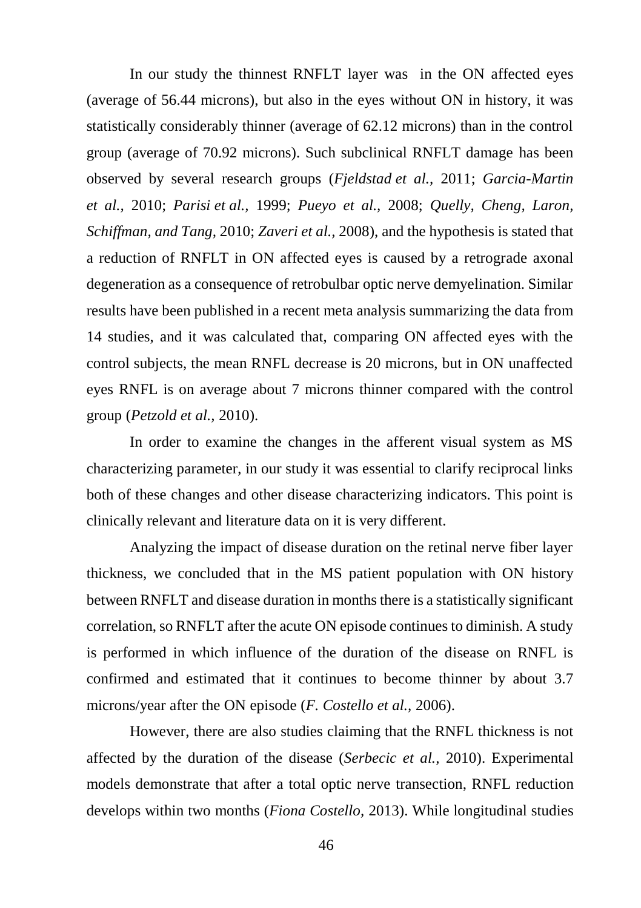In our study the thinnest RNFLT layer was  in the ON affected eyes (average of 56.44 microns), but also in the eyes without ON in history, it was statistically considerably thinner (average of 62.12 microns) than in the control group (average of 70.92 microns). Such subclinical RNFLT damage has been observed by several research groups (*Fjeldstad et al.,* 2011; *Garcia-Martin et al.,* 2010; *Parisi et al.,* 1999; *Pueyo et al.,* 2008; *Quelly, Cheng, Laron, Schiffman, and Tang,* 2010; *Zaveri et al.,* 2008), and the hypothesis is stated that a reduction of RNFLT in ON affected eyes is caused by a retrograde axonal degeneration as a consequence of retrobulbar optic nerve demyelination. Similar results have been published in a recent meta analysis summarizing the data from 14 studies, and it was calculated that, comparing ON affected eyes with the control subjects, the mean RNFL decrease is 20 microns, but in ON unaffected eyes RNFL is on average about 7 microns thinner compared with the control group (*Petzold et al.,* 2010).

In order to examine the changes in the afferent visual system as MS characterizing parameter, in our study it was essential to clarify reciprocal links both of these changes and other disease characterizing indicators. This point is clinically relevant and literature data on it is very different.

Analyzing the impact of disease duration on the retinal nerve fiber layer thickness, we concluded that in the MS patient population with ON history between RNFLT and disease duration in months there is a statistically significant correlation, so RNFLT after the acute ON episode continues to diminish. A study is performed in which influence of the duration of the disease on RNFL is confirmed and estimated that it continues to become thinner by about 3.7 microns/year after the ON episode (*F. Costello et al.,* 2006).

However, there are also studies claiming that the RNFL thickness is not affected by the duration of the disease (*Serbecic et al.,* 2010). Experimental models demonstrate that after a total optic nerve transection, RNFL reduction develops within two months (*Fiona Costello,* 2013). While longitudinal studies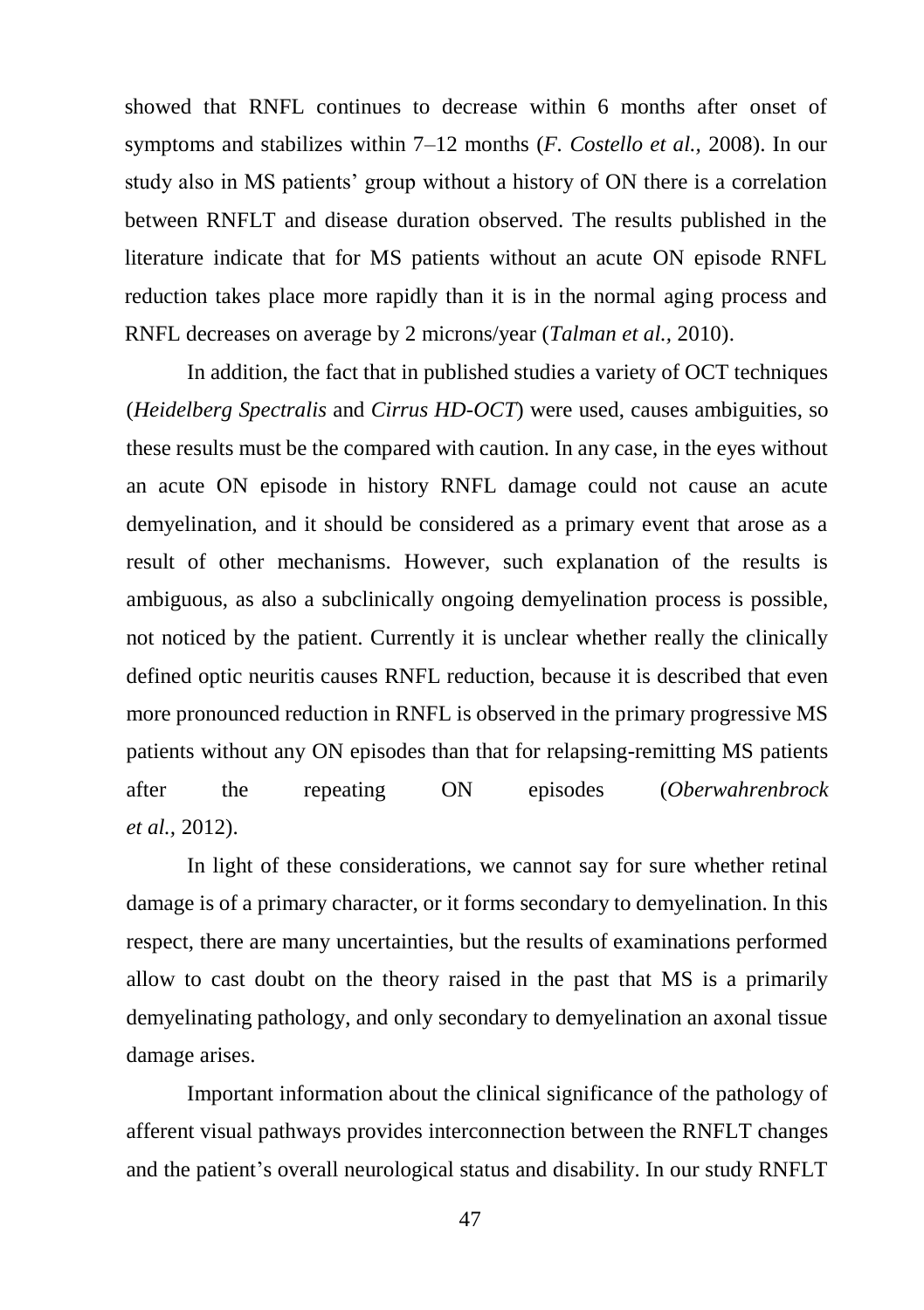showed that RNFL continues to decrease within 6 months after onset of symptoms and stabilizes within 7–12 months (*F. Costello et al.,* 2008). In our study also in MS patients' group without a history of ON there is a correlation between RNFLT and disease duration observed. The results published in the literature indicate that for MS patients without an acute ON episode RNFL reduction takes place more rapidly than it is in the normal aging process and RNFL decreases on average by 2 microns/year (*Talman et al.,* 2010).

In addition, the fact that in published studies a variety of OCT techniques (*Heidelberg Spectralis* and *Cirrus HD-OCT*) were used, causes ambiguities, so these results must be the compared with caution. In any case, in the eyes without an acute ON episode in history RNFL damage could not cause an acute demyelination, and it should be considered as a primary event that arose as a result of other mechanisms. However, such explanation of the results is ambiguous, as also a subclinically ongoing demyelination process is possible, not noticed by the patient. Currently it is unclear whether really the clinically defined optic neuritis causes RNFL reduction, because it is described that even more pronounced reduction in RNFL is observed in the primary progressive MS patients without any ON episodes than that for relapsing-remitting MS patients after the repeating ON episodes (*Oberwahrenbrock et al.,* 2012).

In light of these considerations, we cannot say for sure whether retinal damage is of a primary character, or it forms secondary to demyelination. In this respect, there are many uncertainties, but the results of examinations performed allow to cast doubt on the theory raised in the past that MS is a primarily demyelinating pathology, and only secondary to demyelination an axonal tissue damage arises.

Important information about the clinical significance of the pathology of afferent visual pathways provides interconnection between the RNFLT changes and the patient's overall neurological status and disability. In our study RNFLT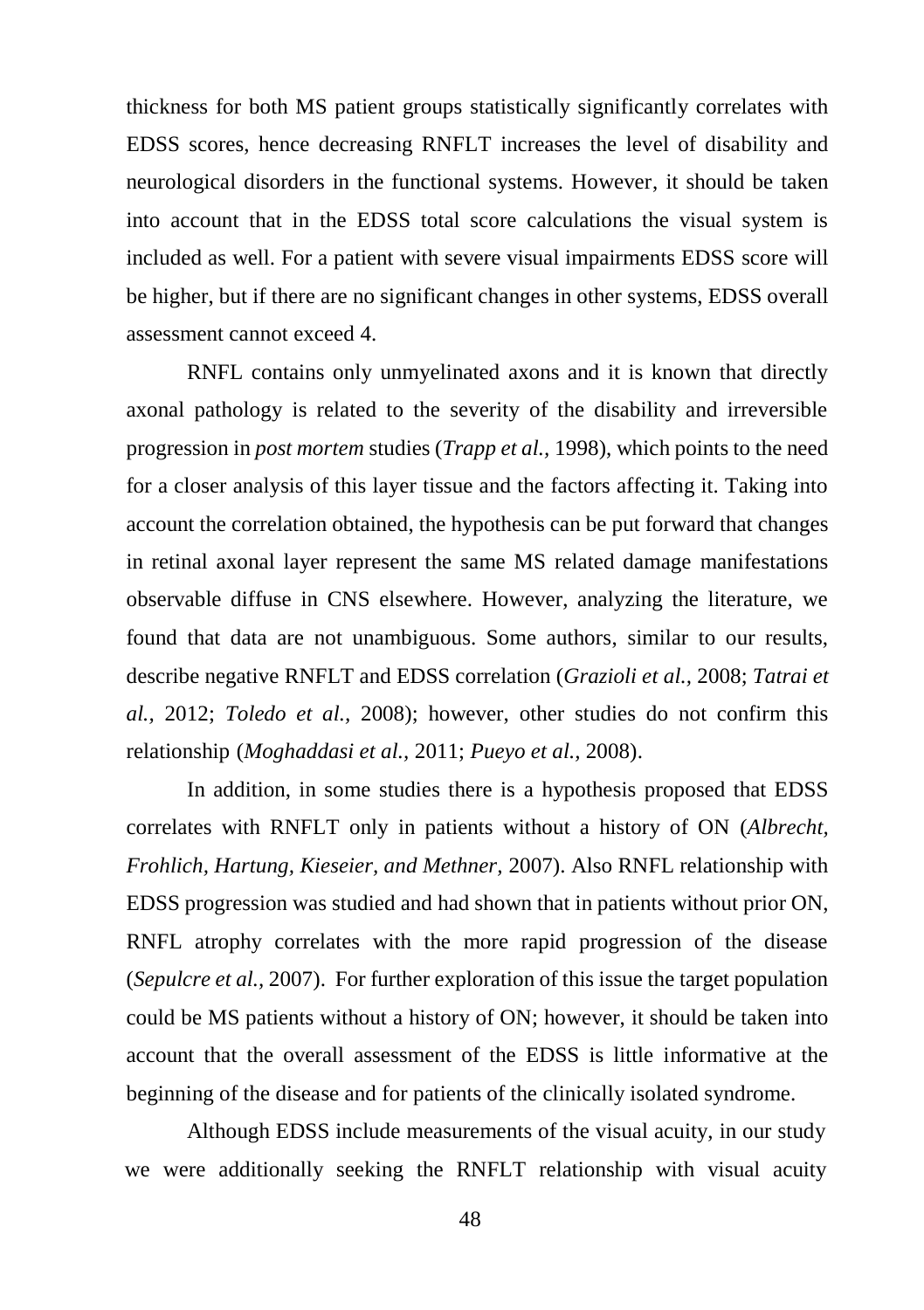thickness for both MS patient groups statistically significantly correlates with EDSS scores, hence decreasing RNFLT increases the level of disability and neurological disorders in the functional systems. However, it should be taken into account that in the EDSS total score calculations the visual system is included as well. For a patient with severe visual impairments EDSS score will be higher, but if there are no significant changes in other systems, EDSS overall assessment cannot exceed 4.

RNFL contains only unmyelinated axons and it is known that directly axonal pathology is related to the severity of the disability and irreversible progression in *post mortem* studies (*Trapp et al.*, 1998), which points to the need for a closer analysis of this layer tissue and the factors affecting it. Taking into account the correlation obtained, the hypothesis can be put forward that changes in retinal axonal layer represent the same MS related damage manifestations observable diffuse in CNS elsewhere. However, analyzing the literature, we found that data are not unambiguous. Some authors, similar to our results, describe negative RNFLT and EDSS correlation (*Grazioli et al.*, 2008; *Tatrai et al.*, 2012; *Toledo et al.*, 2008); however, other studies do not confirm this relationship (*Moghaddasi et al.*, 2011; *Pueyo et al.*, 2008).

In addition, in some studies there is a hypothesis proposed that EDSS correlates with RNFLT only in patients without a history of ON (*Albrecht, Frohlich, Hartung, Kieseier, and Methner,* 2007). Also RNFL relationship with EDSS progression was studied and had shown that in patients without prior ON, RNFL atrophy correlates with the more rapid progression of the disease (*Sepulcre et al.,* 2007). For further exploration of this issue the target population could be MS patients without a history of ON; however, it should be taken into account that the overall assessment of the EDSS is little informative at the beginning of the disease and for patients of the clinically isolated syndrome.

Although EDSS include measurements of the visual acuity, in our study we were additionally seeking the RNFLT relationship with visual acuity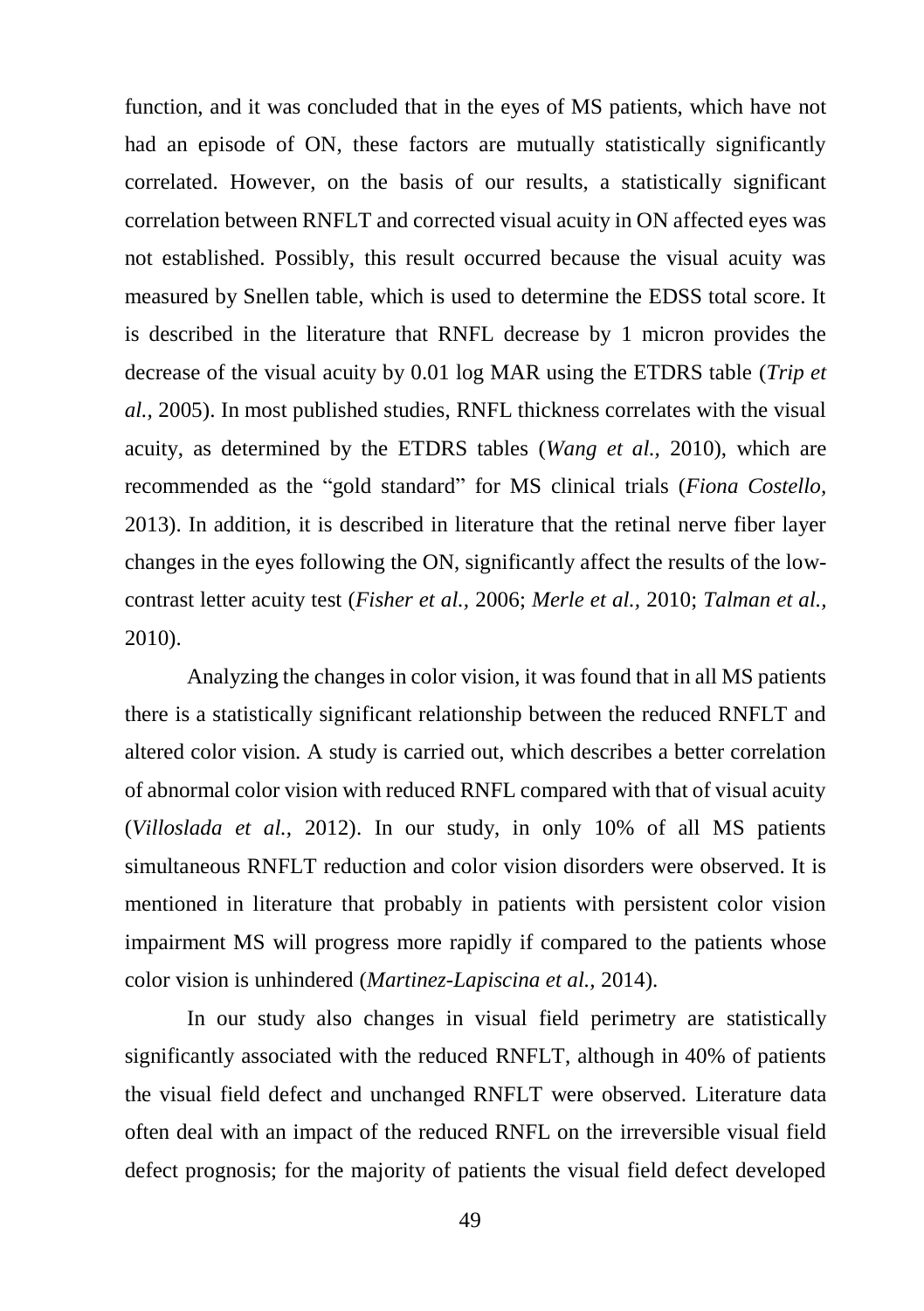function, and it was concluded that in the eyes of MS patients, which have not had an episode of ON, these factors are mutually statistically significantly correlated. However, on the basis of our results, a statistically significant correlation between RNFLT and corrected visual acuity in ON affected eyes was not established. Possibly, this result occurred because the visual acuity was measured by Snellen table, which is used to determine the EDSS total score. It is described in the literature that RNFL decrease by 1 micron provides the decrease of the visual acuity by 0.01 log MAR using the ETDRS table (*Trip et al.,* 2005). In most published studies, RNFL thickness correlates with the visual acuity, as determined by the ETDRS tables (*Wang et al.,* 2010), which are recommended as the "gold standard" for MS clinical trials (*Fiona Costello,* 2013). In addition, it is described in literature that the retinal nerve fiber layer changes in the eyes following the ON, significantly affect the results of the low-contrast letter acuity test (*Fisher et al.,* 2006; *Merle et al.,* 2010; *Talman et al.,* 2010).

Analyzing the changes in color vision, it was found that in all MS patients there is a statistically significant relationship between the reduced RNFLT and altered color vision. A study is carried out, which describes a better correlation of abnormal color vision with reduced RNFL compared with that of visual acuity (*Villoslada et al.,* 2012). In our study, in only 10% of all MS patients simultaneous RNFLT reduction and color vision disorders were observed. It is mentioned in literature that probably in patients with persistent color vision impairment MS will progress more rapidly if compared to the patients whose color vision is unhindered (*Martinez-Lapiscina et al.,* 2014).

In our study also changes in visual field perimetry are statistically significantly associated with the reduced RNFLT, although in 40% of patients the visual field defect and unchanged RNFLT were observed. Literature data often deal with an impact of the reduced RNFL on the irreversible visual field defect prognosis; for the majority of patients the visual field defect developed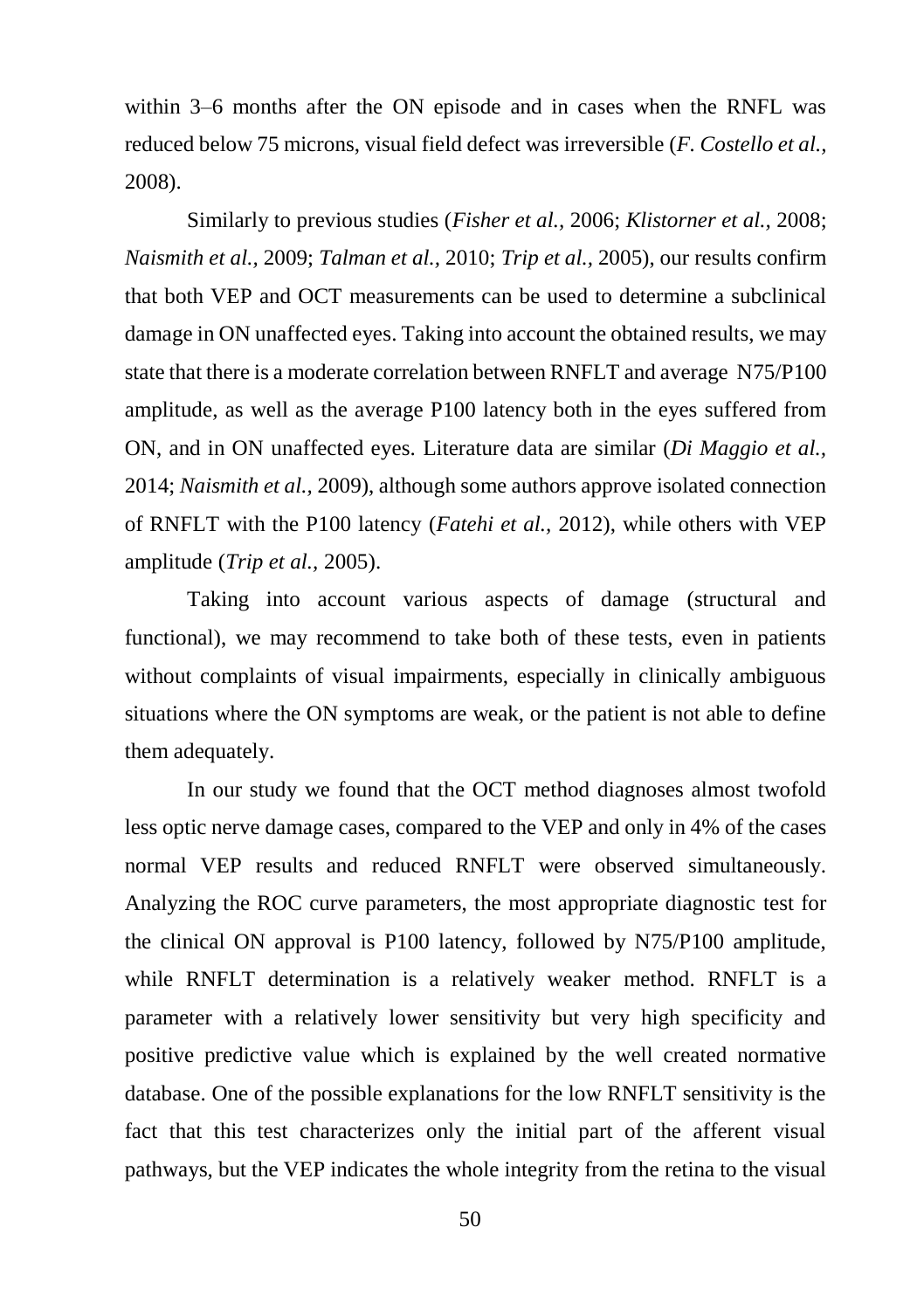within 3–6 months after the ON episode and in cases when the RNFL was reduced below 75 microns, visual field defect was irreversible (*F. Costello et al.*, 2008).

Similarly to previous studies (*Fisher et al.,* 2006; *Klistorner et al.,* 2008; *Naismith et al.,* 2009; *Talman et al.,* 2010; *Trip et al.,* 2005), our results confirm that both VEP and OCT measurements can be used to determine a subclinical damage in ON unaffected eyes. Taking into account the obtained results, we may state that there is a moderate correlation between RNFLT and average N75/P100 amplitude, as well as the average P100 latency both in the eyes suffered from ON, and in ON unaffected eyes. Literature data are similar (*Di Maggio et al.,* 2014; *Naismith et al.,* 2009), although some authors approve isolated connection of RNFLT with the P100 latency (*Fatehi et al.,* 2012), while others with VEP amplitude (*Trip et al.,* 2005).

Taking into account various aspects of damage (structural and functional), we may recommend to take both of these tests, even in patients without complaints of visual impairments, especially in clinically ambiguous situations where the ON symptoms are weak, or the patient is not able to define them adequately.

In our study we found that the OCT method diagnoses almost twofold less optic nerve damage cases, compared to the VEP and only in 4% of the cases normal VEP results and reduced RNFLT were observed simultaneously. Analyzing the ROC curve parameters, the most appropriate diagnostic test for the clinical ON approval is P100 latency, followed by N75/P100 amplitude, while RNFLT determination is a relatively weaker method. RNFLT is a parameter with a relatively lower sensitivity but very high specificity and positive predictive value which is explained by the well created normative database. One of the possible explanations for the low RNFLT sensitivity is the fact that this test characterizes only the initial part of the afferent visual pathways, but the VEP indicates the whole integrity from the retina to the visual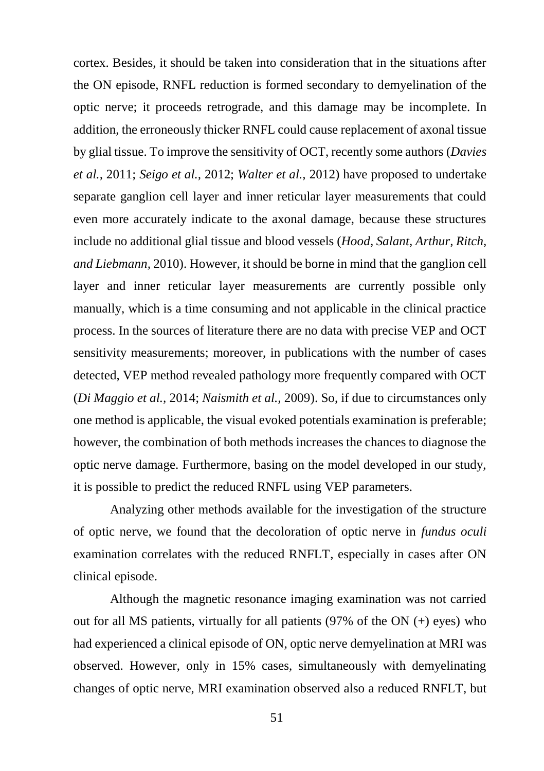cortex. Besides, it should be taken into consideration that in the situations after the ON episode, RNFL reduction is formed secondary to demyelination of the optic nerve; it proceeds retrograde, and this damage may be incomplete. In addition, the erroneously thicker RNFL could cause replacement of axonal tissue by glial tissue. To improve the sensitivity of OCT, recently some authors (*Davies et al.,* 2011; *Seigo et al.,* 2012; *Walter et al.,* 2012) have proposed to undertake separate ganglion cell layer and inner reticular layer measurements that could even more accurately indicate to the axonal damage, because these structures include no additional glial tissue and blood vessels (*Hood, Salant, Arthur, Ritch, and Liebmann,* 2010). However, it should be borne in mind that the ganglion cell layer and inner reticular layer measurements are currently possible only manually, which is a time consuming and not applicable in the clinical practice process. In the sources of literature there are no data with precise VEP and OCT sensitivity measurements; moreover, in publications with the number of cases detected, VEP method revealed pathology more frequently compared with OCT (*Di Maggio et al.,* 2014; *Naismith et al.,* 2009). So, if due to circumstances only one method is applicable, the visual evoked potentials examination is preferable; however, the combination of both methods increases the chances to diagnose the optic nerve damage. Furthermore, basing on the model developed in our study, it is possible to predict the reduced RNFL using VEP parameters.

Analyzing other methods available for the investigation of the structure of optic nerve, we found that the decoloration of optic nerve in *fundus oculi* examination correlates with the reduced RNFLT, especially in cases after ON clinical episode.

Although the magnetic resonance imaging examination was not carried out for all MS patients, virtually for all patients (97% of the ON (+) eyes) who had experienced a clinical episode of ON, optic nerve demyelination at MRI was observed. However, only in 15% cases, simultaneously with demyelinating changes of optic nerve, MRI examination observed also a reduced RNFLT, but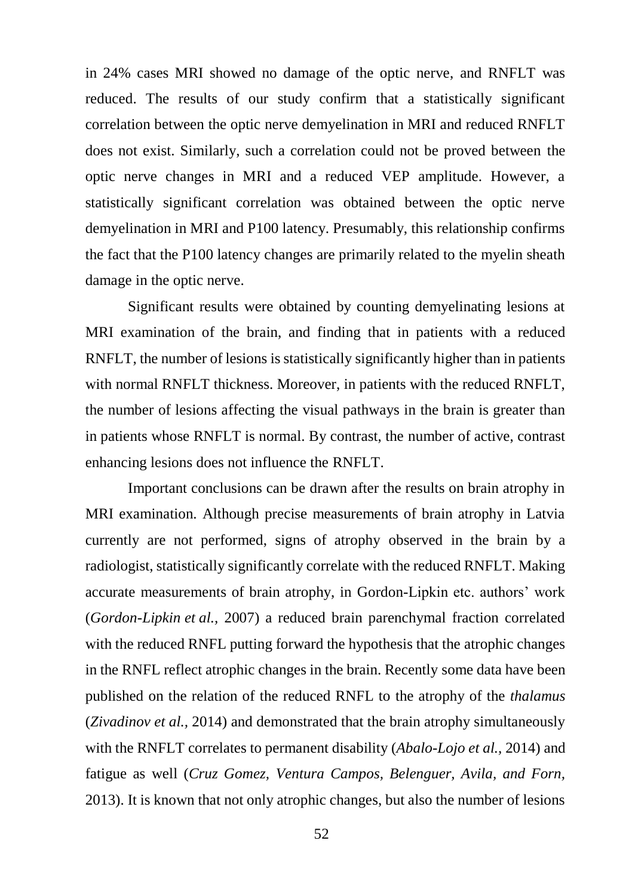in 24% cases MRI showed no damage of the optic nerve, and RNFLT was reduced. The results of our study confirm that a statistically significant correlation between the optic nerve demyelination in MRI and reduced RNFLT does not exist. Similarly, such a correlation could not be proved between the optic nerve changes in MRI and a reduced VEP amplitude. However, a statistically significant correlation was obtained between the optic nerve demyelination in MRI and P100 latency. Presumably, this relationship confirms the fact that the P100 latency changes are primarily related to the myelin sheath damage in the optic nerve.

Significant results were obtained by counting demyelinating lesions at MRI examination of the brain, and finding that in patients with a reduced RNFLT, the number of lesions is statistically significantly higher than in patients with normal RNFLT thickness. Moreover, in patients with the reduced RNFLT, the number of lesions affecting the visual pathways in the brain is greater than in patients whose RNFLT is normal. By contrast, the number of active, contrast enhancing lesions does not influence the RNFLT.

Important conclusions can be drawn after the results on brain atrophy in MRI examination. Although precise measurements of brain atrophy in Latvia currently are not performed, signs of atrophy observed in the brain by a radiologist, statistically significantly correlate with the reduced RNFLT. Making accurate measurements of brain atrophy, in Gordon-Lipkin etc. authors' work (*Gordon-Lipkin et al.,* 2007) a reduced brain parenchymal fraction correlated with the reduced RNFL putting forward the hypothesis that the atrophic changes in the RNFL reflect atrophic changes in the brain. Recently some data have been published on the relation of the reduced RNFL to the atrophy of the *thalamus* (*Zivadinov et al.,* 2014) and demonstrated that the brain atrophy simultaneously with the RNFLT correlates to permanent disability (*Abalo-Lojo et al.,* 2014) and fatigue as well (*Cruz Gomez, Ventura Campos, Belenguer, Avila, and Forn,* 2013). It is known that not only atrophic changes, but also the number of lesions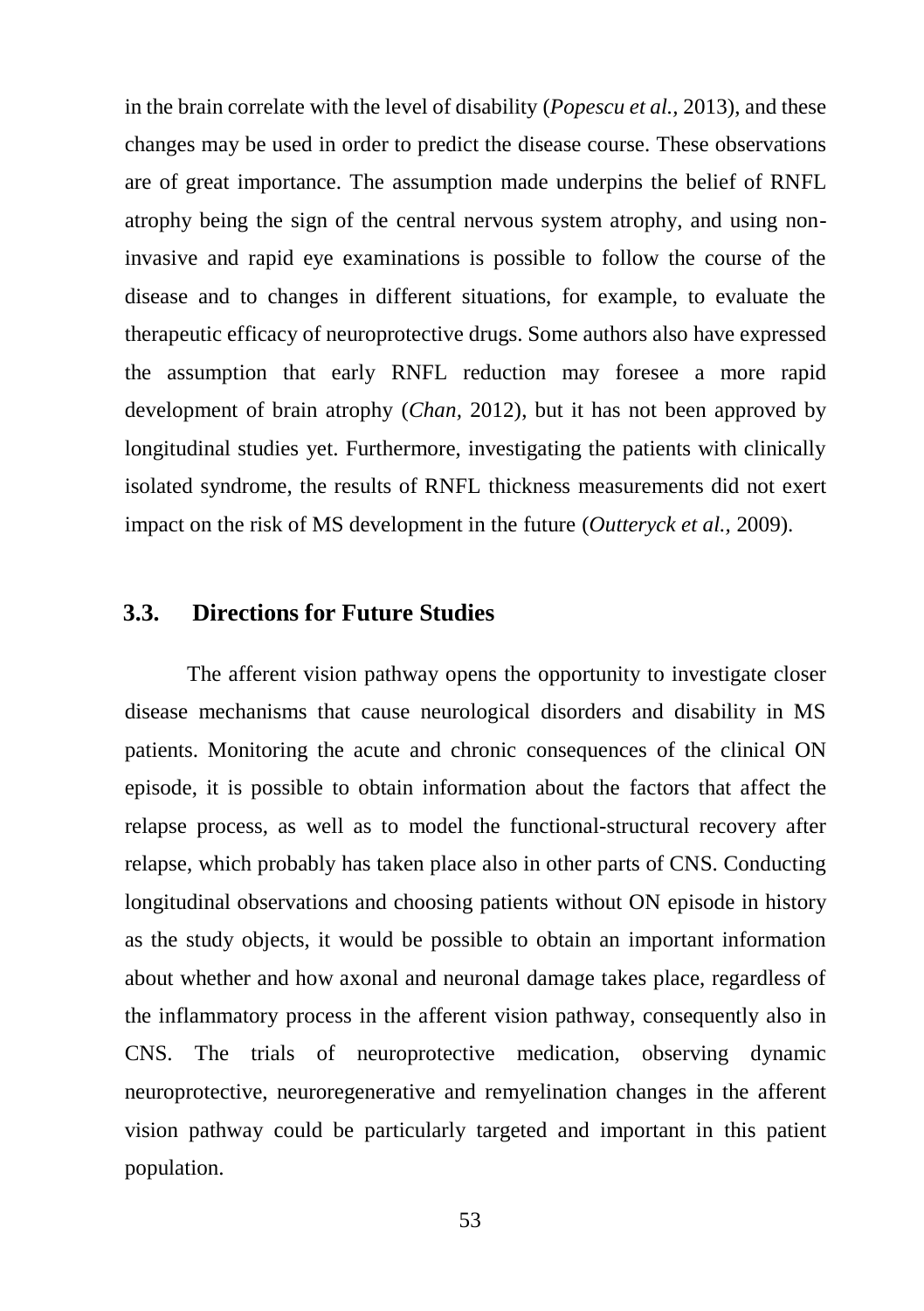in the brain correlate with the level of disability (*Popescu et al.,* 2013), and these changes may be used in order to predict the disease course. These observations are of great importance. The assumption made underpins the belief of RNFL atrophy being the sign of the central nervous system atrophy, and using non-invasive and rapid eye examinations is possible to follow the course of the disease and to changes in different situations, for example, to evaluate the therapeutic efficacy of neuroprotective drugs. Some authors also have expressed the assumption that early RNFL reduction may foresee a more rapid development of brain atrophy (*Chan,* 2012), but it has not been approved by longitudinal studies yet. Furthermore, investigating the patients with clinically isolated syndrome, the results of RNFL thickness measurements did not exert impact on the risk of MS development in the future (*Outteryck et al.,* 2009).

### 3.3. Directions for Future Studies

The afferent vision pathway opens the opportunity to investigate closer disease mechanisms that cause neurological disorders and disability in MS patients. Monitoring the acute and chronic consequences of the clinical ON episode, it is possible to obtain information about the factors that affect the relapse process, as well as to model the functional-structural recovery after relapse, which probably has taken place also in other parts of CNS. Conducting longitudinal observations and choosing patients without ON episode in history as the study objects, it would be possible to obtain an important information about whether and how axonal and neuronal damage takes place, regardless of the inflammatory process in the afferent vision pathway, consequently also in CNS. The trials of neuroprotective medication, observing dynamic neuroprotective, neuroregenerative and remyelination changes in the afferent vision pathway could be particularly targeted and important in this patient population.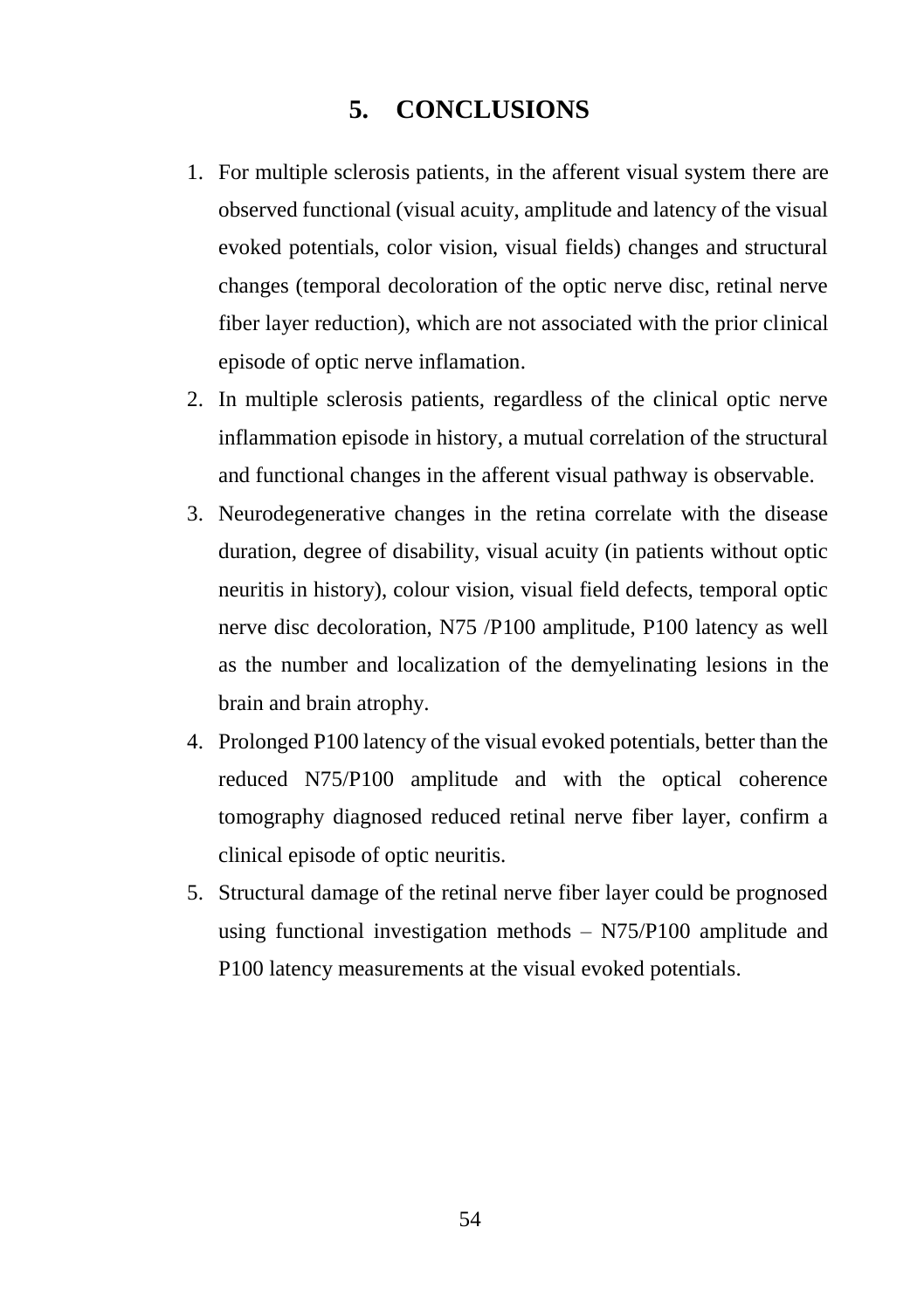## 5. CONCLUSIONS

1. For multiple sclerosis patients, in the afferent visual system there are observed functional (visual acuity, amplitude and latency of the visual evoked potentials, color vision, visual fields) changes and structural changes (temporal decoloration of the optic nerve disc, retinal nerve fiber layer reduction), which are not associated with the prior clinical episode of optic nerve inflamation.
2. In multiple sclerosis patients, regardless of the clinical optic nerve inflammation episode in history, a mutual correlation of the structural and functional changes in the afferent visual pathway is observable.
3. Neurodegenerative changes in the retina correlate with the disease duration, degree of disability, visual acuity (in patients without optic neuritis in history), colour vision, visual field defects, temporal optic nerve disc decoloration, N75 /P100 amplitude, P100 latency as well as the number and localization of the demyelinating lesions in the brain and brain atrophy.
4. Prolonged P100 latency of the visual evoked potentials, better than the reduced N75/P100 amplitude and with the optical coherence tomography diagnosed reduced retinal nerve fiber layer, confirm a clinical episode of optic neuritis.
5. Structural damage of the retinal nerve fiber layer could be prognosed using functional investigation methods – N75/P100 amplitude and P100 latency measurements at the visual evoked potentials.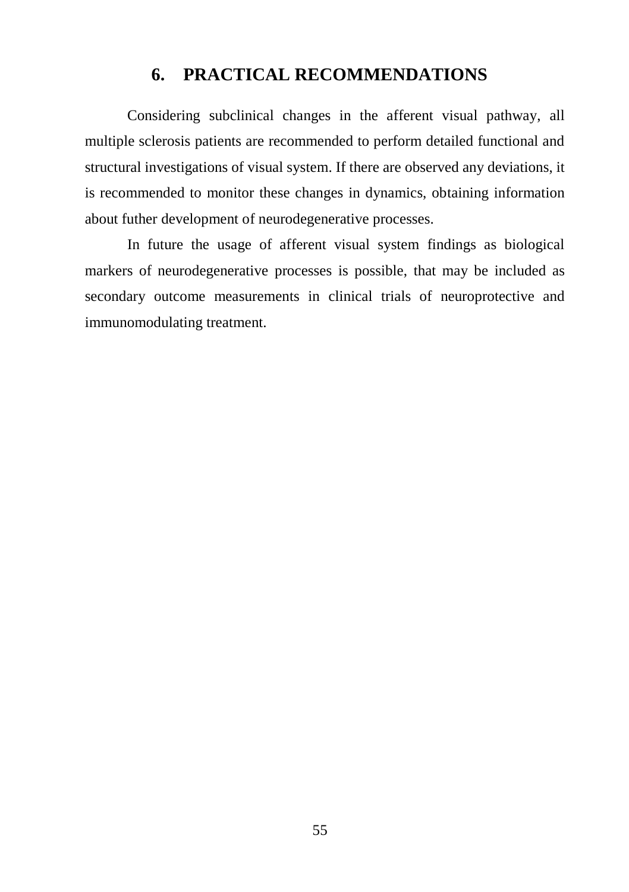# 6. PRACTICAL RECOMMENDATIONS

Considering subclinical changes in the afferent visual pathway, all multiple sclerosis patients are recommended to perform detailed functional and structural investigations of visual system. If there are observed any deviations, it is recommended to monitor these changes in dynamics, obtaining information about futher development of neurodegenerative processes.

In future the usage of afferent visual system findings as biological markers of neurodegenerative processes is possible, that may be included as secondary outcome measurements in clinical trials of neuroprotective and immunomodulating treatment.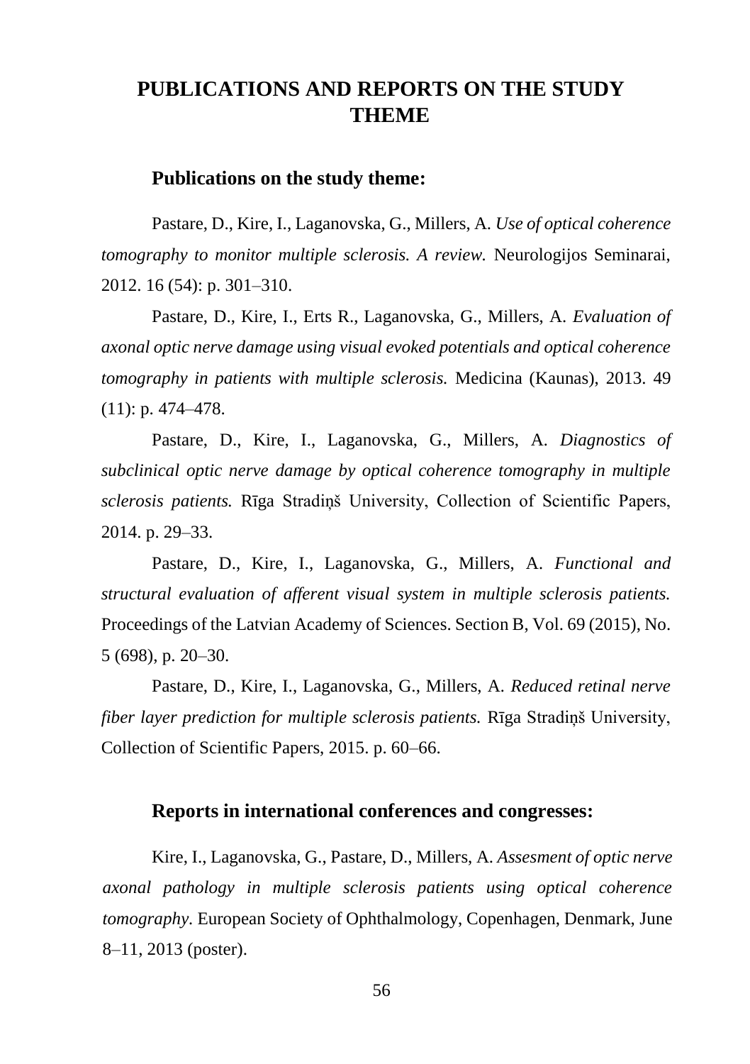# PUBLICATIONS AND REPORTS ON THE STUDY THEME

## Publications on the study theme:

Pastare, D., Kire, I., Laganovska, G., Millers, A. *Use of optical coherence tomography to monitor multiple sclerosis. A review.* Neurologijos Seminarai, 2012. 16 (54): p. 301–310.

Pastare, D., Kire, I., Erts R., Laganovska, G., Millers, A. *Evaluation of axonal optic nerve damage using visual evoked potentials and optical coherence tomography in patients with multiple sclerosis.* Medicina (Kaunas), 2013. 49 (11): p. 474–478.

Pastare, D., Kire, I., Laganovska, G., Millers, A. *Diagnostics of subclinical optic nerve damage by optical coherence tomography in multiple sclerosis patients.* Rīga Stradiņš University, Collection of Scientific Papers, 2014. p. 29–33.

Pastare, D., Kire, I., Laganovska, G., Millers, A. *Functional and structural evaluation of afferent visual system in multiple sclerosis patients.* Proceedings of the Latvian Academy of Sciences. Section B, Vol. 69 (2015), No. 5 (698), p. 20–30.

Pastare, D., Kire, I., Laganovska, G., Millers, A. *Reduced retinal nerve fiber layer prediction for multiple sclerosis patients.* Rīga Stradiņš University, Collection of Scientific Papers, 2015. p. 60–66.

## Reports in international conferences and congresses:

Kire, I., Laganovska, G., Pastare, D., Millers, A. *Assesment of optic nerve axonal pathology in multiple sclerosis patients using optical coherence tomography.* European Society of Ophthalmology, Copenhagen, Denmark, June 8–11, 2013 (poster).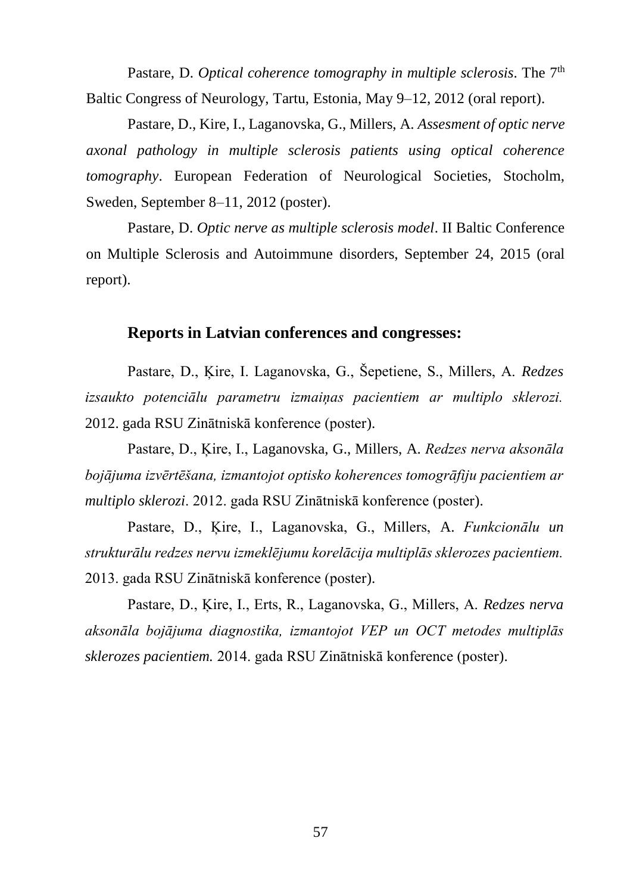Pastare, D. *Optical coherence tomography in multiple sclerosis*. The 7th Baltic Congress of Neurology, Tartu, Estonia, May 9–12, 2012 (oral report).

Pastare, D., Kire, I., Laganovska, G., Millers, A. *Assesment of optic nerve axonal pathology in multiple sclerosis patients using optical coherence tomography*. European Federation of Neurological Societies, Stocholm, Sweden, September 8–11, 2012 (poster).

Pastare, D. *Optic nerve as multiple sclerosis model*. II Baltic Conference on Multiple Sclerosis and Autoimmune disorders, September 24, 2015 (oral report).

## Reports in Latvian conferences and congresses:

Pastare, D., Ķire, I. Laganovska, G., Šepetiene, S., Millers, A. *Redzes izsaukto potenciālu parametru izmaiņas pacientiem ar multiplo sklerozi.* 2012. gada RSU Zinātniskā konference (poster).

Pastare, D., Ķire, I., Laganovska, G., Millers, A. *Redzes nerva aksonāla bojājuma izvērtēšana, izmantojot optisko koherences tomogrāfiju pacientiem ar multiplo sklerozi*. 2012. gada RSU Zinātniskā konference (poster).

Pastare, D., Ķire, I., Laganovska, G., Millers, A. *Funkcionālu un strukturālu redzes nervu izmeklējumu korelācija multiplās sklerozes pacientiem.* 2013. gada RSU Zinātniskā konference (poster).

Pastare, D., Ķire, I., Erts, R., Laganovska, G., Millers, A. *Redzes nerva aksonāla bojājuma diagnostika, izmantojot VEP un OCT metodes multiplās sklerozes pacientiem.* 2014. gada RSU Zinātniskā konference (poster).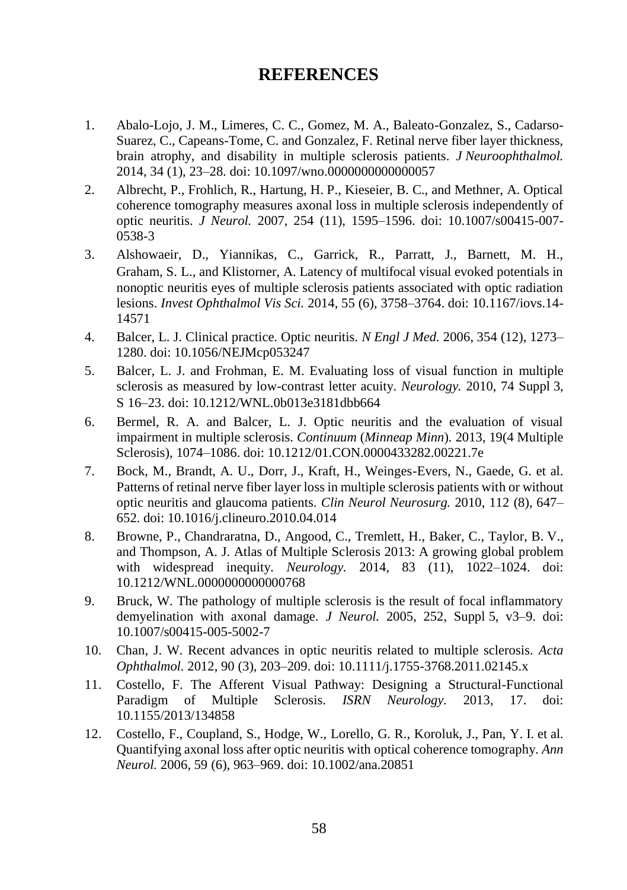# REFERENCES

1. Abalo-Lojo, J. M., Limeres, C. C., Gomez, M. A., Baleato-Gonzalez, S., Cadarso-Suarez, C., Capeans-Tome, C. and Gonzalez, F. Retinal nerve fiber layer thickness, brain atrophy, and disability in multiple sclerosis patients. *J Neuroophthalmol.* 2014, 34 (1), 23–28. doi: 10.1097/wno.0000000000000057
2. Albrecht, P., Frohlich, R., Hartung, H. P., Kieseier, B. C., and Methner, A. Optical coherence tomography measures axonal loss in multiple sclerosis independently of optic neuritis. *J Neurol.* 2007, 254 (11), 1595–1596. doi: 10.1007/s00415-007-0538-3
3. Alshowaeir, D., Yiannikas, C., Garrick, R., Parratt, J., Barnett, M. H., Graham, S. L., and Klistorner, A. Latency of multifocal visual evoked potentials in nonoptic neuritis eyes of multiple sclerosis patients associated with optic radiation lesions. *Invest Ophthalmol Vis Sci.* 2014, 55 (6), 3758–3764. doi: 10.1167/iovs.14-14571
4. Balcer, L. J. Clinical practice. Optic neuritis. *N Engl J Med.* 2006, 354 (12), 1273–1280. doi: 10.1056/NEJMcp053247
5. Balcer, L. J. and Frohman, E. M. Evaluating loss of visual function in multiple sclerosis as measured by low-contrast letter acuity. *Neurology.* 2010, 74 Suppl 3, S 16–23. doi: 10.1212/WNL.0b013e3181dbb664
6. Bermel, R. A. and Balcer, L. J. Optic neuritis and the evaluation of visual impairment in multiple sclerosis. *Continuum* (*Minneap Minn*). 2013, 19(4 Multiple Sclerosis), 1074–1086. doi: 10.1212/01.CON.0000433282.00221.7e
7. Bock, M., Brandt, A. U., Dorr, J., Kraft, H., Weinges-Evers, N., Gaede, G. et al. Patterns of retinal nerve fiber layer loss in multiple sclerosis patients with or without optic neuritis and glaucoma patients. *Clin Neurol Neurosurg.* 2010, 112 (8), 647–652. doi: 10.1016/j.clineuro.2010.04.014
8. Browne, P., Chandraratna, D., Angood, C., Tremlett, H., Baker, C., Taylor, B. V., and Thompson, A. J. Atlas of Multiple Sclerosis 2013: A growing global problem with widespread inequity. *Neurology.* 2014, 83 (11), 1022–1024. doi: 10.1212/WNL.0000000000000768
9. Bruck, W. The pathology of multiple sclerosis is the result of focal inflammatory demyelination with axonal damage. *J Neurol.* 2005, 252, Suppl 5, v3–9. doi: 10.1007/s00415-005-5002-7
10. Chan, J. W. Recent advances in optic neuritis related to multiple sclerosis. *Acta Ophthalmol.* 2012, 90 (3), 203–209. doi: 10.1111/j.1755-3768.2011.02145.x
11. Costello, F. The Afferent Visual Pathway: Designing a Structural-Functional Paradigm of Multiple Sclerosis. *ISRN Neurology.* 2013, 17. doi: 10.1155/2013/134858
12. Costello, F., Coupland, S., Hodge, W., Lorello, G. R., Koroluk, J., Pan, Y. I. et al. Quantifying axonal loss after optic neuritis with optical coherence tomography. *Ann Neurol.* 2006, 59 (6), 963–969. doi: 10.1002/ana.20851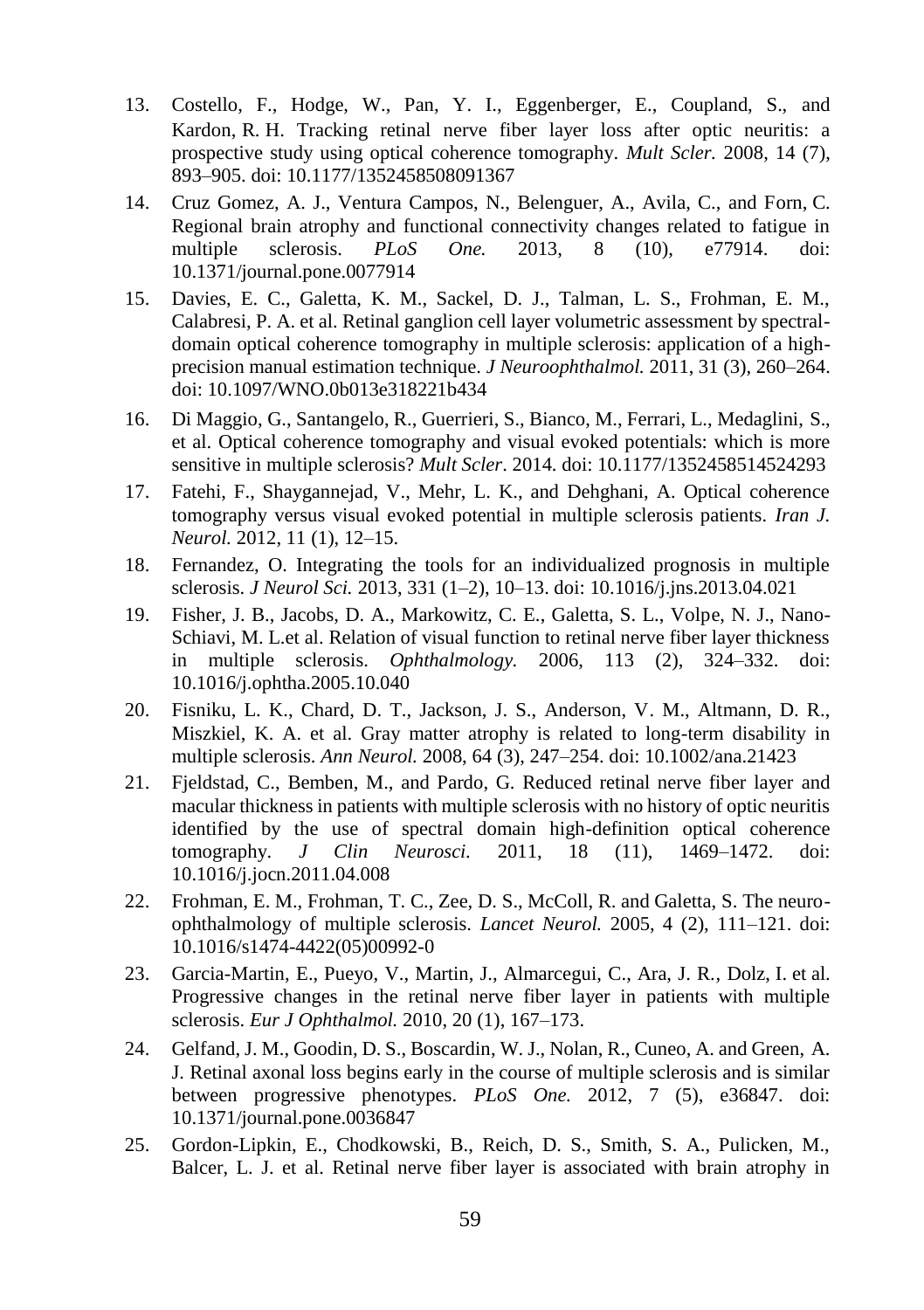13. Costello, F., Hodge, W., Pan, Y. I., Eggenberger, E., Coupland, S., and Kardon, R. H. Tracking retinal nerve fiber layer loss after optic neuritis: a prospective study using optical coherence tomography. *Mult Scler.* 2008, 14 (7), 893–905. doi: 10.1177/1352458508091367
14. Cruz Gomez, A. J., Ventura Campos, N., Belenguer, A., Avila, C., and Forn, C. Regional brain atrophy and functional connectivity changes related to fatigue in multiple sclerosis. *PLoS One.* 2013, 8 (10), e77914. doi: 10.1371/journal.pone.0077914
15. Davies, E. C., Galetta, K. M., Sackel, D. J., Talman, L. S., Frohman, E. M., Calabresi, P. A. et al. Retinal ganglion cell layer volumetric assessment by spectral-domain optical coherence tomography in multiple sclerosis: application of a high-precision manual estimation technique. *J Neuroophthalmol.* 2011, 31 (3), 260–264. doi: 10.1097/WNO.0b013e318221b434
16. Di Maggio, G., Santangelo, R., Guerrieri, S., Bianco, M., Ferrari, L., Medaglini, S., et al. Optical coherence tomography and visual evoked potentials: which is more sensitive in multiple sclerosis? *Mult Scler*. 2014. doi: 10.1177/1352458514524293
17. Fatehi, F., Shaygannejad, V., Mehr, L. K., and Dehghani, A. Optical coherence tomography versus visual evoked potential in multiple sclerosis patients. *Iran J. Neurol.* 2012, 11 (1), 12–15.
18. Fernandez, O. Integrating the tools for an individualized prognosis in multiple sclerosis. *J Neurol Sci.* 2013, 331 (1–2), 10–13. doi: 10.1016/j.jns.2013.04.021
19. Fisher, J. B., Jacobs, D. A., Markowitz, C. E., Galetta, S. L., Volpe, N. J., Nano-Schiavi, M. L.et al. Relation of visual function to retinal nerve fiber layer thickness in multiple sclerosis. *Ophthalmology.* 2006, 113 (2), 324–332. doi: 10.1016/j.ophtha.2005.10.040
20. Fisniku, L. K., Chard, D. T., Jackson, J. S., Anderson, V. M., Altmann, D. R., Miszkiel, K. A. et al. Gray matter atrophy is related to long-term disability in multiple sclerosis. *Ann Neurol.* 2008, 64 (3), 247–254. doi: 10.1002/ana.21423
21. Fjeldstad, C., Bemben, M., and Pardo, G. Reduced retinal nerve fiber layer and macular thickness in patients with multiple sclerosis with no history of optic neuritis identified by the use of spectral domain high-definition optical coherence tomography. *J Clin Neurosci.* 2011, 18 (11), 1469–1472. doi: 10.1016/j.jocn.2011.04.008
22. Frohman, E. M., Frohman, T. C., Zee, D. S., McColl, R. and Galetta, S. The neuro-ophthalmology of multiple sclerosis. *Lancet Neurol.* 2005, 4 (2), 111–121. doi: 10.1016/s1474-4422(05)00992-0
23. Garcia-Martin, E., Pueyo, V., Martin, J., Almarcegui, C., Ara, J. R., Dolz, I. et al. Progressive changes in the retinal nerve fiber layer in patients with multiple sclerosis. *Eur J Ophthalmol.* 2010, 20 (1), 167–173.
24. Gelfand, J. M., Goodin, D. S., Boscardin, W. J., Nolan, R., Cuneo, A. and Green, A. J. Retinal axonal loss begins early in the course of multiple sclerosis and is similar between progressive phenotypes. *PLoS One.* 2012, 7 (5), e36847. doi: 10.1371/journal.pone.0036847
25. Gordon-Lipkin, E., Chodkowski, B., Reich, D. S., Smith, S. A., Pulicken, M., Balcer, L. J. et al. Retinal nerve fiber layer is associated with brain atrophy in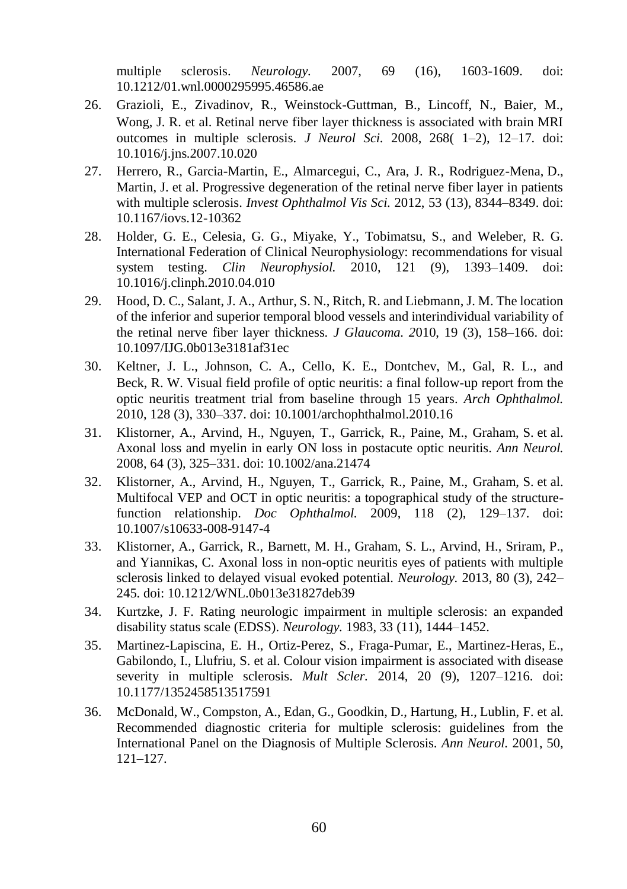multiple sclerosis. *Neurology.* 2007, 69 (16), 1603-1609. doi: 10.1212/01.wnl.0000295995.46586.ae

26. Grazioli, E., Zivadinov, R., Weinstock-Guttman, B., Lincoff, N., Baier, M., Wong, J. R. et al. Retinal nerve fiber layer thickness is associated with brain MRI outcomes in multiple sclerosis. *J Neurol Sci.* 2008, 268( 1–2), 12–17. doi: 10.1016/j.jns.2007.10.020
27. Herrero, R., Garcia-Martin, E., Almarcegui, C., Ara, J. R., Rodriguez-Mena, D., Martin, J. et al. Progressive degeneration of the retinal nerve fiber layer in patients with multiple sclerosis. *Invest Ophthalmol Vis Sci.* 2012, 53 (13), 8344–8349. doi: 10.1167/iovs.12-10362
28. Holder, G. E., Celesia, G. G., Miyake, Y., Tobimatsu, S., and Weleber, R. G. International Federation of Clinical Neurophysiology: recommendations for visual system testing. *Clin Neurophysiol.* 2010, 121 (9), 1393–1409. doi: 10.1016/j.clinph.2010.04.010
29. Hood, D. C., Salant, J. A., Arthur, S. N., Ritch, R. and Liebmann, J. M. The location of the inferior and superior temporal blood vessels and interindividual variability of the retinal nerve fiber layer thickness. *J Glaucoma. 2*010, 19 (3), 158–166. doi: 10.1097/IJG.0b013e3181af31ec
30. Keltner, J. L., Johnson, C. A., Cello, K. E., Dontchev, M., Gal, R. L., and Beck, R. W. Visual field profile of optic neuritis: a final follow-up report from the optic neuritis treatment trial from baseline through 15 years. *Arch Ophthalmol.* 2010, 128 (3), 330–337. doi: 10.1001/archophthalmol.2010.16
31. Klistorner, A., Arvind, H., Nguyen, T., Garrick, R., Paine, M., Graham, S. et al. Axonal loss and myelin in early ON loss in postacute optic neuritis. *Ann Neurol.* 2008, 64 (3), 325–331. doi: 10.1002/ana.21474
32. Klistorner, A., Arvind, H., Nguyen, T., Garrick, R., Paine, M., Graham, S. et al. Multifocal VEP and OCT in optic neuritis: a topographical study of the structure-function relationship. *Doc Ophthalmol.* 2009, 118 (2), 129–137. doi: 10.1007/s10633-008-9147-4
33. Klistorner, A., Garrick, R., Barnett, M. H., Graham, S. L., Arvind, H., Sriram, P., and Yiannikas, C. Axonal loss in non-optic neuritis eyes of patients with multiple sclerosis linked to delayed visual evoked potential. *Neurology.* 2013, 80 (3), 242–245. doi: 10.1212/WNL.0b013e31827deb39
34. Kurtzke, J. F. Rating neurologic impairment in multiple sclerosis: an expanded disability status scale (EDSS). *Neurology.* 1983, 33 (11), 1444–1452.
35. Martinez-Lapiscina, E. H., Ortiz-Perez, S., Fraga-Pumar, E., Martinez-Heras, E., Gabilondo, I., Llufriu, S. et al. Colour vision impairment is associated with disease severity in multiple sclerosis. *Mult Scler.* 2014, 20 (9), 1207–1216. doi: 10.1177/1352458513517591
36. McDonald, W., Compston, A., Edan, G., Goodkin, D., Hartung, H., Lublin, F. et al. Recommended diagnostic criteria for multiple sclerosis: guidelines from the International Panel on the Diagnosis of Multiple Sclerosis. *Ann Neurol.* 2001, 50, 121–127.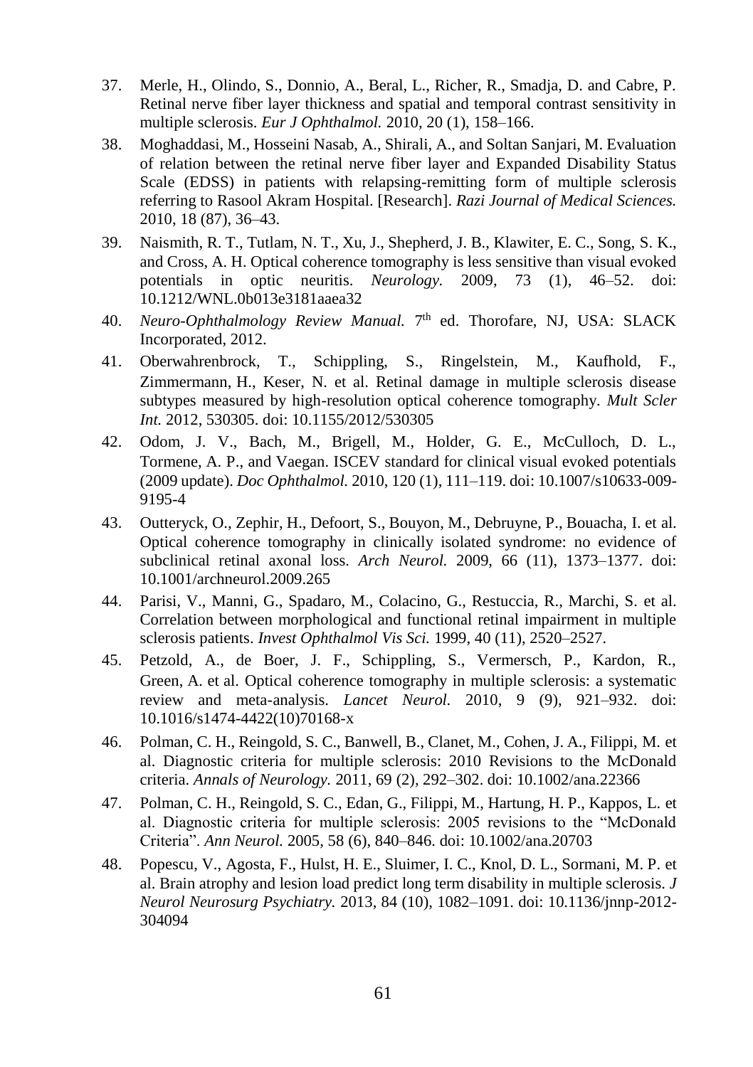37. Merle, H., Olindo, S., Donnio, A., Beral, L., Richer, R., Smadja, D. and Cabre, P. Retinal nerve fiber layer thickness and spatial and temporal contrast sensitivity in multiple sclerosis. *Eur J Ophthalmol.* 2010, 20 (1), 158–166.

38. Moghaddasi, M., Hosseini Nasab, A., Shirali, A., and Soltan Sanjari, M. Evaluation of relation between the retinal nerve fiber layer and Expanded Disability Status Scale (EDSS) in patients with relapsing-remitting form of multiple sclerosis referring to Rasool Akram Hospital. [Research]. *Razi Journal of Medical Sciences.* 2010, 18 (87), 36–43.

39. Naismith, R. T., Tutlam, N. T., Xu, J., Shepherd, J. B., Klawiter, E. C., Song, S. K., and Cross, A. H. Optical coherence tomography is less sensitive than visual evoked potentials in optic neuritis. *Neurology.* 2009, 73 (1), 46–52. doi: 10.1212/WNL.0b013e3181aaea32

40. *Neuro-Ophthalmology Review Manual.* 7th ed. Thorofare, NJ, USA: SLACK Incorporated, 2012.

41. Oberwahrenbrock, T., Schippling, S., Ringelstein, M., Kaufhold, F., Zimmermann, H., Keser, N. et al. Retinal damage in multiple sclerosis disease subtypes measured by high-resolution optical coherence tomography. *Mult Scler Int.* 2012, 530305. doi: 10.1155/2012/530305

42. Odom, J. V., Bach, M., Brigell, M., Holder, G. E., McCulloch, D. L., Tormene, A. P., and Vaegan. ISCEV standard for clinical visual evoked potentials (2009 update). *Doc Ophthalmol.* 2010, 120 (1), 111–119. doi: 10.1007/s10633-009-9195-4

43. Outteryck, O., Zephir, H., Defoort, S., Bouyon, M., Debruyne, P., Bouacha, I. et al. Optical coherence tomography in clinically isolated syndrome: no evidence of subclinical retinal axonal loss. *Arch Neurol.* 2009, 66 (11), 1373–1377. doi: 10.1001/archneurol.2009.265

44. Parisi, V., Manni, G., Spadaro, M., Colacino, G., Restuccia, R., Marchi, S. et al. Correlation between morphological and functional retinal impairment in multiple sclerosis patients. *Invest Ophthalmol Vis Sci.* 1999, 40 (11), 2520–2527.

45. Petzold, A., de Boer, J. F., Schippling, S., Vermersch, P., Kardon, R., Green, A. et al. Optical coherence tomography in multiple sclerosis: a systematic review and meta-analysis. *Lancet Neurol.* 2010, 9 (9), 921–932. doi: 10.1016/s1474-4422(10)70168-x

46. Polman, C. H., Reingold, S. C., Banwell, B., Clanet, M., Cohen, J. A., Filippi, M. et al. Diagnostic criteria for multiple sclerosis: 2010 Revisions to the McDonald criteria. *Annals of Neurology.* 2011, 69 (2), 292–302. doi: 10.1002/ana.22366

47. Polman, C. H., Reingold, S. C., Edan, G., Filippi, M., Hartung, H. P., Kappos, L. et al. Diagnostic criteria for multiple sclerosis: 2005 revisions to the "McDonald Criteria". *Ann Neurol.* 2005, 58 (6), 840–846. doi: 10.1002/ana.20703

48. Popescu, V., Agosta, F., Hulst, H. E., Sluimer, I. C., Knol, D. L., Sormani, M. P. et al. Brain atrophy and lesion load predict long term disability in multiple sclerosis. *J Neurol Neurosurg Psychiatry.* 2013, 84 (10), 1082–1091. doi: 10.1136/jnnp-2012-304094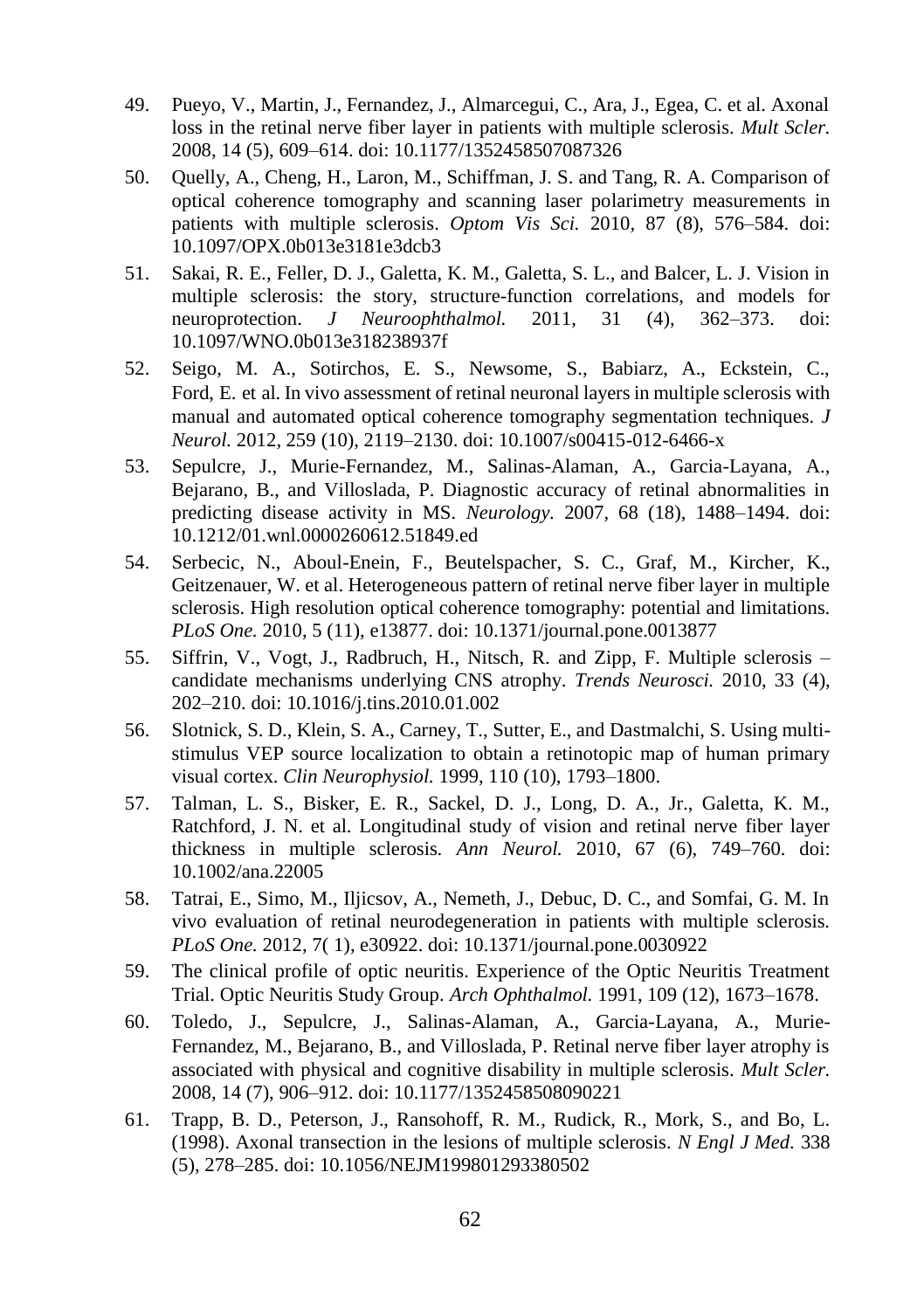49. Pueyo, V., Martin, J., Fernandez, J., Almarcegui, C., Ara, J., Egea, C. et al. Axonal loss in the retinal nerve fiber layer in patients with multiple sclerosis. *Mult Scler.* 2008, 14 (5), 609–614. doi: 10.1177/1352458507087326

50. Quelly, A., Cheng, H., Laron, M., Schiffman, J. S. and Tang, R. A. Comparison of optical coherence tomography and scanning laser polarimetry measurements in patients with multiple sclerosis. *Optom Vis Sci.* 2010, 87 (8), 576–584. doi: 10.1097/OPX.0b013e3181e3dcb3

51. Sakai, R. E., Feller, D. J., Galetta, K. M., Galetta, S. L., and Balcer, L. J. Vision in multiple sclerosis: the story, structure-function correlations, and models for neuroprotection. *J Neuroophthalmol.* 2011, 31 (4), 362–373. doi: 10.1097/WNO.0b013e318238937f

52. Seigo, M. A., Sotirchos, E. S., Newsome, S., Babiarz, A., Eckstein, C., Ford, E. et al. In vivo assessment of retinal neuronal layers in multiple sclerosis with manual and automated optical coherence tomography segmentation techniques. *J Neurol.* 2012, 259 (10), 2119–2130. doi: 10.1007/s00415-012-6466-x

53. Sepulcre, J., Murie-Fernandez, M., Salinas-Alaman, A., Garcia-Layana, A., Bejarano, B., and Villoslada, P. Diagnostic accuracy of retinal abnormalities in predicting disease activity in MS. *Neurology.* 2007, 68 (18), 1488–1494. doi: 10.1212/01.wnl.0000260612.51849.ed

54. Serbecic, N., Aboul-Enein, F., Beutelspacher, S. C., Graf, M., Kircher, K., Geitzenauer, W. et al. Heterogeneous pattern of retinal nerve fiber layer in multiple sclerosis. High resolution optical coherence tomography: potential and limitations. *PLoS One.* 2010, 5 (11), e13877. doi: 10.1371/journal.pone.0013877

55. Siffrin, V., Vogt, J., Radbruch, H., Nitsch, R. and Zipp, F. Multiple sclerosis – candidate mechanisms underlying CNS atrophy. *Trends Neurosci.* 2010, 33 (4), 202–210. doi: 10.1016/j.tins.2010.01.002

56. Slotnick, S. D., Klein, S. A., Carney, T., Sutter, E., and Dastmalchi, S. Using multi-stimulus VEP source localization to obtain a retinotopic map of human primary visual cortex. *Clin Neurophysiol.* 1999, 110 (10), 1793–1800.

57. Talman, L. S., Bisker, E. R., Sackel, D. J., Long, D. A., Jr., Galetta, K. M., Ratchford, J. N. et al. Longitudinal study of vision and retinal nerve fiber layer thickness in multiple sclerosis. *Ann Neurol.* 2010, 67 (6), 749–760. doi: 10.1002/ana.22005

58. Tatrai, E., Simo, M., Iljicsov, A., Nemeth, J., Debuc, D. C., and Somfai, G. M. In vivo evaluation of retinal neurodegeneration in patients with multiple sclerosis. *PLoS One.* 2012, 7( 1), e30922. doi: 10.1371/journal.pone.0030922

59. The clinical profile of optic neuritis. Experience of the Optic Neuritis Treatment Trial. Optic Neuritis Study Group. *Arch Ophthalmol.* 1991, 109 (12), 1673–1678.

60. Toledo, J., Sepulcre, J., Salinas-Alaman, A., Garcia-Layana, A., Murie-Fernandez, M., Bejarano, B., and Villoslada, P. Retinal nerve fiber layer atrophy is associated with physical and cognitive disability in multiple sclerosis. *Mult Scler.* 2008, 14 (7), 906–912. doi: 10.1177/1352458508090221

61. Trapp, B. D., Peterson, J., Ransohoff, R. M., Rudick, R., Mork, S., and Bo, L. (1998). Axonal transection in the lesions of multiple sclerosis. *N Engl J Med.* 338 (5), 278–285. doi: 10.1056/NEJM199801293380502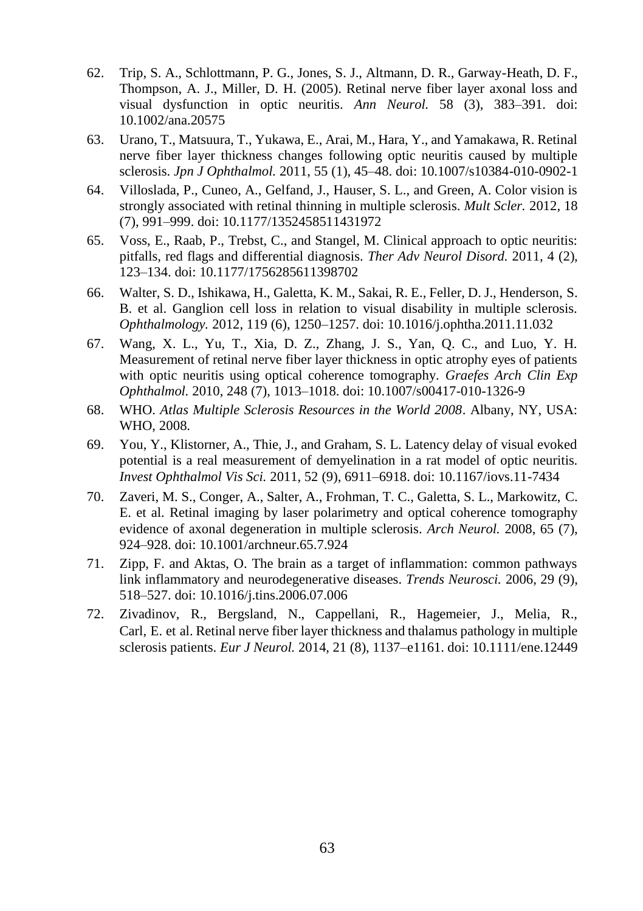62. Trip, S. A., Schlottmann, P. G., Jones, S. J., Altmann, D. R., Garway-Heath, D. F., Thompson, A. J., Miller, D. H. (2005). Retinal nerve fiber layer axonal loss and visual dysfunction in optic neuritis. *Ann Neurol.* 58 (3), 383–391. doi: 10.1002/ana.20575

63. Urano, T., Matsuura, T., Yukawa, E., Arai, M., Hara, Y., and Yamakawa, R. Retinal nerve fiber layer thickness changes following optic neuritis caused by multiple sclerosis. *Jpn J Ophthalmol.* 2011, 55 (1), 45–48. doi: 10.1007/s10384-010-0902-1

64. Villoslada, P., Cuneo, A., Gelfand, J., Hauser, S. L., and Green, A. Color vision is strongly associated with retinal thinning in multiple sclerosis. *Mult Scler.* 2012, 18 (7), 991–999. doi: 10.1177/1352458511431972

65. Voss, E., Raab, P., Trebst, C., and Stangel, M. Clinical approach to optic neuritis: pitfalls, red flags and differential diagnosis. *Ther Adv Neurol Disord.* 2011, 4 (2), 123–134. doi: 10.1177/1756285611398702

66. Walter, S. D., Ishikawa, H., Galetta, K. M., Sakai, R. E., Feller, D. J., Henderson, S. B. et al. Ganglion cell loss in relation to visual disability in multiple sclerosis. *Ophthalmology.* 2012, 119 (6), 1250–1257. doi: 10.1016/j.ophtha.2011.11.032

67. Wang, X. L., Yu, T., Xia, D. Z., Zhang, J. S., Yan, Q. C., and Luo, Y. H. Measurement of retinal nerve fiber layer thickness in optic atrophy eyes of patients with optic neuritis using optical coherence tomography. *Graefes Arch Clin Exp Ophthalmol.* 2010, 248 (7), 1013–1018. doi: 10.1007/s00417-010-1326-9

68. WHO. *Atlas Multiple Sclerosis Resources in the World 2008*. Albany, NY, USA: WHO, 2008.

69. You, Y., Klistorner, A., Thie, J., and Graham, S. L. Latency delay of visual evoked potential is a real measurement of demyelination in a rat model of optic neuritis. *Invest Ophthalmol Vis Sci.* 2011, 52 (9), 6911–6918. doi: 10.1167/iovs.11-7434

70. Zaveri, M. S., Conger, A., Salter, A., Frohman, T. C., Galetta, S. L., Markowitz, C. E. et al. Retinal imaging by laser polarimetry and optical coherence tomography evidence of axonal degeneration in multiple sclerosis. *Arch Neurol.* 2008, 65 (7), 924–928. doi: 10.1001/archneur.65.7.924

71. Zipp, F. and Aktas, O. The brain as a target of inflammation: common pathways link inflammatory and neurodegenerative diseases. *Trends Neurosci.* 2006, 29 (9), 518–527. doi: 10.1016/j.tins.2006.07.006

72. Zivadinov, R., Bergsland, N., Cappellani, R., Hagemeier, J., Melia, R., Carl, E. et al. Retinal nerve fiber layer thickness and thalamus pathology in multiple sclerosis patients. *Eur J Neurol.* 2014, 21 (8), 1137–e1161. doi: 10.1111/ene.12449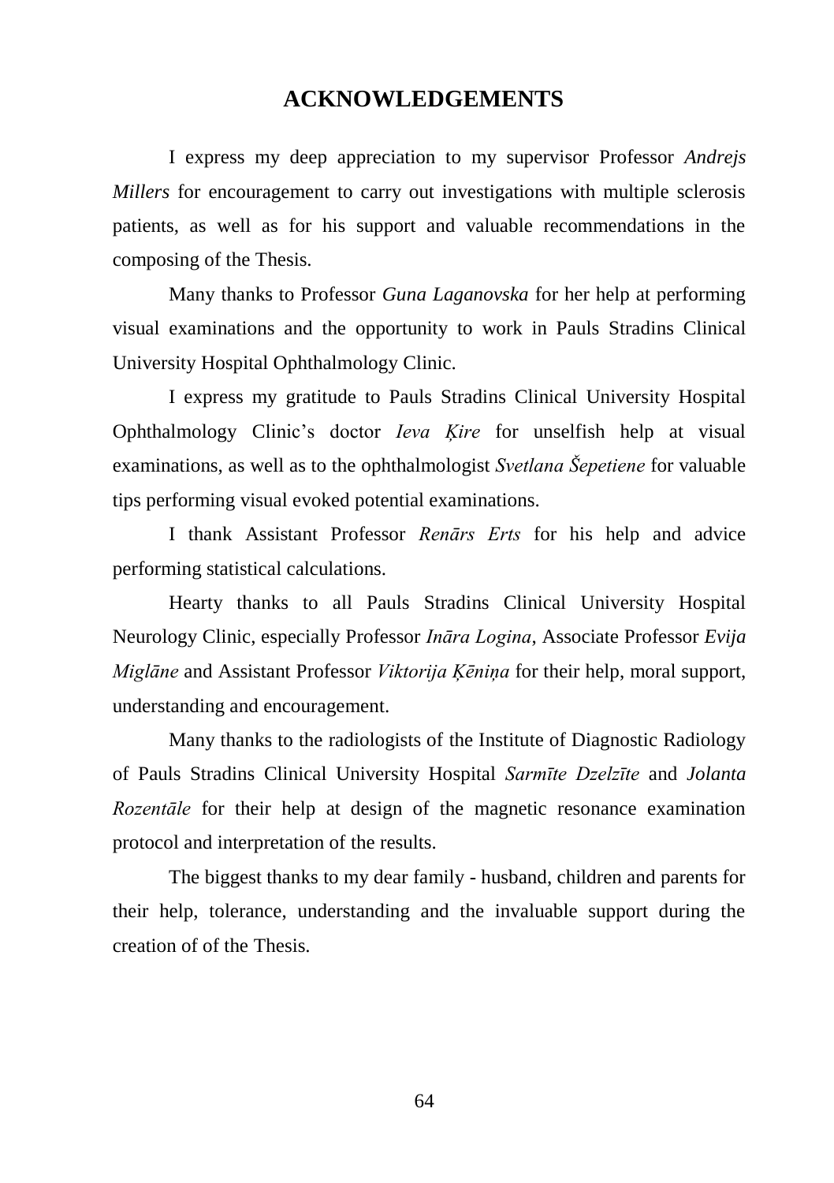# ACKNOWLEDGEMENTS

I express my deep appreciation to my supervisor Professor *Andrejs Millers* for encouragement to carry out investigations with multiple sclerosis patients, as well as for his support and valuable recommendations in the composing of the Thesis.

Many thanks to Professor *Guna Laganovska* for her help at performing visual examinations and the opportunity to work in Pauls Stradins Clinical University Hospital Ophthalmology Clinic.

I express my gratitude to Pauls Stradins Clinical University Hospital Ophthalmology Clinic's doctor *Ieva Ķire* for unselfish help at visual examinations, as well as to the ophthalmologist *Svetlana Šepetiene* for valuable tips performing visual evoked potential examinations.

I thank Assistant Professor *Renārs Erts* for his help and advice performing statistical calculations.

Hearty thanks to all Pauls Stradins Clinical University Hospital Neurology Clinic, especially Professor *Ināra Logina*, Associate Professor *Evija Miglāne* and Assistant Professor *Viktorija Ķēniņa* for their help, moral support, understanding and encouragement.

Many thanks to the radiologists of the Institute of Diagnostic Radiology of Pauls Stradins Clinical University Hospital *Sarmīte Dzelzīte* and *Jolanta Rozentāle* for their help at design of the magnetic resonance examination protocol and interpretation of the results.

The biggest thanks to my dear family - husband, children and parents for their help, tolerance, understanding and the invaluable support during the creation of of the Thesis.